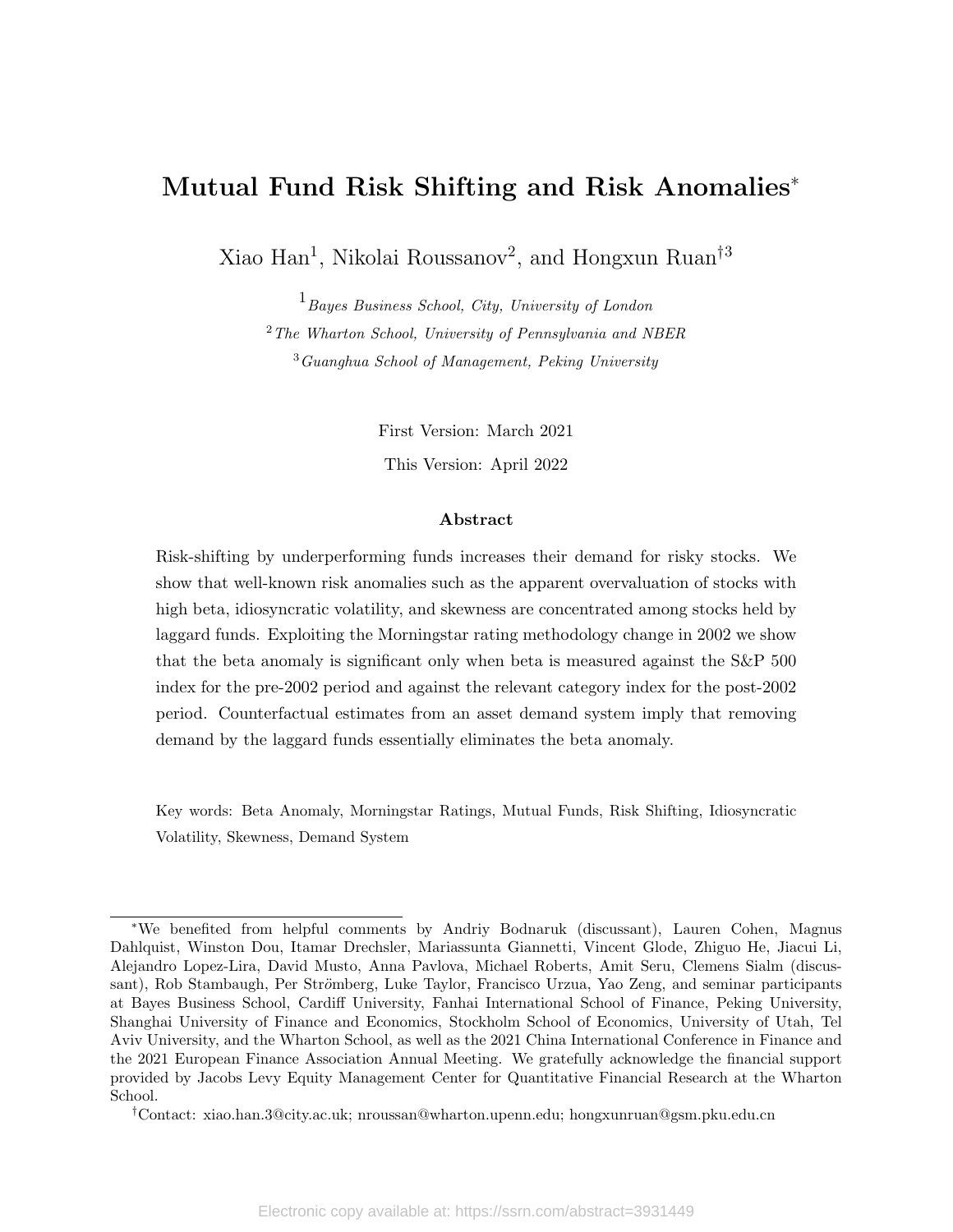# Mutual Fund Risk Shifting and Risk Anomalies*

Xiao Han[1], Nikolai Roussanov[2], and Hongxun Ruan[†3]

[1] *Bayes Business School, City, University of London*

[2] *The Wharton School, University of Pennsylvania and NBER*

[3] *Guanghua School of Management, Peking University*

First Version: March 2021

This Version: April 2022

**Abstract**

Risk-shifting by underperforming funds increases their demand for risky stocks. We show that well-known risk anomalies such as the apparent overvaluation of stocks with high beta, idiosyncratic volatility, and skewness are concentrated among stocks held by laggard funds. Exploiting the Morningstar rating methodology change in 2002 we show that the beta anomaly is significant only when beta is measured against the S&P 500 index for the pre-2002 period and against the relevant category index for the post-2002 period. Counterfactual estimates from an asset demand system imply that removing demand by the laggard funds essentially eliminates the beta anomaly.

Key words: Beta Anomaly, Morningstar Ratings, Mutual Funds, Risk Shifting, Idiosyncratic Volatility, Skewness, Demand System

---

*We benefited from helpful comments by Andriy Bodnaruk (discussant), Lauren Cohen, Magnus Dahlquist, Winston Dou, Itamar Drechsler, Mariassunta Giannetti, Vincent Glode, Zhiguo He, Jiacui Li, Alejandro Lopez-Lira, David Musto, Anna Pavlova, Michael Roberts, Amit Seru, Clemens Sialm (discussant), Rob Stambaugh, Per Strömberg, Luke Taylor, Francisco Urzua, Yao Zeng, and seminar participants at Bayes Business School, Cardiff University, Fanhai International School of Finance, Peking University, Shanghai University of Finance and Economics, Stockholm School of Economics, University of Utah, Tel Aviv University, and the Wharton School, as well as the 2021 China International Conference in Finance and the 2021 European Finance Association Annual Meeting. We gratefully acknowledge the financial support provided by Jacobs Levy Equity Management Center for Quantitative Financial Research at the Wharton School.

†Contact: xiao.han.3@city.ac.uk; nroussan@wharton.upenn.edu; hongxunruan@gsm.pku.edu.cn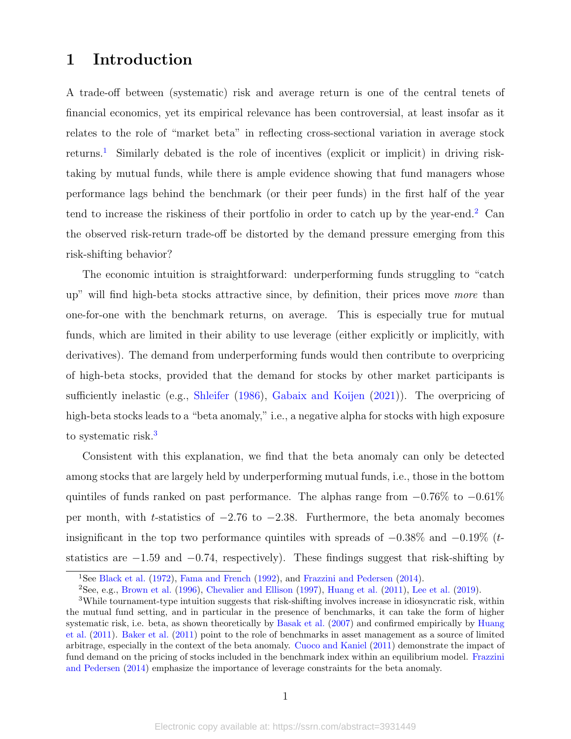# 1 Introduction

A trade-off between (systematic) risk and average return is one of the central tenets of financial economics, yet its empirical relevance has been controversial, at least insofar as it relates to the role of "market beta" in reflecting cross-sectional variation in average stock returns.[1] Similarly debated is the role of incentives (explicit or implicit) in driving risk-taking by mutual funds, while there is ample evidence showing that fund managers whose performance lags behind the benchmark (or their peer funds) in the first half of the year tend to increase the riskiness of their portfolio in order to catch up by the year-end.[2] Can the observed risk-return trade-off be distorted by the demand pressure emerging from this risk-shifting behavior?

The economic intuition is straightforward: underperforming funds struggling to "catch up" will find high-beta stocks attractive since, by definition, their prices move *more* than one-for-one with the benchmark returns, on average. This is especially true for mutual funds, which are limited in their ability to use leverage (either explicitly or implicitly, with derivatives). The demand from underperforming funds would then contribute to overpricing of high-beta stocks, provided that the demand for stocks by other market participants is sufficiently inelastic (e.g., Shleifer (1986), Gabaix and Koijen (2021)). The overpricing of high-beta stocks leads to a "beta anomaly," i.e., a negative alpha for stocks with high exposure to systematic risk.[3]

Consistent with this explanation, we find that the beta anomaly can only be detected among stocks that are largely held by underperforming mutual funds, i.e., those in the bottom quintiles of funds ranked on past performance. The alphas range from −0.76% to −0.61% per month, with $t$-statistics of −2.76 to −2.38. Furthermore, the beta anomaly becomes insignificant in the top two performance quintiles with spreads of −0.38% and −0.19% ($t$-statistics are −1.59 and −0.74, respectively). These findings suggest that risk-shifting by

---

[1] See Black et al. (1972), Fama and French (1992), and Frazzini and Pedersen (2014).

[2] See, e.g., Brown et al. (1996), Chevalier and Ellison (1997), Huang et al. (2011), Lee et al. (2019).

[3] While tournament-type intuition suggests that risk-shifting involves increase in idiosyncratic risk, within the mutual fund setting, and in particular in the presence of benchmarks, it can take the form of higher systematic risk, i.e. beta, as shown theoretically by Basak et al. (2007) and confirmed empirically by Huang et al. (2011). Baker et al. (2011) point to the role of benchmarks in asset management as a source of limited arbitrage, especially in the context of the beta anomaly. Cuoco and Kaniel (2011) demonstrate the impact of fund demand on the pricing of stocks included in the benchmark index within an equilibrium model. Frazzini and Pedersen (2014) emphasize the importance of leverage constraints for the beta anomaly.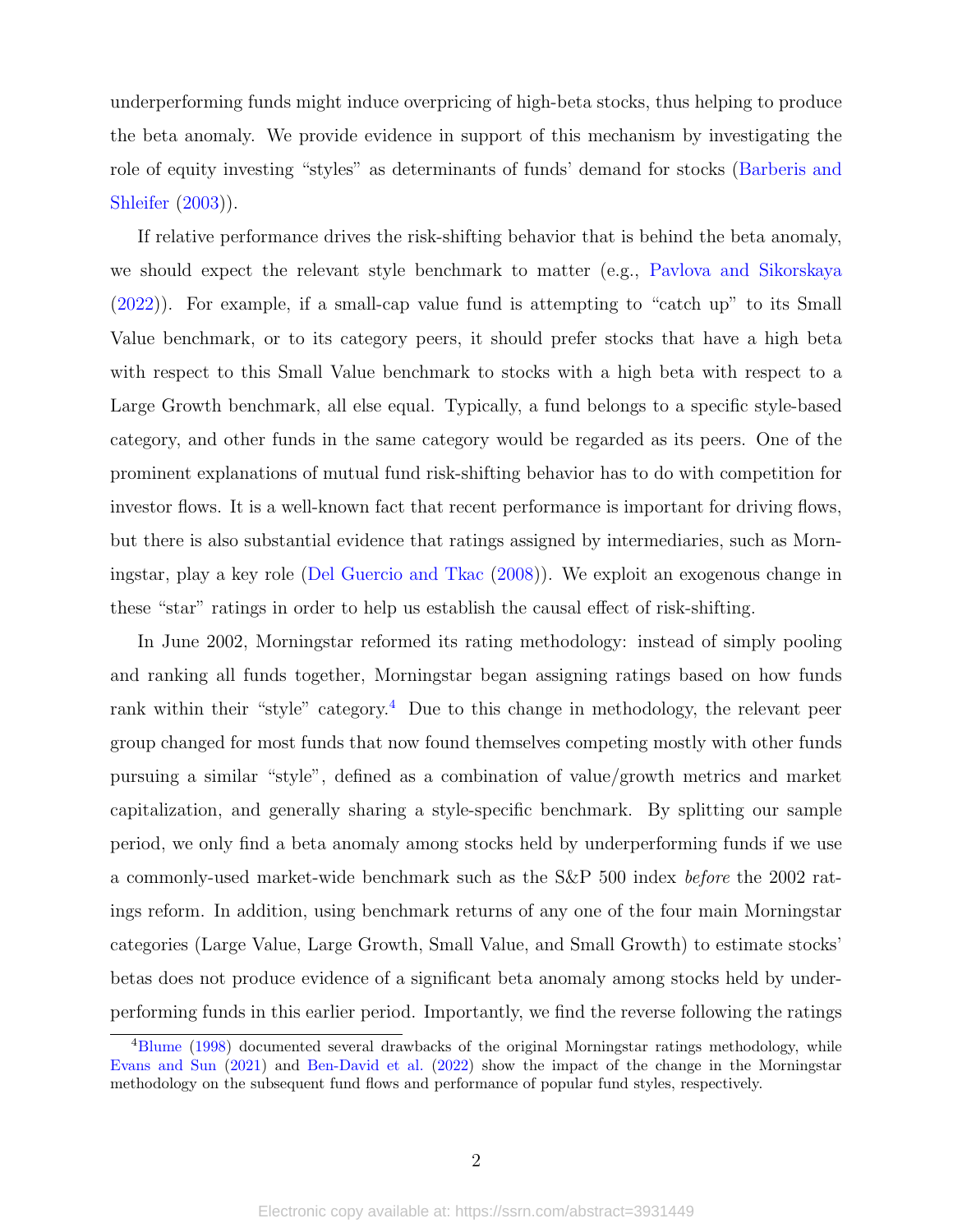underperforming funds might induce overpricing of high-beta stocks, thus helping to produce the beta anomaly. We provide evidence in support of this mechanism by investigating the role of equity investing "styles" as determinants of funds' demand for stocks (Barberis and Shleifer (2003)).

If relative performance drives the risk-shifting behavior that is behind the beta anomaly, we should expect the relevant style benchmark to matter (e.g., Pavlova and Sikorskaya (2022)). For example, if a small-cap value fund is attempting to "catch up" to its Small Value benchmark, or to its category peers, it should prefer stocks that have a high beta with respect to this Small Value benchmark to stocks with a high beta with respect to a Large Growth benchmark, all else equal. Typically, a fund belongs to a specific style-based category, and other funds in the same category would be regarded as its peers. One of the prominent explanations of mutual fund risk-shifting behavior has to do with competition for investor flows. It is a well-known fact that recent performance is important for driving flows, but there is also substantial evidence that ratings assigned by intermediaries, such as Morningstar, play a key role (Del Guercio and Tkac (2008)). We exploit an exogenous change in these "star" ratings in order to help us establish the causal effect of risk-shifting.

In June 2002, Morningstar reformed its rating methodology: instead of simply pooling and ranking all funds together, Morningstar began assigning ratings based on how funds rank within their "style" category.[4] Due to this change in methodology, the relevant peer group changed for most funds that now found themselves competing mostly with other funds pursuing a similar "style", defined as a combination of value/growth metrics and market capitalization, and generally sharing a style-specific benchmark. By splitting our sample period, we only find a beta anomaly among stocks held by underperforming funds if we use a commonly-used market-wide benchmark such as the S&P 500 index *before* the 2002 ratings reform. In addition, using benchmark returns of any one of the four main Morningstar categories (Large Value, Large Growth, Small Value, and Small Growth) to estimate stocks' betas does not produce evidence of a significant beta anomaly among stocks held by underperforming funds in this earlier period. Importantly, we find the reverse following the ratings

[4] Blume (1998) documented several drawbacks of the original Morningstar ratings methodology, while Evans and Sun (2021) and Ben-David et al. (2022) show the impact of the change in the Morningstar methodology on the subsequent fund flows and performance of popular fund styles, respectively.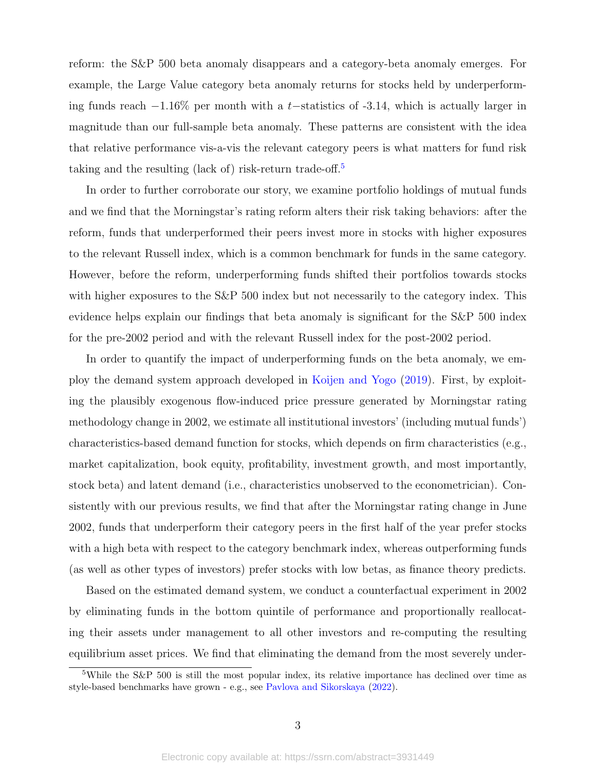reform: the S&P 500 beta anomaly disappears and a category-beta anomaly emerges. For example, the Large Value category beta anomaly returns for stocks held by underperforming funds reach $-1.16\%$ per month with a $t-$statistics of -3.14, which is actually larger in magnitude than our full-sample beta anomaly. These patterns are consistent with the idea that relative performance vis-a-vis the relevant category peers is what matters for fund risk taking and the resulting (lack of) risk-return trade-off.[5]

In order to further corroborate our story, we examine portfolio holdings of mutual funds and we find that the Morningstar's rating reform alters their risk taking behaviors: after the reform, funds that underperformed their peers invest more in stocks with higher exposures to the relevant Russell index, which is a common benchmark for funds in the same category. However, before the reform, underperforming funds shifted their portfolios towards stocks with higher exposures to the S&P 500 index but not necessarily to the category index. This evidence helps explain our findings that beta anomaly is significant for the S&P 500 index for the pre-2002 period and with the relevant Russell index for the post-2002 period.

In order to quantify the impact of underperforming funds on the beta anomaly, we employ the demand system approach developed in Koijen and Yogo (2019). First, by exploiting the plausibly exogenous flow-induced price pressure generated by Morningstar rating methodology change in 2002, we estimate all institutional investors' (including mutual funds') characteristics-based demand function for stocks, which depends on firm characteristics (e.g., market capitalization, book equity, profitability, investment growth, and most importantly, stock beta) and latent demand (i.e., characteristics unobserved to the econometrician). Consistently with our previous results, we find that after the Morningstar rating change in June 2002, funds that underperform their category peers in the first half of the year prefer stocks with a high beta with respect to the category benchmark index, whereas outperforming funds (as well as other types of investors) prefer stocks with low betas, as finance theory predicts.

Based on the estimated demand system, we conduct a counterfactual experiment in 2002 by eliminating funds in the bottom quintile of performance and proportionally reallocating their assets under management to all other investors and re-computing the resulting equilibrium asset prices. We find that eliminating the demand from the most severely under-

[5]While the S&P 500 is still the most popular index, its relative importance has declined over time as style-based benchmarks have grown - e.g., see Pavlova and Sikorskaya (2022).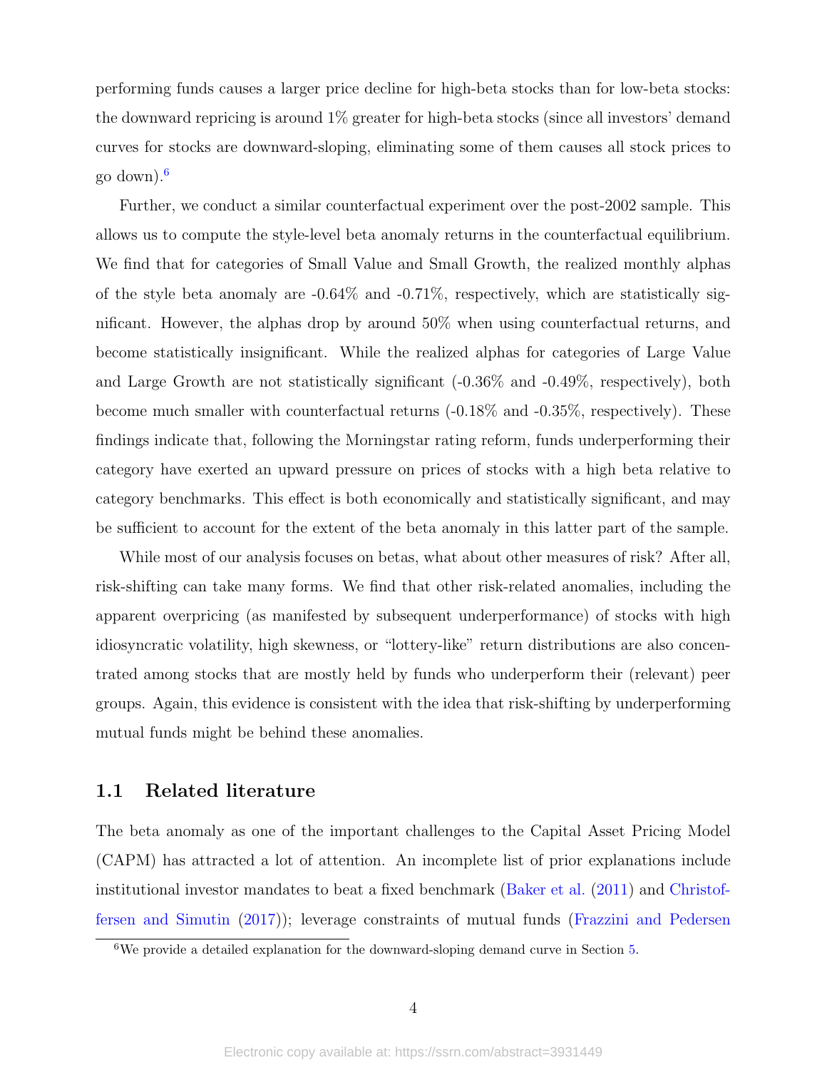performing funds causes a larger price decline for high-beta stocks than for low-beta stocks: the downward repricing is around 1% greater for high-beta stocks (since all investors' demand curves for stocks are downward-sloping, eliminating some of them causes all stock prices to go down).[6]

Further, we conduct a similar counterfactual experiment over the post-2002 sample. This allows us to compute the style-level beta anomaly returns in the counterfactual equilibrium. We find that for categories of Small Value and Small Growth, the realized monthly alphas of the style beta anomaly are -0.64% and -0.71%, respectively, which are statistically significant. However, the alphas drop by around 50% when using counterfactual returns, and become statistically insignificant. While the realized alphas for categories of Large Value and Large Growth are not statistically significant (-0.36% and -0.49%, respectively), both become much smaller with counterfactual returns (-0.18% and -0.35%, respectively). These findings indicate that, following the Morningstar rating reform, funds underperforming their category have exerted an upward pressure on prices of stocks with a high beta relative to category benchmarks. This effect is both economically and statistically significant, and may be sufficient to account for the extent of the beta anomaly in this latter part of the sample.

While most of our analysis focuses on betas, what about other measures of risk? After all, risk-shifting can take many forms. We find that other risk-related anomalies, including the apparent overpricing (as manifested by subsequent underperformance) of stocks with high idiosyncratic volatility, high skewness, or "lottery-like" return distributions are also concentrated among stocks that are mostly held by funds who underperform their (relevant) peer groups. Again, this evidence is consistent with the idea that risk-shifting by underperforming mutual funds might be behind these anomalies.

## 1.1 Related literature

The beta anomaly as one of the important challenges to the Capital Asset Pricing Model (CAPM) has attracted a lot of attention. An incomplete list of prior explanations include institutional investor mandates to beat a fixed benchmark (Baker et al. (2011) and Christoffersen and Simutin (2017)); leverage constraints of mutual funds (Frazzini and Pedersen

[6] We provide a detailed explanation for the downward-sloping demand curve in Section 5.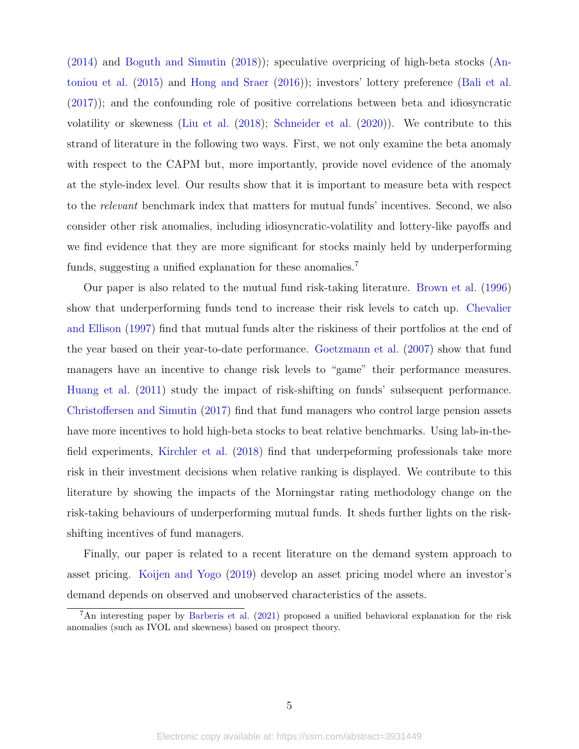(2014) and Boguth and Simutin (2018)); speculative overpricing of high-beta stocks (Antoniou et al. (2015) and Hong and Sraer (2016)); investors' lottery preference (Bali et al. (2017)); and the confounding role of positive correlations between beta and idiosyncratic volatility or skewness (Liu et al. (2018); Schneider et al. (2020)). We contribute to this strand of literature in the following two ways. First, we not only examine the beta anomaly with respect to the CAPM but, more importantly, provide novel evidence of the anomaly at the style-index level. Our results show that it is important to measure beta with respect to the *relevant* benchmark index that matters for mutual funds' incentives. Second, we also consider other risk anomalies, including idiosyncratic-volatility and lottery-like payoffs and we find evidence that they are more significant for stocks mainly held by underperforming funds, suggesting a unified explanation for these anomalies.[7]

Our paper is also related to the mutual fund risk-taking literature. Brown et al. (1996) show that underperforming funds tend to increase their risk levels to catch up. Chevalier and Ellison (1997) find that mutual funds alter the riskiness of their portfolios at the end of the year based on their year-to-date performance. Goetzmann et al. (2007) show that fund managers have an incentive to change risk levels to "game" their performance measures. Huang et al. (2011) study the impact of risk-shifting on funds' subsequent performance. Christoffersen and Simutin (2017) find that fund managers who control large pension assets have more incentives to hold high-beta stocks to beat relative benchmarks. Using lab-in-the-field experiments, Kirchler et al. (2018) find that underpeforming professionals take more risk in their investment decisions when relative ranking is displayed. We contribute to this literature by showing the impacts of the Morningstar rating methodology change on the risk-taking behaviours of underperforming mutual funds. It sheds further lights on the risk-shifting incentives of fund managers.

Finally, our paper is related to a recent literature on the demand system approach to asset pricing. Koijen and Yogo (2019) develop an asset pricing model where an investor's demand depends on observed and unobserved characteristics of the assets.

[7] An interesting paper by Barberis et al. (2021) proposed a unified behavioral explanation for the risk anomalies (such as IVOL and skewness) based on prospect theory.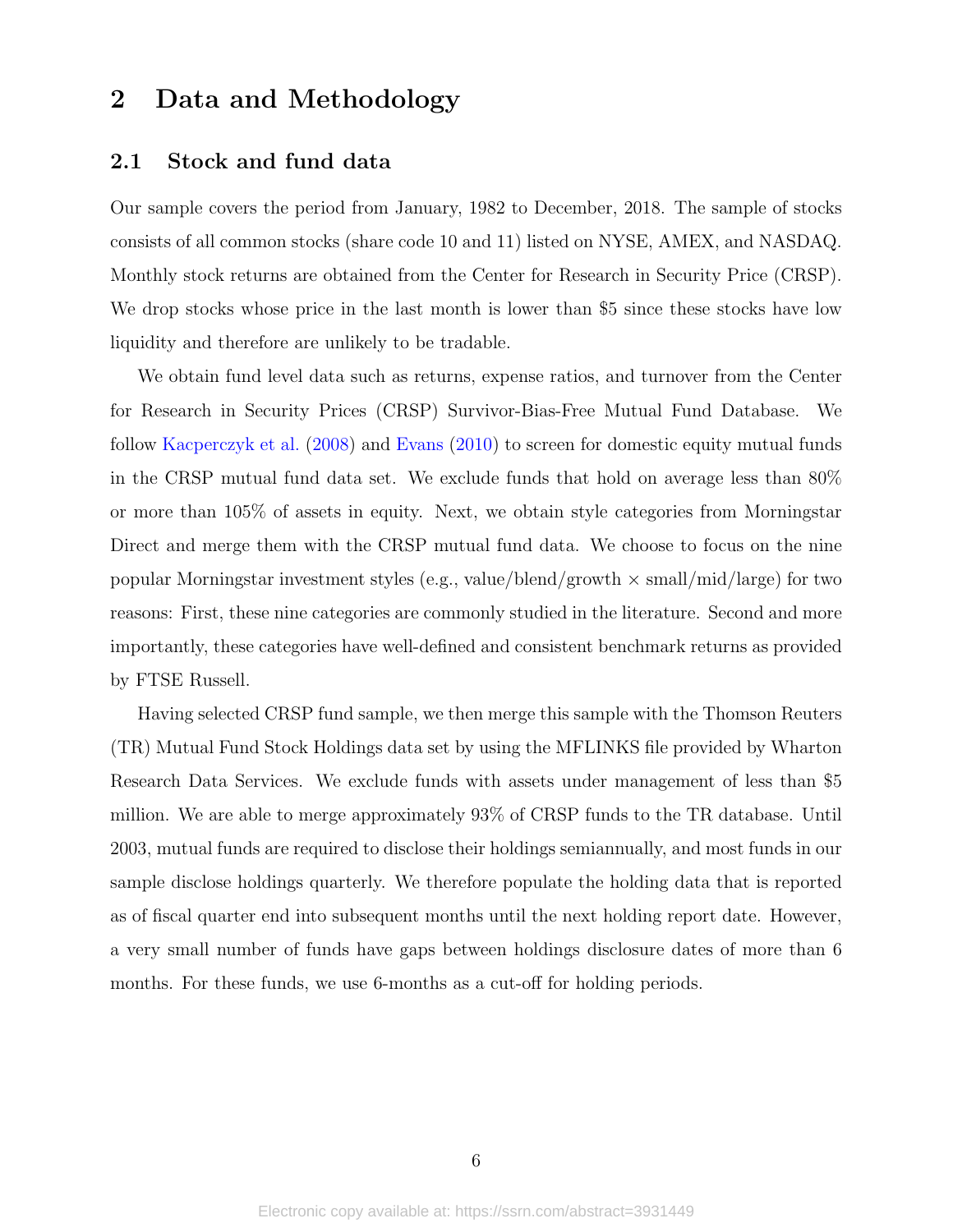# 2 Data and Methodology

## 2.1 Stock and fund data

Our sample covers the period from January, 1982 to December, 2018. The sample of stocks consists of all common stocks (share code 10 and 11) listed on NYSE, AMEX, and NASDAQ. Monthly stock returns are obtained from the Center for Research in Security Price (CRSP). We drop stocks whose price in the last month is lower than \$5 since these stocks have low liquidity and therefore are unlikely to be tradable.

We obtain fund level data such as returns, expense ratios, and turnover from the Center for Research in Security Prices (CRSP) Survivor-Bias-Free Mutual Fund Database. We follow Kacperczyk et al. (2008) and Evans (2010) to screen for domestic equity mutual funds in the CRSP mutual fund data set. We exclude funds that hold on average less than 80% or more than 105% of assets in equity. Next, we obtain style categories from Morningstar Direct and merge them with the CRSP mutual fund data. We choose to focus on the nine popular Morningstar investment styles (e.g., value/blend/growth × small/mid/large) for two reasons: First, these nine categories are commonly studied in the literature. Second and more importantly, these categories have well-defined and consistent benchmark returns as provided by FTSE Russell.

Having selected CRSP fund sample, we then merge this sample with the Thomson Reuters (TR) Mutual Fund Stock Holdings data set by using the MFLINKS file provided by Wharton Research Data Services. We exclude funds with assets under management of less than \$5 million. We are able to merge approximately 93% of CRSP funds to the TR database. Until 2003, mutual funds are required to disclose their holdings semiannually, and most funds in our sample disclose holdings quarterly. We therefore populate the holding data that is reported as of fiscal quarter end into subsequent months until the next holding report date. However, a very small number of funds have gaps between holdings disclosure dates of more than 6 months. For these funds, we use 6-months as a cut-off for holding periods.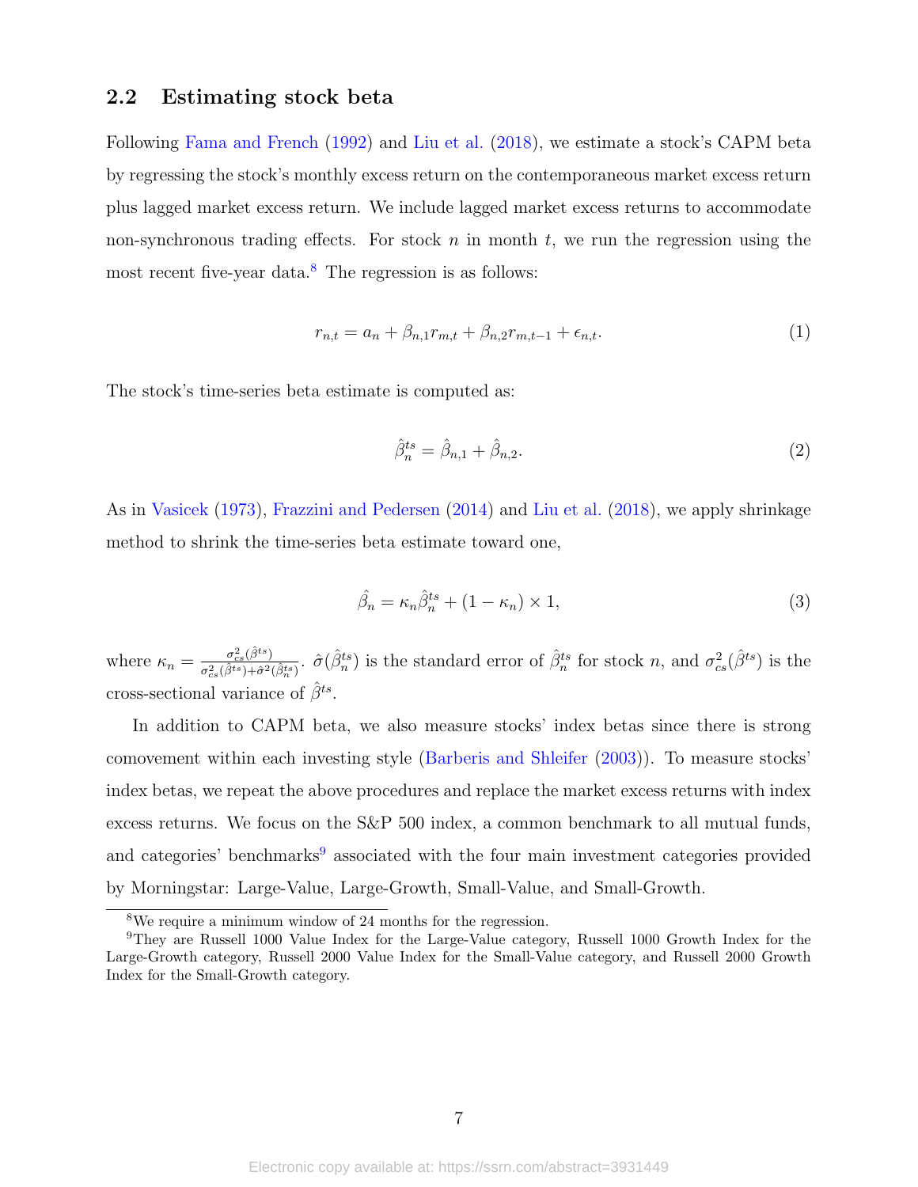## 2.2 Estimating stock beta

Following Fama and French (1992) and Liu et al. (2018), we estimate a stock's CAPM beta by regressing the stock's monthly excess return on the contemporaneous market excess return plus lagged market excess return. We include lagged market excess returns to accommodate non-synchronous trading effects. For stock $n$ in month $t$, we run the regression using the most recent five-year data.[8] The regression is as follows:

$$r_{n,t} = a_n + \beta_{n,1} r_{m,t} + \beta_{n,2} r_{m,t-1} + \epsilon_{n,t}. \tag{1}$$

The stock's time-series beta estimate is computed as:

$$\hat{\beta}_n^{ts} = \hat{\beta}_{n,1} + \hat{\beta}_{n,2}. \tag{2}$$

As in Vasicek (1973), Frazzini and Pedersen (2014) and Liu et al. (2018), we apply shrinkage method to shrink the time-series beta estimate toward one,

$$\hat{\beta}_n = \kappa_n \hat{\beta}_n^{ts} + (1 - \kappa_n) \times 1, \tag{3}$$

where $\kappa_n = \frac{\sigma_{cs}^2(\hat{\beta}^{ts})}{\sigma_{cs}^2(\hat{\beta}^{ts}) + \hat{\sigma}^2(\hat{\beta}_n^{ts})}$. $\hat{\sigma}(\hat{\beta}_n^{ts})$ is the standard error of $\hat{\beta}_n^{ts}$ for stock $n$, and $\sigma_{cs}^2(\hat{\beta}^{ts})$ is the cross-sectional variance of $\hat{\beta}^{ts}$.

In addition to CAPM beta, we also measure stocks' index betas since there is strong comovement within each investing style (Barberis and Shleifer (2003)). To measure stocks' index betas, we repeat the above procedures and replace the market excess returns with index excess returns. We focus on the S&P 500 index, a common benchmark to all mutual funds, and categories' benchmarks[9] associated with the four main investment categories provided by Morningstar: Large-Value, Large-Growth, Small-Value, and Small-Growth.

---

[8] We require a minimum window of 24 months for the regression.

[9] They are Russell 1000 Value Index for the Large-Value category, Russell 1000 Growth Index for the Large-Growth category, Russell 2000 Value Index for the Small-Value category, and Russell 2000 Growth Index for the Small-Growth category.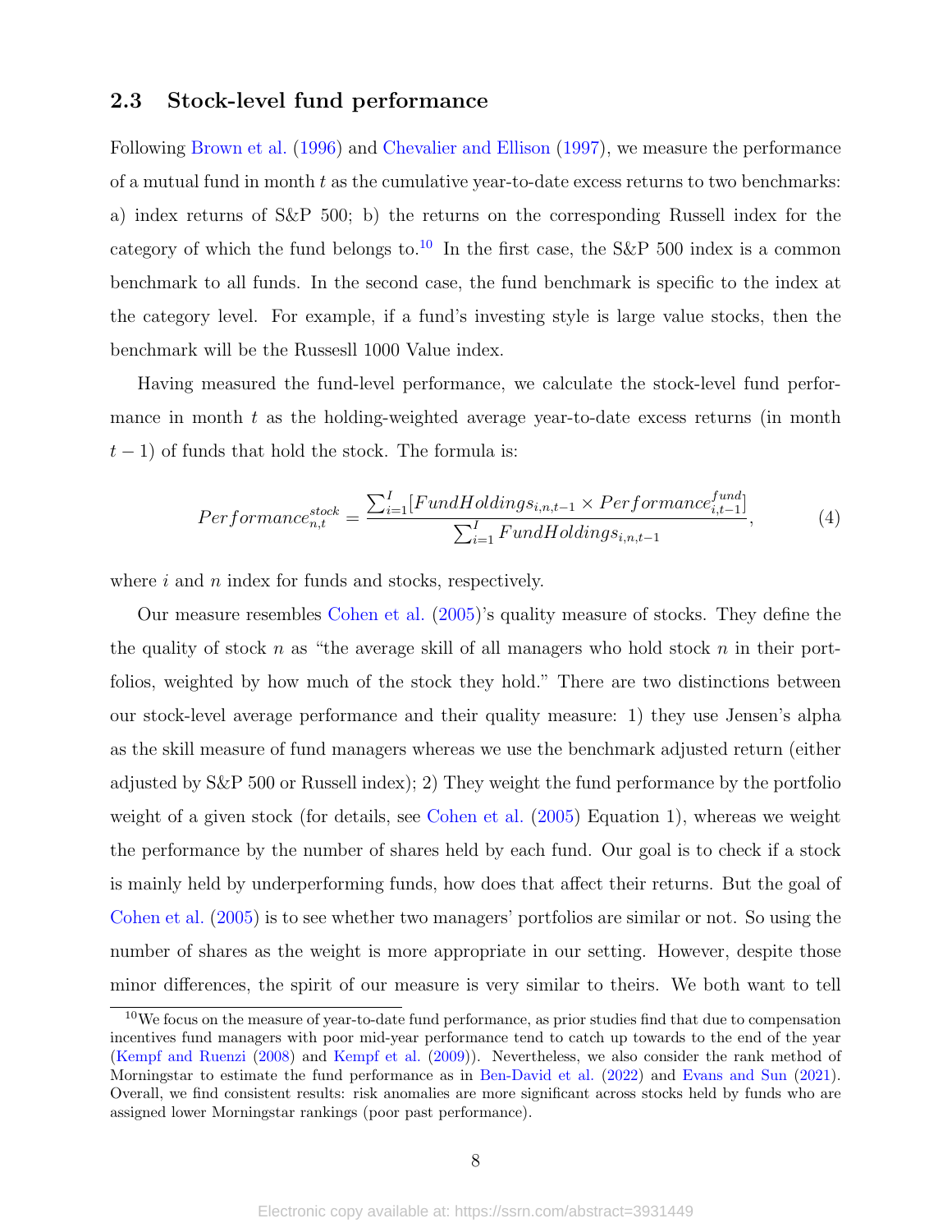### 2.3 Stock-level fund performance

Following Brown et al. (1996) and Chevalier and Ellison (1997), we measure the performance of a mutual fund in month $t$ as the cumulative year-to-date excess returns to two benchmarks: a) index returns of S&P 500; b) the returns on the corresponding Russell index for the category of which the fund belongs to.[10] In the first case, the S&P 500 index is a common benchmark to all funds. In the second case, the fund benchmark is specific to the index at the category level. For example, if a fund's investing style is large value stocks, then the benchmark will be the Russesll 1000 Value index.

Having measured the fund-level performance, we calculate the stock-level fund performance in month $t$ as the holding-weighted average year-to-date excess returns (in month $t-1$) of funds that hold the stock. The formula is:

$$Performance^{stock}_{n,t} = \frac{\sum_{i=1}^{I}[FundHoldings_{i,n,t-1} \times Performance^{fund}_{i,t-1}]}{\sum_{i=1}^{I} FundHoldings_{i,n,t-1}}, \tag{4}$$

where $i$ and $n$ index for funds and stocks, respectively.

Our measure resembles Cohen et al. (2005)'s quality measure of stocks. They define the the quality of stock $n$ as "the average skill of all managers who hold stock $n$ in their portfolios, weighted by how much of the stock they hold." There are two distinctions between our stock-level average performance and their quality measure: 1) they use Jensen's alpha as the skill measure of fund managers whereas we use the benchmark adjusted return (either adjusted by S&P 500 or Russell index); 2) They weight the fund performance by the portfolio weight of a given stock (for details, see Cohen et al. (2005) Equation 1), whereas we weight the performance by the number of shares held by each fund. Our goal is to check if a stock is mainly held by underperforming funds, how does that affect their returns. But the goal of Cohen et al. (2005) is to see whether two managers' portfolios are similar or not. So using the number of shares as the weight is more appropriate in our setting. However, despite those minor differences, the spirit of our measure is very similar to theirs. We both want to tell

[10] We focus on the measure of year-to-date fund performance, as prior studies find that due to compensation incentives fund managers with poor mid-year performance tend to catch up towards to the end of the year (Kempf and Ruenzi (2008) and Kempf et al. (2009)). Nevertheless, we also consider the rank method of Morningstar to estimate the fund performance as in Ben-David et al. (2022) and Evans and Sun (2021). Overall, we find consistent results: risk anomalies are more significant across stocks held by funds who are assigned lower Morningstar rankings (poor past performance).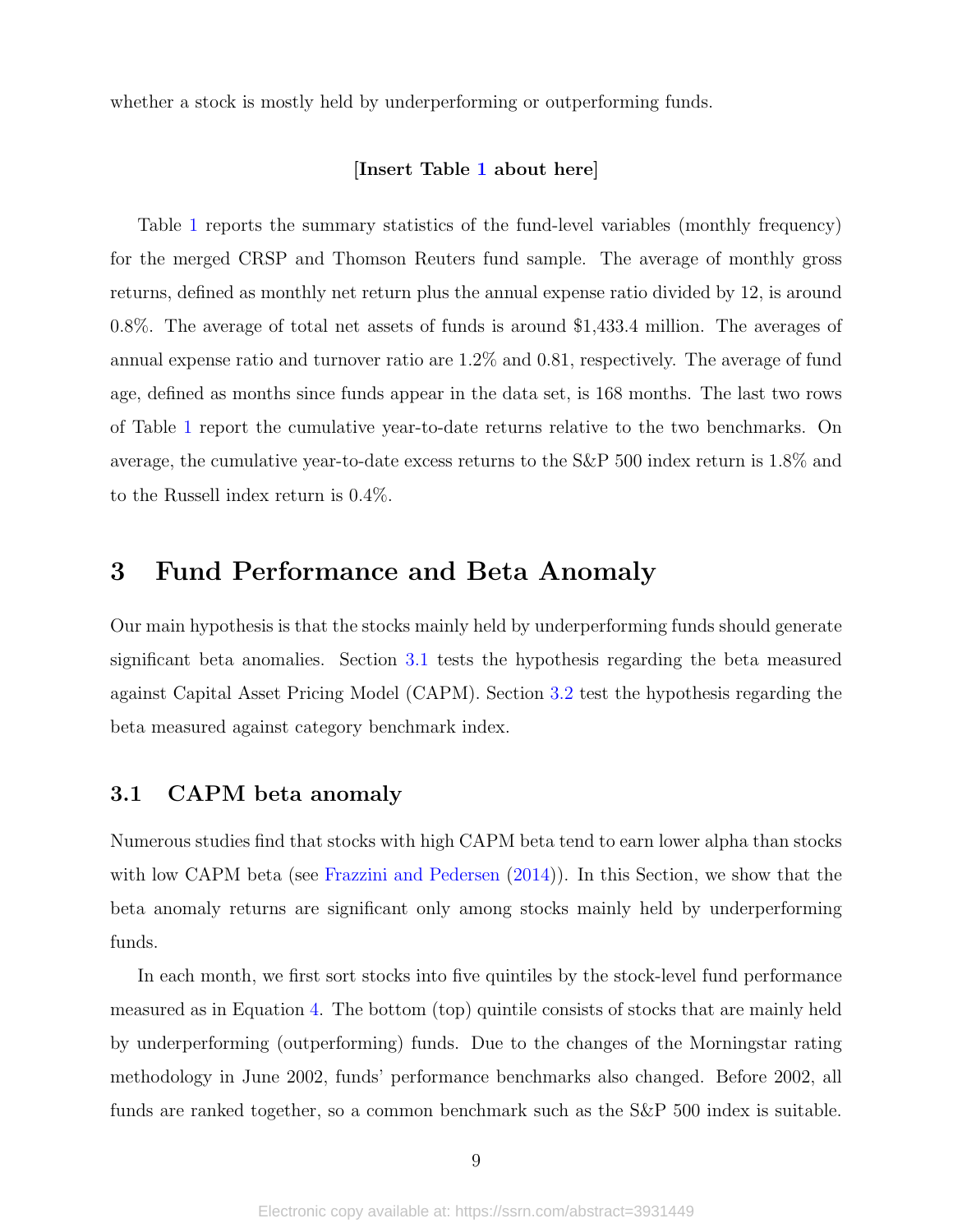whether a stock is mostly held by underperforming or outperforming funds.

[**Insert Table 1 about here**]

Table 1 reports the summary statistics of the fund-level variables (monthly frequency) for the merged CRSP and Thomson Reuters fund sample. The average of monthly gross returns, defined as monthly net return plus the annual expense ratio divided by 12, is around 0.8%. The average of total net assets of funds is around $1,433.4 million. The averages of annual expense ratio and turnover ratio are 1.2% and 0.81, respectively. The average of fund age, defined as months since funds appear in the data set, is 168 months. The last two rows of Table 1 report the cumulative year-to-date returns relative to the two benchmarks. On average, the cumulative year-to-date excess returns to the S&P 500 index return is 1.8% and to the Russell index return is 0.4%.

# 3 Fund Performance and Beta Anomaly

Our main hypothesis is that the stocks mainly held by underperforming funds should generate significant beta anomalies. Section 3.1 tests the hypothesis regarding the beta measured against Capital Asset Pricing Model (CAPM). Section 3.2 test the hypothesis regarding the beta measured against category benchmark index.

## 3.1 CAPM beta anomaly

Numerous studies find that stocks with high CAPM beta tend to earn lower alpha than stocks with low CAPM beta (see Frazzini and Pedersen (2014)). In this Section, we show that the beta anomaly returns are significant only among stocks mainly held by underperforming funds.

In each month, we first sort stocks into five quintiles by the stock-level fund performance measured as in Equation 4. The bottom (top) quintile consists of stocks that are mainly held by underperforming (outperforming) funds. Due to the changes of the Morningstar rating methodology in June 2002, funds' performance benchmarks also changed. Before 2002, all funds are ranked together, so a common benchmark such as the S&P 500 index is suitable.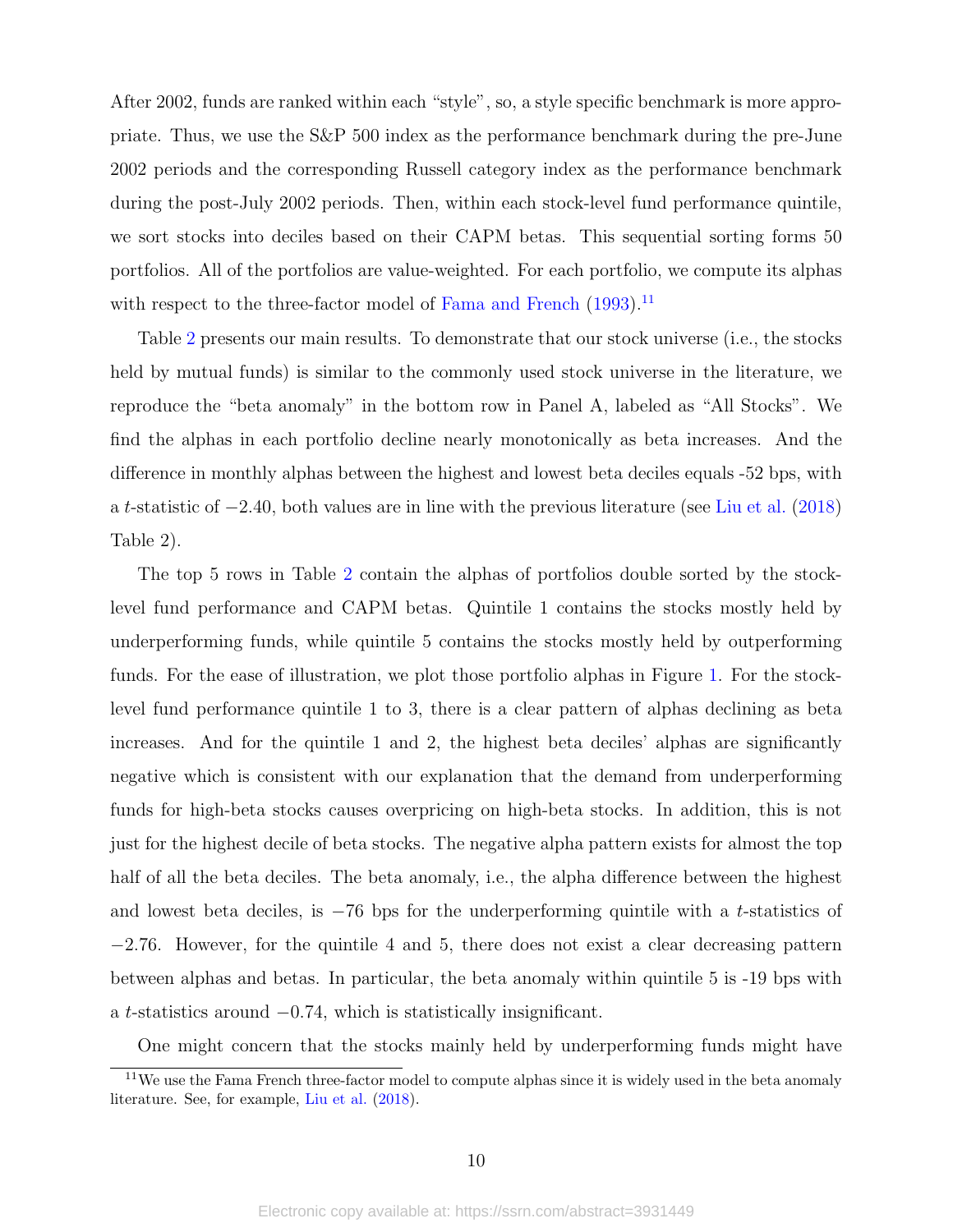After 2002, funds are ranked within each "style", so, a style specific benchmark is more appropriate. Thus, we use the S&P 500 index as the performance benchmark during the pre-June 2002 periods and the corresponding Russell category index as the performance benchmark during the post-July 2002 periods. Then, within each stock-level fund performance quintile, we sort stocks into deciles based on their CAPM betas. This sequential sorting forms 50 portfolios. All of the portfolios are value-weighted. For each portfolio, we compute its alphas with respect to the three-factor model of Fama and French (1993).[11]

Table 2 presents our main results. To demonstrate that our stock universe (i.e., the stocks held by mutual funds) is similar to the commonly used stock universe in the literature, we reproduce the "beta anomaly" in the bottom row in Panel A, labeled as "All Stocks". We find the alphas in each portfolio decline nearly monotonically as beta increases. And the difference in monthly alphas between the highest and lowest beta deciles equals -52 bps, with a $t$-statistic of $-2.40$, both values are in line with the previous literature (see Liu et al. (2018) Table 2).

The top 5 rows in Table 2 contain the alphas of portfolios double sorted by the stock-level fund performance and CAPM betas. Quintile 1 contains the stocks mostly held by underperforming funds, while quintile 5 contains the stocks mostly held by outperforming funds. For the ease of illustration, we plot those portfolio alphas in Figure 1. For the stock-level fund performance quintile 1 to 3, there is a clear pattern of alphas declining as beta increases. And for the quintile 1 and 2, the highest beta deciles' alphas are significantly negative which is consistent with our explanation that the demand from underperforming funds for high-beta stocks causes overpricing on high-beta stocks. In addition, this is not just for the highest decile of beta stocks. The negative alpha pattern exists for almost the top half of all the beta deciles. The beta anomaly, i.e., the alpha difference between the highest and lowest beta deciles, is $-76$ bps for the underperforming quintile with a $t$-statistics of $-2.76$. However, for the quintile 4 and 5, there does not exist a clear decreasing pattern between alphas and betas. In particular, the beta anomaly within quintile 5 is -19 bps with a $t$-statistics around $-0.74$, which is statistically insignificant.

One might concern that the stocks mainly held by underperforming funds might have

[11] We use the Fama French three-factor model to compute alphas since it is widely used in the beta anomaly literature. See, for example, Liu et al. (2018).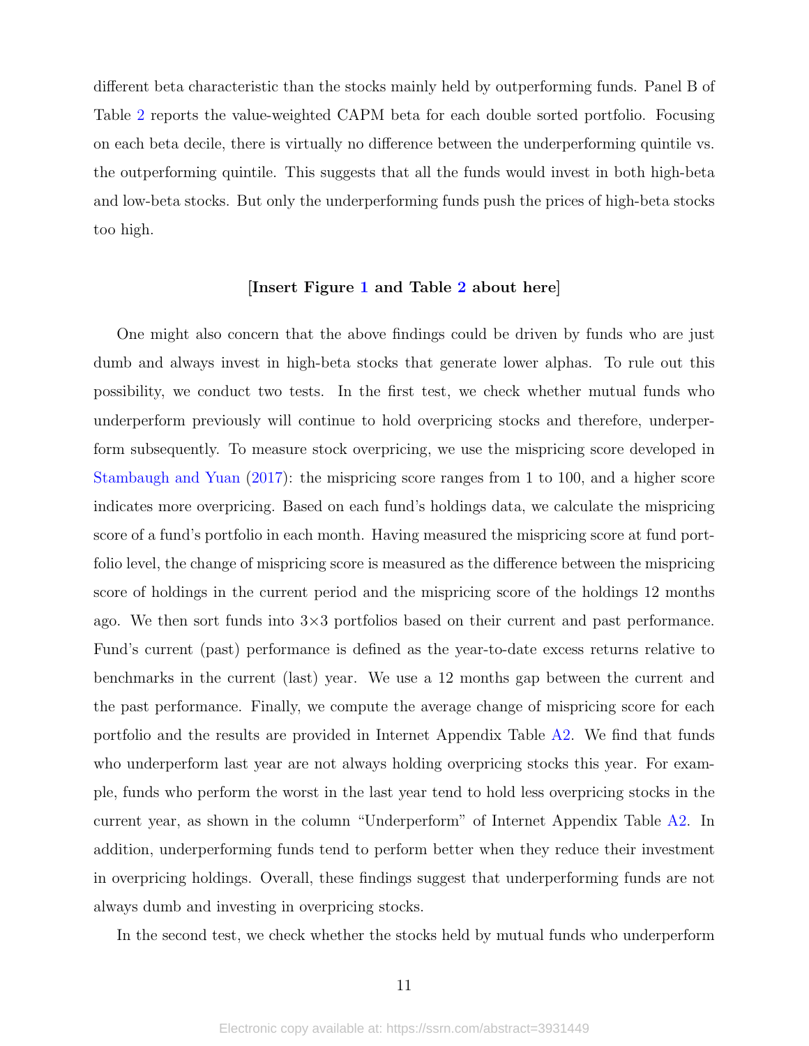different beta characteristic than the stocks mainly held by outperforming funds. Panel B of Table 2 reports the value-weighted CAPM beta for each double sorted portfolio. Focusing on each beta decile, there is virtually no difference between the underperforming quintile vs. the outperforming quintile. This suggests that all the funds would invest in both high-beta and low-beta stocks. But only the underperforming funds push the prices of high-beta stocks too high.

[**Insert Figure 1 and Table 2 about here**]

One might also concern that the above findings could be driven by funds who are just dumb and always invest in high-beta stocks that generate lower alphas. To rule out this possibility, we conduct two tests. In the first test, we check whether mutual funds who underperform previously will continue to hold overpricing stocks and therefore, underperform subsequently. To measure stock overpricing, we use the mispricing score developed in Stambaugh and Yuan (2017): the mispricing score ranges from 1 to 100, and a higher score indicates more overpricing. Based on each fund's holdings data, we calculate the mispricing score of a fund's portfolio in each month. Having measured the mispricing score at fund portfolio level, the change of mispricing score is measured as the difference between the mispricing score of holdings in the current period and the mispricing score of the holdings 12 months ago. We then sort funds into 3×3 portfolios based on their current and past performance. Fund's current (past) performance is defined as the year-to-date excess returns relative to benchmarks in the current (last) year. We use a 12 months gap between the current and the past performance. Finally, we compute the average change of mispricing score for each portfolio and the results are provided in Internet Appendix Table A2. We find that funds who underperform last year are not always holding overpricing stocks this year. For example, funds who perform the worst in the last year tend to hold less overpricing stocks in the current year, as shown in the column "Underperform" of Internet Appendix Table A2. In addition, underperforming funds tend to perform better when they reduce their investment in overpricing holdings. Overall, these findings suggest that underperforming funds are not always dumb and investing in overpricing stocks.

In the second test, we check whether the stocks held by mutual funds who underperform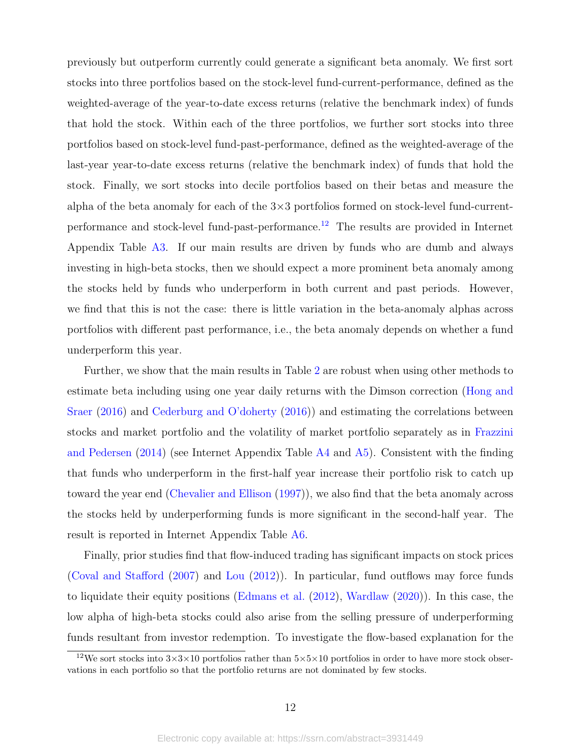previously but outperform currently could generate a significant beta anomaly. We first sort stocks into three portfolios based on the stock-level fund-current-performance, defined as the weighted-average of the year-to-date excess returns (relative the benchmark index) of funds that hold the stock. Within each of the three portfolios, we further sort stocks into three portfolios based on stock-level fund-past-performance, defined as the weighted-average of the last-year year-to-date excess returns (relative the benchmark index) of funds that hold the stock. Finally, we sort stocks into decile portfolios based on their betas and measure the alpha of the beta anomaly for each of the 3×3 portfolios formed on stock-level fund-current-performance and stock-level fund-past-performance.[12] The results are provided in Internet Appendix Table A3. If our main results are driven by funds who are dumb and always investing in high-beta stocks, then we should expect a more prominent beta anomaly among the stocks held by funds who underperform in both current and past periods. However, we find that this is not the case: there is little variation in the beta-anomaly alphas across portfolios with different past performance, i.e., the beta anomaly depends on whether a fund underperform this year.

Further, we show that the main results in Table 2 are robust when using other methods to estimate beta including using one year daily returns with the Dimson correction (Hong and Sraer (2016) and Cederburg and O'doherty (2016)) and estimating the correlations between stocks and market portfolio and the volatility of market portfolio separately as in Frazzini and Pedersen (2014) (see Internet Appendix Table A4 and A5). Consistent with the finding that funds who underperform in the first-half year increase their portfolio risk to catch up toward the year end (Chevalier and Ellison (1997)), we also find that the beta anomaly across the stocks held by underperforming funds is more significant in the second-half year. The result is reported in Internet Appendix Table A6.

Finally, prior studies find that flow-induced trading has significant impacts on stock prices (Coval and Stafford (2007) and Lou (2012)). In particular, fund outflows may force funds to liquidate their equity positions (Edmans et al. (2012), Wardlaw (2020)). In this case, the low alpha of high-beta stocks could also arise from the selling pressure of underperforming funds resultant from investor redemption. To investigate the flow-based explanation for the

[12] We sort stocks into 3×3×10 portfolios rather than 5×5×10 portfolios in order to have more stock observations in each portfolio so that the portfolio returns are not dominated by few stocks.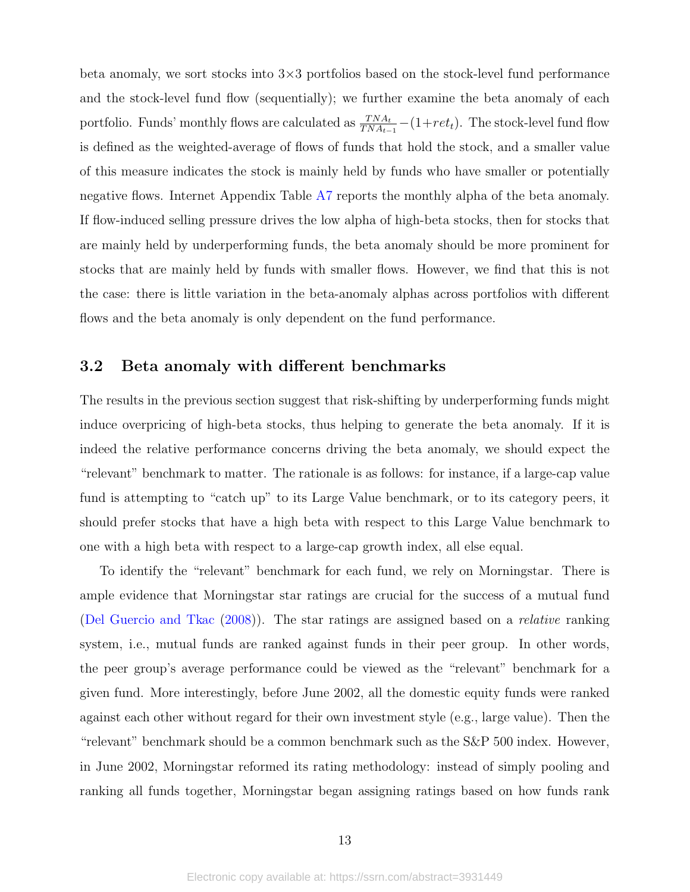beta anomaly, we sort stocks into 3×3 portfolios based on the stock-level fund performance and the stock-level fund flow (sequentially); we further examine the beta anomaly of each portfolio. Funds' monthly flows are calculated as $\frac{TNA_t}{TNA_{t-1}} - (1+ret_t)$. The stock-level fund flow is defined as the weighted-average of flows of funds that hold the stock, and a smaller value of this measure indicates the stock is mainly held by funds who have smaller or potentially negative flows. Internet Appendix Table A7 reports the monthly alpha of the beta anomaly. If flow-induced selling pressure drives the low alpha of high-beta stocks, then for stocks that are mainly held by underperforming funds, the beta anomaly should be more prominent for stocks that are mainly held by funds with smaller flows. However, we find that this is not the case: there is little variation in the beta-anomaly alphas across portfolios with different flows and the beta anomaly is only dependent on the fund performance.

## 3.2 Beta anomaly with different benchmarks

The results in the previous section suggest that risk-shifting by underperforming funds might induce overpricing of high-beta stocks, thus helping to generate the beta anomaly. If it is indeed the relative performance concerns driving the beta anomaly, we should expect the "relevant" benchmark to matter. The rationale is as follows: for instance, if a large-cap value fund is attempting to "catch up" to its Large Value benchmark, or to its category peers, it should prefer stocks that have a high beta with respect to this Large Value benchmark to one with a high beta with respect to a large-cap growth index, all else equal.

To identify the "relevant" benchmark for each fund, we rely on Morningstar. There is ample evidence that Morningstar star ratings are crucial for the success of a mutual fund (Del Guercio and Tkac (2008)). The star ratings are assigned based on a *relative* ranking system, i.e., mutual funds are ranked against funds in their peer group. In other words, the peer group's average performance could be viewed as the "relevant" benchmark for a given fund. More interestingly, before June 2002, all the domestic equity funds were ranked against each other without regard for their own investment style (e.g., large value). Then the "relevant" benchmark should be a common benchmark such as the S&P 500 index. However, in June 2002, Morningstar reformed its rating methodology: instead of simply pooling and ranking all funds together, Morningstar began assigning ratings based on how funds rank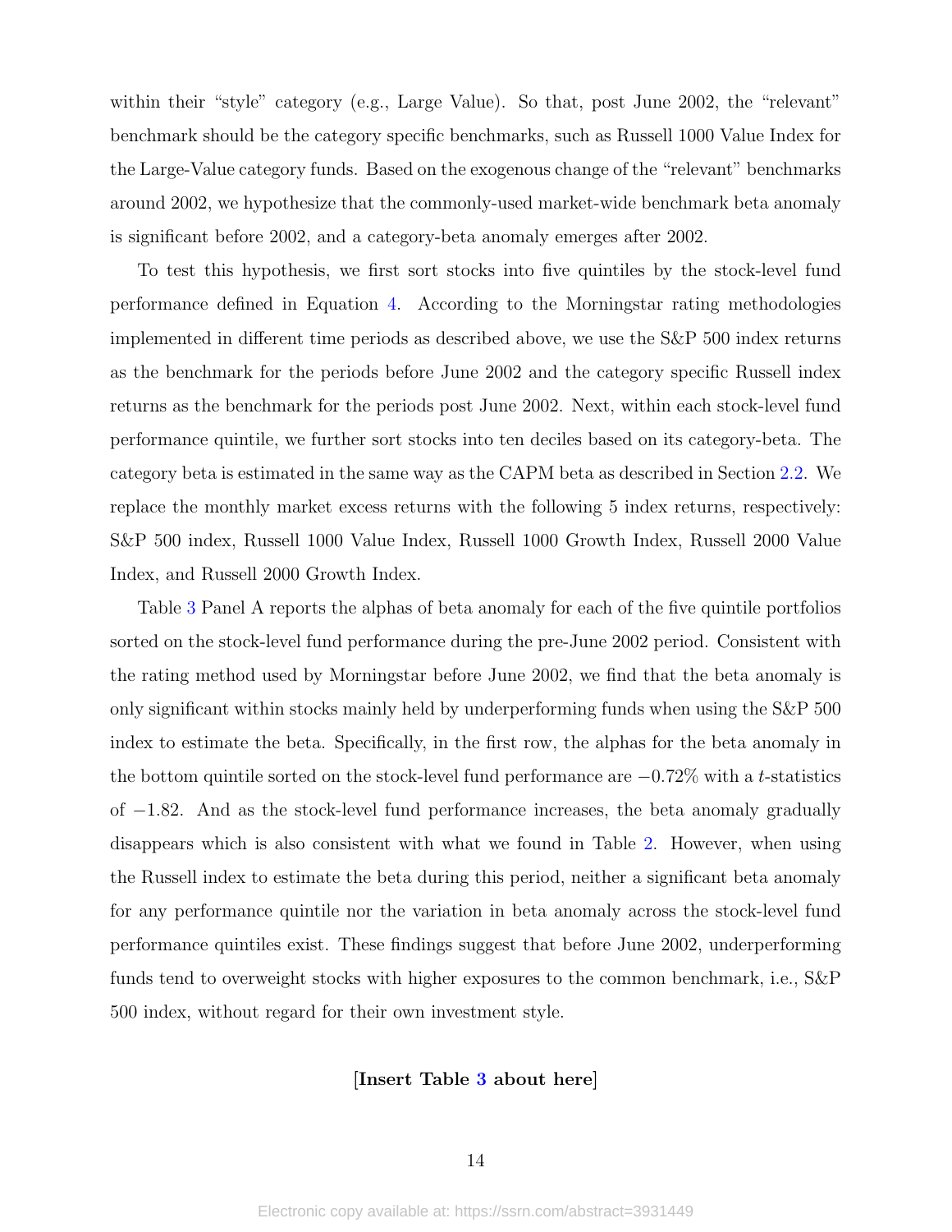within their "style" category (e.g., Large Value). So that, post June 2002, the "relevant" benchmark should be the category specific benchmarks, such as Russell 1000 Value Index for the Large-Value category funds. Based on the exogenous change of the "relevant" benchmarks around 2002, we hypothesize that the commonly-used market-wide benchmark beta anomaly is significant before 2002, and a category-beta anomaly emerges after 2002.

To test this hypothesis, we first sort stocks into five quintiles by the stock-level fund performance defined in Equation 4. According to the Morningstar rating methodologies implemented in different time periods as described above, we use the S&P 500 index returns as the benchmark for the periods before June 2002 and the category specific Russell index returns as the benchmark for the periods post June 2002. Next, within each stock-level fund performance quintile, we further sort stocks into ten deciles based on its category-beta. The category beta is estimated in the same way as the CAPM beta as described in Section 2.2. We replace the monthly market excess returns with the following 5 index returns, respectively: S&P 500 index, Russell 1000 Value Index, Russell 1000 Growth Index, Russell 2000 Value Index, and Russell 2000 Growth Index.

Table 3 Panel A reports the alphas of beta anomaly for each of the five quintile portfolios sorted on the stock-level fund performance during the pre-June 2002 period. Consistent with the rating method used by Morningstar before June 2002, we find that the beta anomaly is only significant within stocks mainly held by underperforming funds when using the S&P 500 index to estimate the beta. Specifically, in the first row, the alphas for the beta anomaly in the bottom quintile sorted on the stock-level fund performance are $-0.72\%$ with a $t$-statistics of $-1.82$. And as the stock-level fund performance increases, the beta anomaly gradually disappears which is also consistent with what we found in Table 2. However, when using the Russell index to estimate the beta during this period, neither a significant beta anomaly for any performance quintile nor the variation in beta anomaly across the stock-level fund performance quintiles exist. These findings suggest that before June 2002, underperforming funds tend to overweight stocks with higher exposures to the common benchmark, i.e., S&P 500 index, without regard for their own investment style.

**[Insert Table 3 about here]**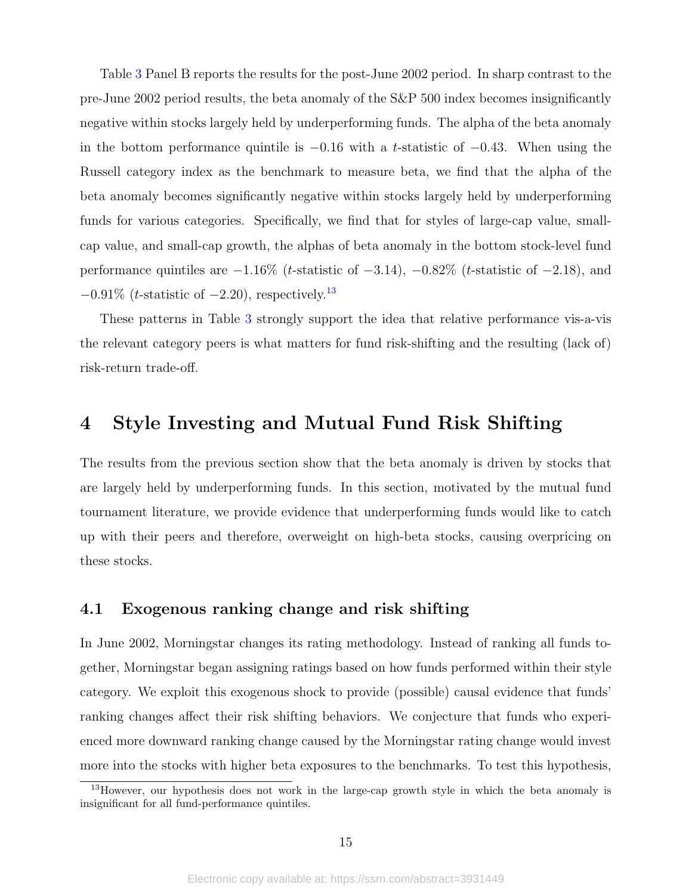Table 3 Panel B reports the results for the post-June 2002 period. In sharp contrast to the pre-June 2002 period results, the beta anomaly of the S&P 500 index becomes insignificantly negative within stocks largely held by underperforming funds. The alpha of the beta anomaly in the bottom performance quintile is $-0.16$ with a $t$-statistic of $-0.43$. When using the Russell category index as the benchmark to measure beta, we find that the alpha of the beta anomaly becomes significantly negative within stocks largely held by underperforming funds for various categories. Specifically, we find that for styles of large-cap value, small-cap value, and small-cap growth, the alphas of beta anomaly in the bottom stock-level fund performance quintiles are $-1.16\%$ ($t$-statistic of $-3.14$), $-0.82\%$ ($t$-statistic of $-2.18$), and $-0.91\%$ ($t$-statistic of $-2.20$), respectively.[13]

These patterns in Table 3 strongly support the idea that relative performance vis-a-vis the relevant category peers is what matters for fund risk-shifting and the resulting (lack of) risk-return trade-off.

# 4 Style Investing and Mutual Fund Risk Shifting

The results from the previous section show that the beta anomaly is driven by stocks that are largely held by underperforming funds. In this section, motivated by the mutual fund tournament literature, we provide evidence that underperforming funds would like to catch up with their peers and therefore, overweight on high-beta stocks, causing overpricing on these stocks.

## 4.1 Exogenous ranking change and risk shifting

In June 2002, Morningstar changes its rating methodology. Instead of ranking all funds together, Morningstar began assigning ratings based on how funds performed within their style category. We exploit this exogenous shock to provide (possible) causal evidence that funds' ranking changes affect their risk shifting behaviors. We conjecture that funds who experienced more downward ranking change caused by the Morningstar rating change would invest more into the stocks with higher beta exposures to the benchmarks. To test this hypothesis,

[13] However, our hypothesis does not work in the large-cap growth style in which the beta anomaly is insignificant for all fund-performance quintiles.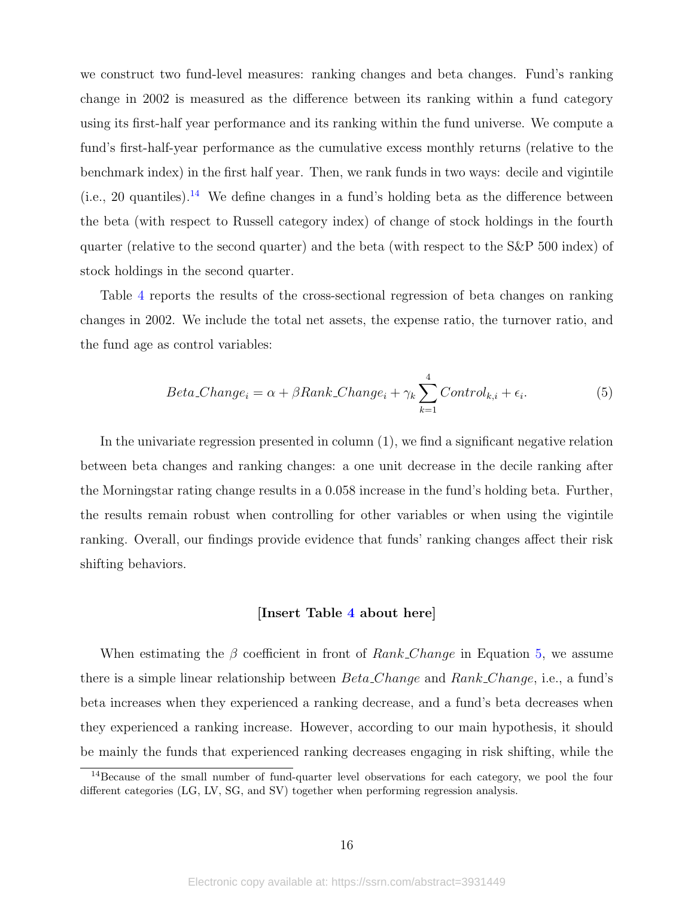we construct two fund-level measures: ranking changes and beta changes. Fund's ranking change in 2002 is measured as the difference between its ranking within a fund category using its first-half year performance and its ranking within the fund universe. We compute a fund's first-half-year performance as the cumulative excess monthly returns (relative to the benchmark index) in the first half year. Then, we rank funds in two ways: decile and vigintile (i.e., 20 quantiles).[14] We define changes in a fund's holding beta as the difference between the beta (with respect to Russell category index) of change of stock holdings in the fourth quarter (relative to the second quarter) and the beta (with respect to the S&P 500 index) of stock holdings in the second quarter.

Table 4 reports the results of the cross-sectional regression of beta changes on ranking changes in 2002. We include the total net assets, the expense ratio, the turnover ratio, and the fund age as control variables:

$$Beta\_Change_i = \alpha + \beta Rank\_Change_i + \gamma_k \sum_{k=1}^{4} Control_{k,i} + \epsilon_i. \tag{5}$$

In the univariate regression presented in column (1), we find a significant negative relation between beta changes and ranking changes: a one unit decrease in the decile ranking after the Morningstar rating change results in a 0.058 increase in the fund's holding beta. Further, the results remain robust when controlling for other variables or when using the vigintile ranking. Overall, our findings provide evidence that funds' ranking changes affect their risk shifting behaviors.

**[Insert Table 4 about here]**

When estimating the $\beta$ coefficient in front of *Rank_Change* in Equation 5, we assume there is a simple linear relationship between *Beta_Change* and *Rank_Change*, i.e., a fund's beta increases when they experienced a ranking decrease, and a fund's beta decreases when they experienced a ranking increase. However, according to our main hypothesis, it should be mainly the funds that experienced ranking decreases engaging in risk shifting, while the

[14] Because of the small number of fund-quarter level observations for each category, we pool the four different categories (LG, LV, SG, and SV) together when performing regression analysis.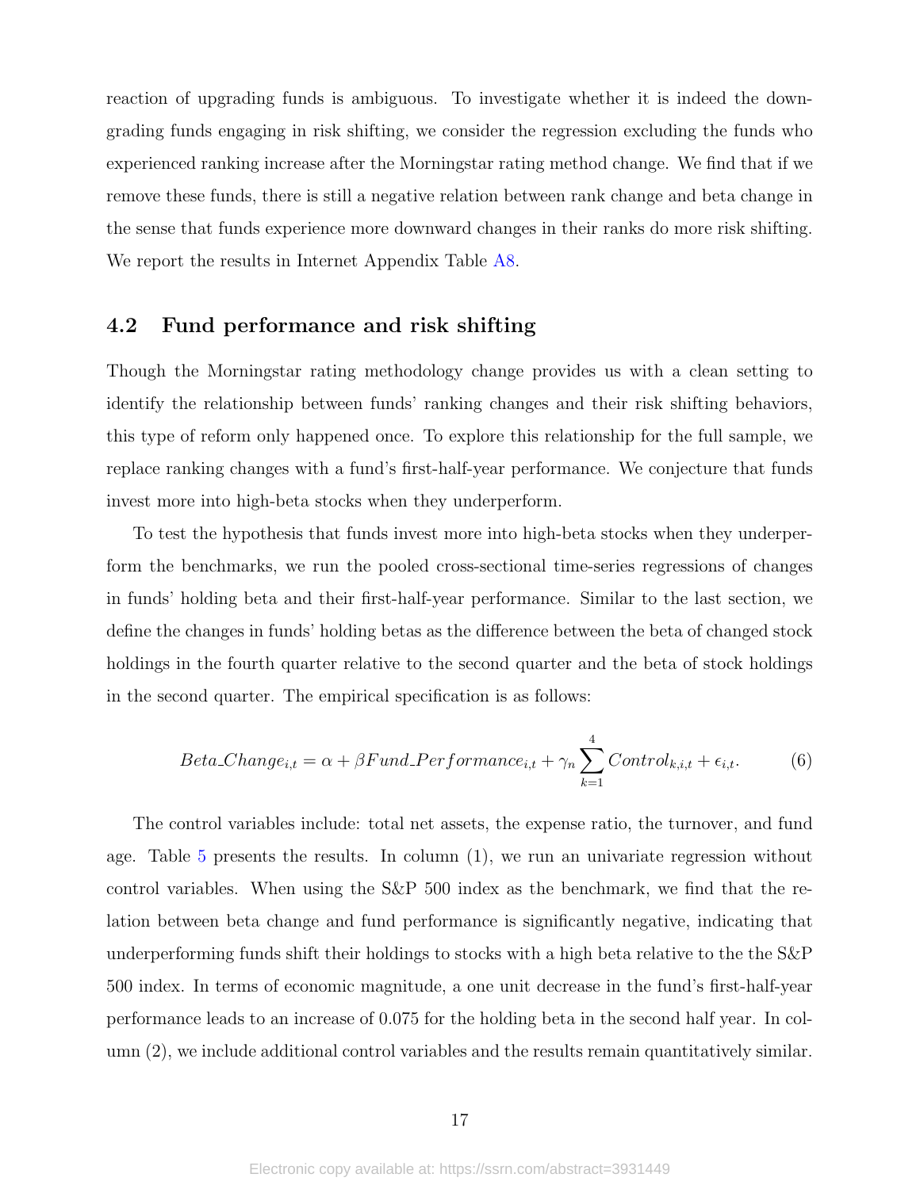reaction of upgrading funds is ambiguous. To investigate whether it is indeed the downgrading funds engaging in risk shifting, we consider the regression excluding the funds who experienced ranking increase after the Morningstar rating method change. We find that if we remove these funds, there is still a negative relation between rank change and beta change in the sense that funds experience more downward changes in their ranks do more risk shifting. We report the results in Internet Appendix Table A8.

## 4.2 Fund performance and risk shifting

Though the Morningstar rating methodology change provides us with a clean setting to identify the relationship between funds' ranking changes and their risk shifting behaviors, this type of reform only happened once. To explore this relationship for the full sample, we replace ranking changes with a fund's first-half-year performance. We conjecture that funds invest more into high-beta stocks when they underperform.

To test the hypothesis that funds invest more into high-beta stocks when they underperform the benchmarks, we run the pooled cross-sectional time-series regressions of changes in funds' holding beta and their first-half-year performance. Similar to the last section, we define the changes in funds' holding betas as the difference between the beta of changed stock holdings in the fourth quarter relative to the second quarter and the beta of stock holdings in the second quarter. The empirical specification is as follows:

$$Beta\_Change_{i,t} = \alpha + \beta Fund\_Performance_{i,t} + \gamma_n \sum_{k=1}^{4} Control_{k,i,t} + \epsilon_{i,t}. \tag{6}$$

The control variables include: total net assets, the expense ratio, the turnover, and fund age. Table 5 presents the results. In column (1), we run an univariate regression without control variables. When using the S&P 500 index as the benchmark, we find that the relation between beta change and fund performance is significantly negative, indicating that underperforming funds shift their holdings to stocks with a high beta relative to the the S&P 500 index. In terms of economic magnitude, a one unit decrease in the fund's first-half-year performance leads to an increase of 0.075 for the holding beta in the second half year. In column (2), we include additional control variables and the results remain quantitatively similar.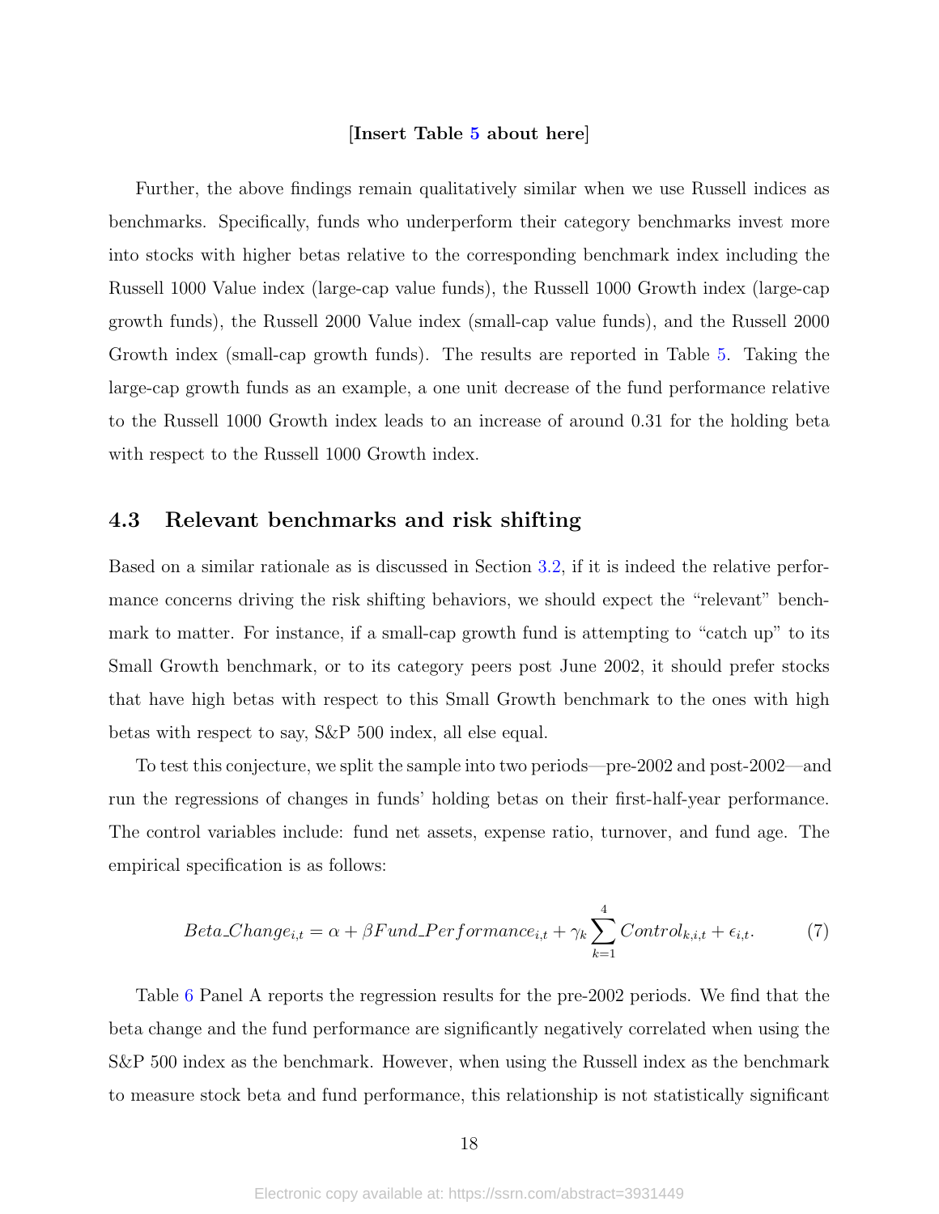[**Insert Table 5 about here**]

Further, the above findings remain qualitatively similar when we use Russell indices as benchmarks. Specifically, funds who underperform their category benchmarks invest more into stocks with higher betas relative to the corresponding benchmark index including the Russell 1000 Value index (large-cap value funds), the Russell 1000 Growth index (large-cap growth funds), the Russell 2000 Value index (small-cap value funds), and the Russell 2000 Growth index (small-cap growth funds). The results are reported in Table 5. Taking the large-cap growth funds as an example, a one unit decrease of the fund performance relative to the Russell 1000 Growth index leads to an increase of around 0.31 for the holding beta with respect to the Russell 1000 Growth index.

## 4.3 Relevant benchmarks and risk shifting

Based on a similar rationale as is discussed in Section 3.2, if it is indeed the relative performance concerns driving the risk shifting behaviors, we should expect the "relevant" benchmark to matter. For instance, if a small-cap growth fund is attempting to "catch up" to its Small Growth benchmark, or to its category peers post June 2002, it should prefer stocks that have high betas with respect to this Small Growth benchmark to the ones with high betas with respect to say, S&P 500 index, all else equal.

To test this conjecture, we split the sample into two periods—pre-2002 and post-2002—and run the regressions of changes in funds' holding betas on their first-half-year performance. The control variables include: fund net assets, expense ratio, turnover, and fund age. The empirical specification is as follows:

$$Beta\_Change_{i,t} = \alpha + \beta Fund\_Performance_{i,t} + \gamma_k \sum_{k=1}^{4} Control_{k,i,t} + \epsilon_{i,t}. \tag{7}$$

Table 6 Panel A reports the regression results for the pre-2002 periods. We find that the beta change and the fund performance are significantly negatively correlated when using the S&P 500 index as the benchmark. However, when using the Russell index as the benchmark to measure stock beta and fund performance, this relationship is not statistically significant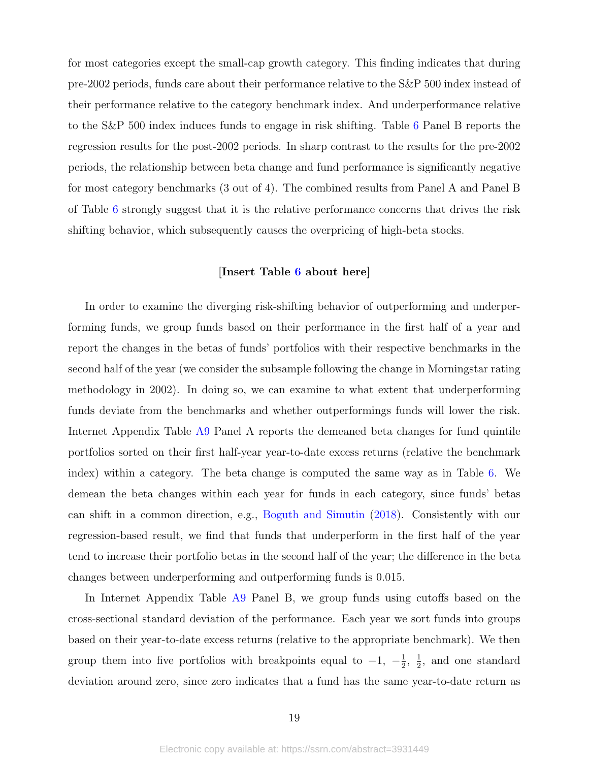for most categories except the small-cap growth category. This finding indicates that during pre-2002 periods, funds care about their performance relative to the S&P 500 index instead of their performance relative to the category benchmark index. And underperformance relative to the S&P 500 index induces funds to engage in risk shifting. Table 6 Panel B reports the regression results for the post-2002 periods. In sharp contrast to the results for the pre-2002 periods, the relationship between beta change and fund performance is significantly negative for most category benchmarks (3 out of 4). The combined results from Panel A and Panel B of Table 6 strongly suggest that it is the relative performance concerns that drives the risk shifting behavior, which subsequently causes the overpricing of high-beta stocks.

[**Insert Table 6 about here**]

In order to examine the diverging risk-shifting behavior of outperforming and underperforming funds, we group funds based on their performance in the first half of a year and report the changes in the betas of funds' portfolios with their respective benchmarks in the second half of the year (we consider the subsample following the change in Morningstar rating methodology in 2002). In doing so, we can examine to what extent that underperforming funds deviate from the benchmarks and whether outperformings funds will lower the risk. Internet Appendix Table A9 Panel A reports the demeaned beta changes for fund quintile portfolios sorted on their first half-year year-to-date excess returns (relative the benchmark index) within a category. The beta change is computed the same way as in Table 6. We demean the beta changes within each year for funds in each category, since funds' betas can shift in a common direction, e.g., Boguth and Simutin (2018). Consistently with our regression-based result, we find that funds that underperform in the first half of the year tend to increase their portfolio betas in the second half of the year; the difference in the beta changes between underperforming and outperforming funds is 0.015.

In Internet Appendix Table A9 Panel B, we group funds using cutoffs based on the cross-sectional standard deviation of the performance. Each year we sort funds into groups based on their year-to-date excess returns (relative to the appropriate benchmark). We then group them into five portfolios with breakpoints equal to $-1$, $-\frac{1}{2}$, $\frac{1}{2}$, and one standard deviation around zero, since zero indicates that a fund has the same year-to-date return as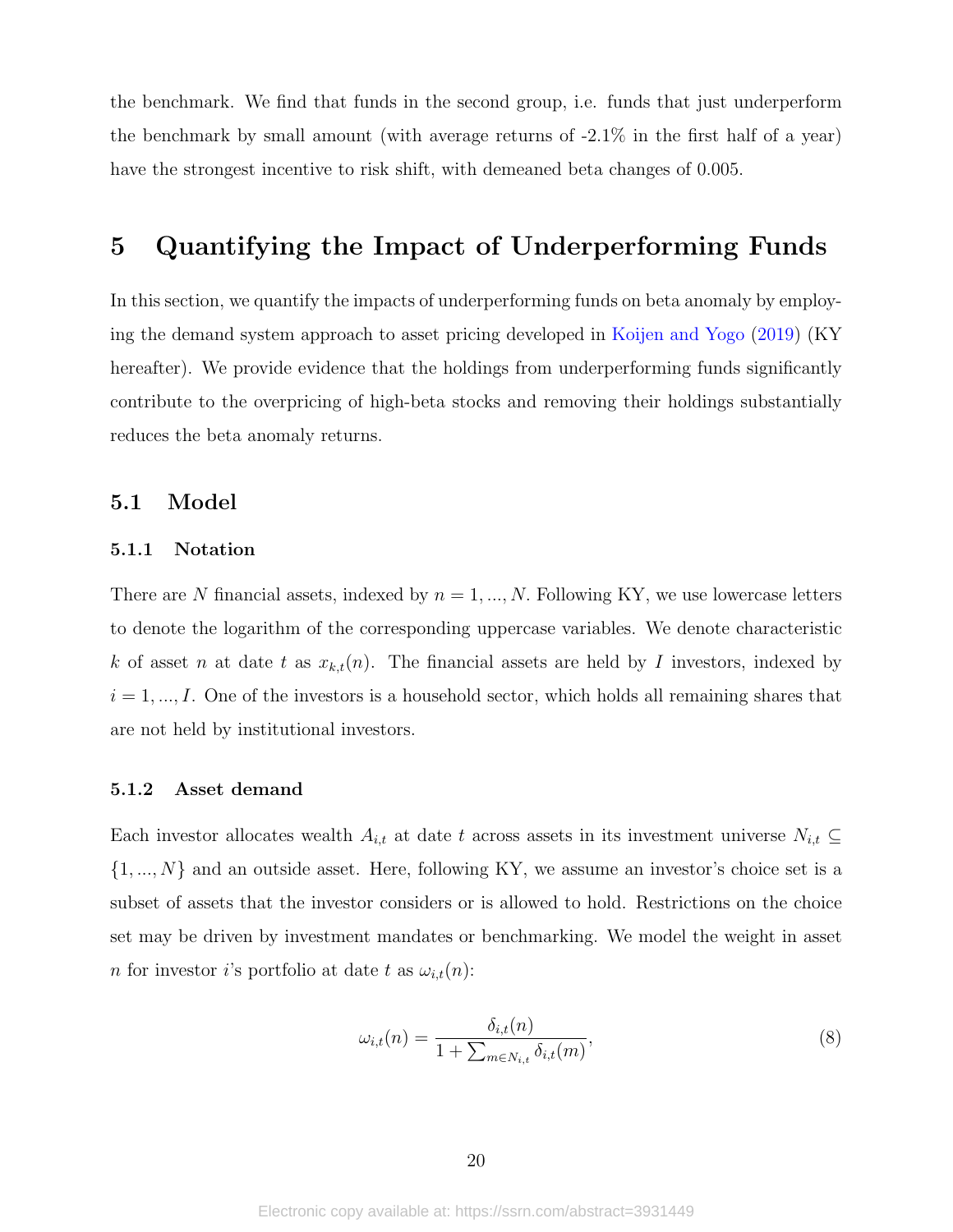the benchmark. We find that funds in the second group, i.e. funds that just underperform the benchmark by small amount (with average returns of -2.1% in the first half of a year) have the strongest incentive to risk shift, with demeaned beta changes of 0.005.

# 5 Quantifying the Impact of Underperforming Funds

In this section, we quantify the impacts of underperforming funds on beta anomaly by employing the demand system approach to asset pricing developed in Koijen and Yogo (2019) (KY hereafter). We provide evidence that the holdings from underperforming funds significantly contribute to the overpricing of high-beta stocks and removing their holdings substantially reduces the beta anomaly returns.

## 5.1 Model

### 5.1.1 Notation

There are $N$ financial assets, indexed by $n = 1, ..., N$. Following KY, we use lowercase letters to denote the logarithm of the corresponding uppercase variables. We denote characteristic $k$ of asset $n$ at date $t$ as $x_{k,t}(n)$. The financial assets are held by $I$ investors, indexed by $i = 1, ..., I$. One of the investors is a household sector, which holds all remaining shares that are not held by institutional investors.

### 5.1.2 Asset demand

Each investor allocates wealth $A_{i,t}$ at date $t$ across assets in its investment universe $N_{i,t} \subseteq \{1, ..., N\}$ and an outside asset. Here, following KY, we assume an investor's choice set is a subset of assets that the investor considers or is allowed to hold. Restrictions on the choice set may be driven by investment mandates or benchmarking. We model the weight in asset $n$ for investor $i$'s portfolio at date $t$ as $\omega_{i,t}(n)$:

$$\omega_{i,t}(n) = \frac{\delta_{i,t}(n)}{1 + \sum_{m \in N_{i,t}} \delta_{i,t}(m)}, \tag{8}$$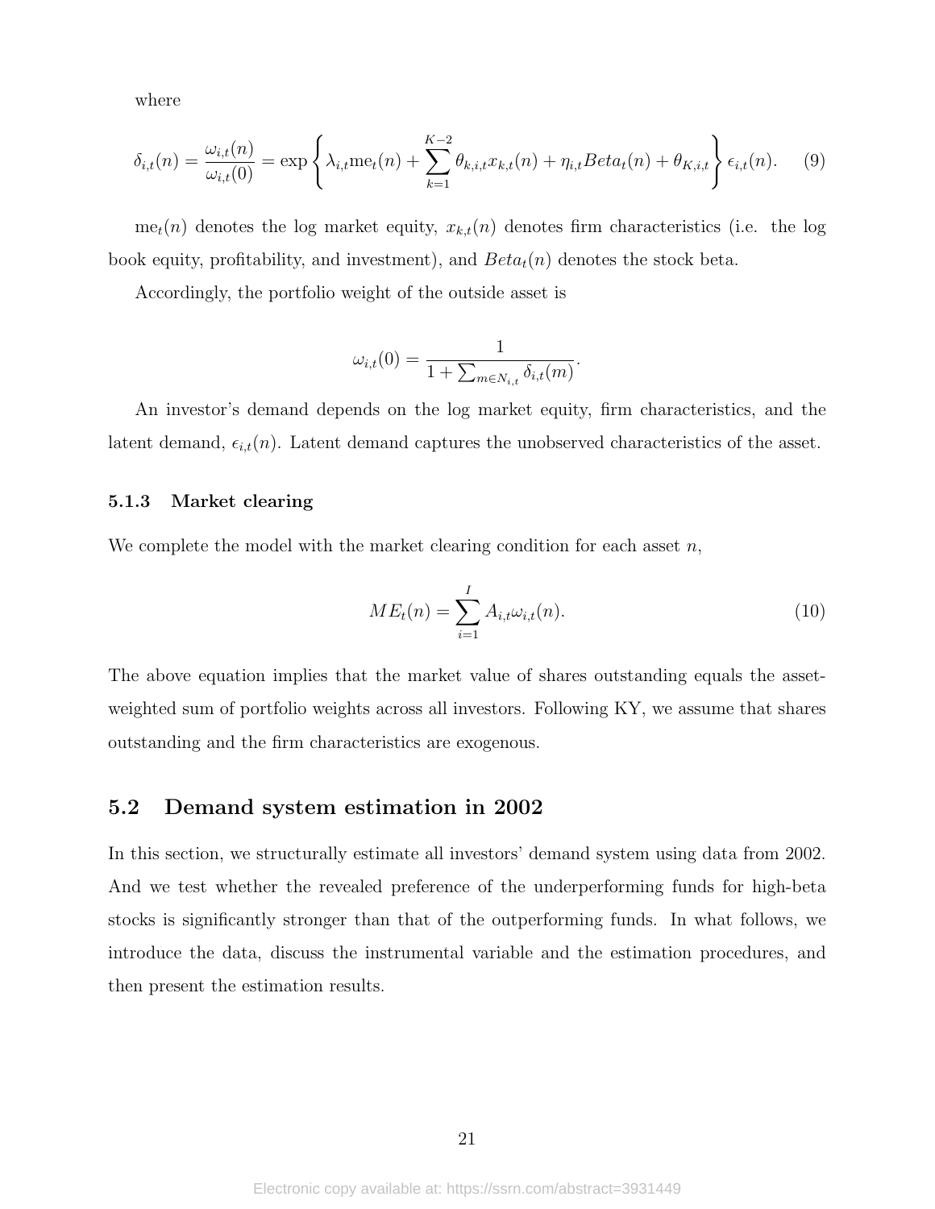where

$$\delta_{i,t}(n) = \frac{\omega_{i,t}(n)}{\omega_{i,t}(0)} = \exp\left\{\lambda_{i,t}\text{me}_t(n) + \sum_{k=1}^{K-2}\theta_{k,i,t}x_{k,t}(n) + \eta_{i,t}Beta_t(n) + \theta_{K,i,t}\right\}\epsilon_{i,t}(n). \tag{9}$$

$\text{me}_t(n)$ denotes the log market equity, $x_{k,t}(n)$ denotes firm characteristics (i.e. the log book equity, profitability, and investment), and $Beta_t(n)$ denotes the stock beta.

Accordingly, the portfolio weight of the outside asset is

$$\omega_{i,t}(0) = \frac{1}{1 + \sum_{m \in N_{i,t}} \delta_{i,t}(m)}.$$

An investor's demand depends on the log market equity, firm characteristics, and the latent demand, $\epsilon_{i,t}(n)$. Latent demand captures the unobserved characteristics of the asset.

### 5.1.3 Market clearing

We complete the model with the market clearing condition for each asset $n$,

$$ME_t(n) = \sum_{i=1}^{I} A_{i,t}\omega_{i,t}(n). \tag{10}$$

The above equation implies that the market value of shares outstanding equals the asset-weighted sum of portfolio weights across all investors. Following KY, we assume that shares outstanding and the firm characteristics are exogenous.

## 5.2 Demand system estimation in 2002

In this section, we structurally estimate all investors' demand system using data from 2002. And we test whether the revealed preference of the underperforming funds for high-beta stocks is significantly stronger than that of the outperforming funds. In what follows, we introduce the data, discuss the instrumental variable and the estimation procedures, and then present the estimation results.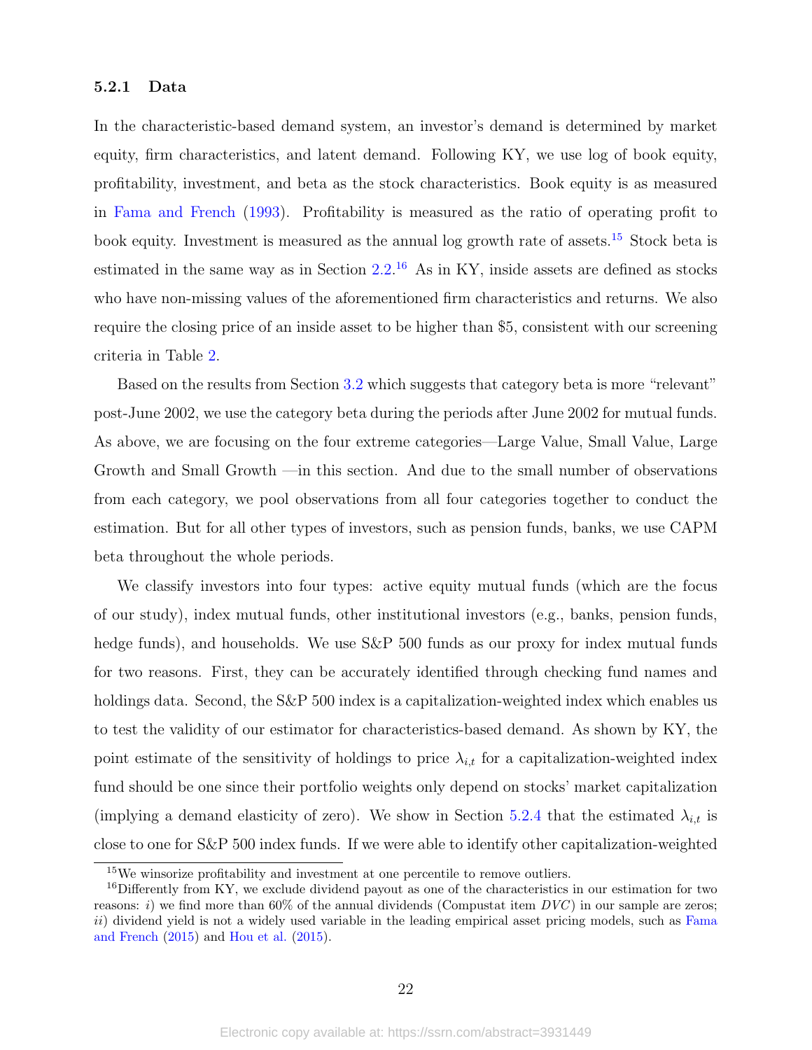### 5.2.1 Data

In the characteristic-based demand system, an investor's demand is determined by market equity, firm characteristics, and latent demand. Following KY, we use log of book equity, profitability, investment, and beta as the stock characteristics. Book equity is as measured in Fama and French (1993). Profitability is measured as the ratio of operating profit to book equity. Investment is measured as the annual log growth rate of assets.[15] Stock beta is estimated in the same way as in Section 2.2.[16] As in KY, inside assets are defined as stocks who have non-missing values of the aforementioned firm characteristics and returns. We also require the closing price of an inside asset to be higher than \$5, consistent with our screening criteria in Table 2.

Based on the results from Section 3.2 which suggests that category beta is more "relevant" post-June 2002, we use the category beta during the periods after June 2002 for mutual funds. As above, we are focusing on the four extreme categories—Large Value, Small Value, Large Growth and Small Growth —in this section. And due to the small number of observations from each category, we pool observations from all four categories together to conduct the estimation. But for all other types of investors, such as pension funds, banks, we use CAPM beta throughout the whole periods.

We classify investors into four types: active equity mutual funds (which are the focus of our study), index mutual funds, other institutional investors (e.g., banks, pension funds, hedge funds), and households. We use S&P 500 funds as our proxy for index mutual funds for two reasons. First, they can be accurately identified through checking fund names and holdings data. Second, the S&P 500 index is a capitalization-weighted index which enables us to test the validity of our estimator for characteristics-based demand. As shown by KY, the point estimate of the sensitivity of holdings to price $\lambda_{i,t}$ for a capitalization-weighted index fund should be one since their portfolio weights only depend on stocks' market capitalization (implying a demand elasticity of zero). We show in Section 5.2.4 that the estimated $\lambda_{i,t}$ is close to one for S&P 500 index funds. If we were able to identify other capitalization-weighted

[15] We winsorize profitability and investment at one percentile to remove outliers.

[16] Differently from KY, we exclude dividend payout as one of the characteristics in our estimation for two reasons: *i)* we find more than 60% of the annual dividends (Compustat item *DVC*) in our sample are zeros; *ii)* dividend yield is not a widely used variable in the leading empirical asset pricing models, such as Fama and French (2015) and Hou et al. (2015).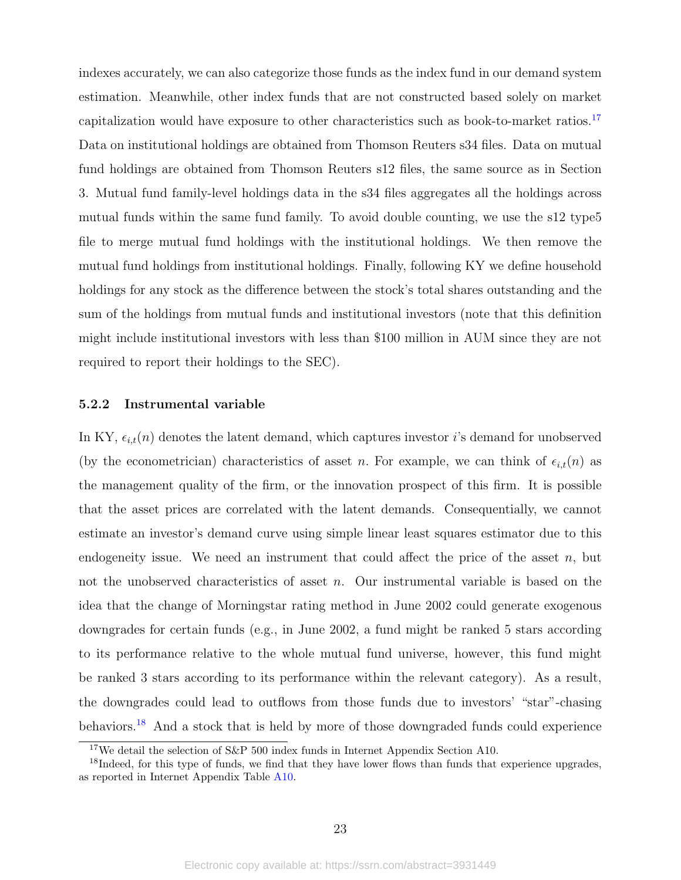indexes accurately, we can also categorize those funds as the index fund in our demand system estimation. Meanwhile, other index funds that are not constructed based solely on market capitalization would have exposure to other characteristics such as book-to-market ratios.[17] Data on institutional holdings are obtained from Thomson Reuters s34 files. Data on mutual fund holdings are obtained from Thomson Reuters s12 files, the same source as in Section 3. Mutual fund family-level holdings data in the s34 files aggregates all the holdings across mutual funds within the same fund family. To avoid double counting, we use the s12 type5 file to merge mutual fund holdings with the institutional holdings. We then remove the mutual fund holdings from institutional holdings. Finally, following KY we define household holdings for any stock as the difference between the stock's total shares outstanding and the sum of the holdings from mutual funds and institutional investors (note that this definition might include institutional investors with less than $100 million in AUM since they are not required to report their holdings to the SEC).

### 5.2.2 Instrumental variable

In KY, $\epsilon_{i,t}(n)$ denotes the latent demand, which captures investor $i$'s demand for unobserved (by the econometrician) characteristics of asset $n$. For example, we can think of $\epsilon_{i,t}(n)$ as the management quality of the firm, or the innovation prospect of this firm. It is possible that the asset prices are correlated with the latent demands. Consequentially, we cannot estimate an investor's demand curve using simple linear least squares estimator due to this endogeneity issue. We need an instrument that could affect the price of the asset $n$, but not the unobserved characteristics of asset $n$. Our instrumental variable is based on the idea that the change of Morningstar rating method in June 2002 could generate exogenous downgrades for certain funds (e.g., in June 2002, a fund might be ranked 5 stars according to its performance relative to the whole mutual fund universe, however, this fund might be ranked 3 stars according to its performance within the relevant category). As a result, the downgrades could lead to outflows from those funds due to investors' "star"-chasing behaviors.[18] And a stock that is held by more of those downgraded funds could experience

[17] We detail the selection of S&P 500 index funds in Internet Appendix Section A10.

[18] Indeed, for this type of funds, we find that they have lower flows than funds that experience upgrades, as reported in Internet Appendix Table A10.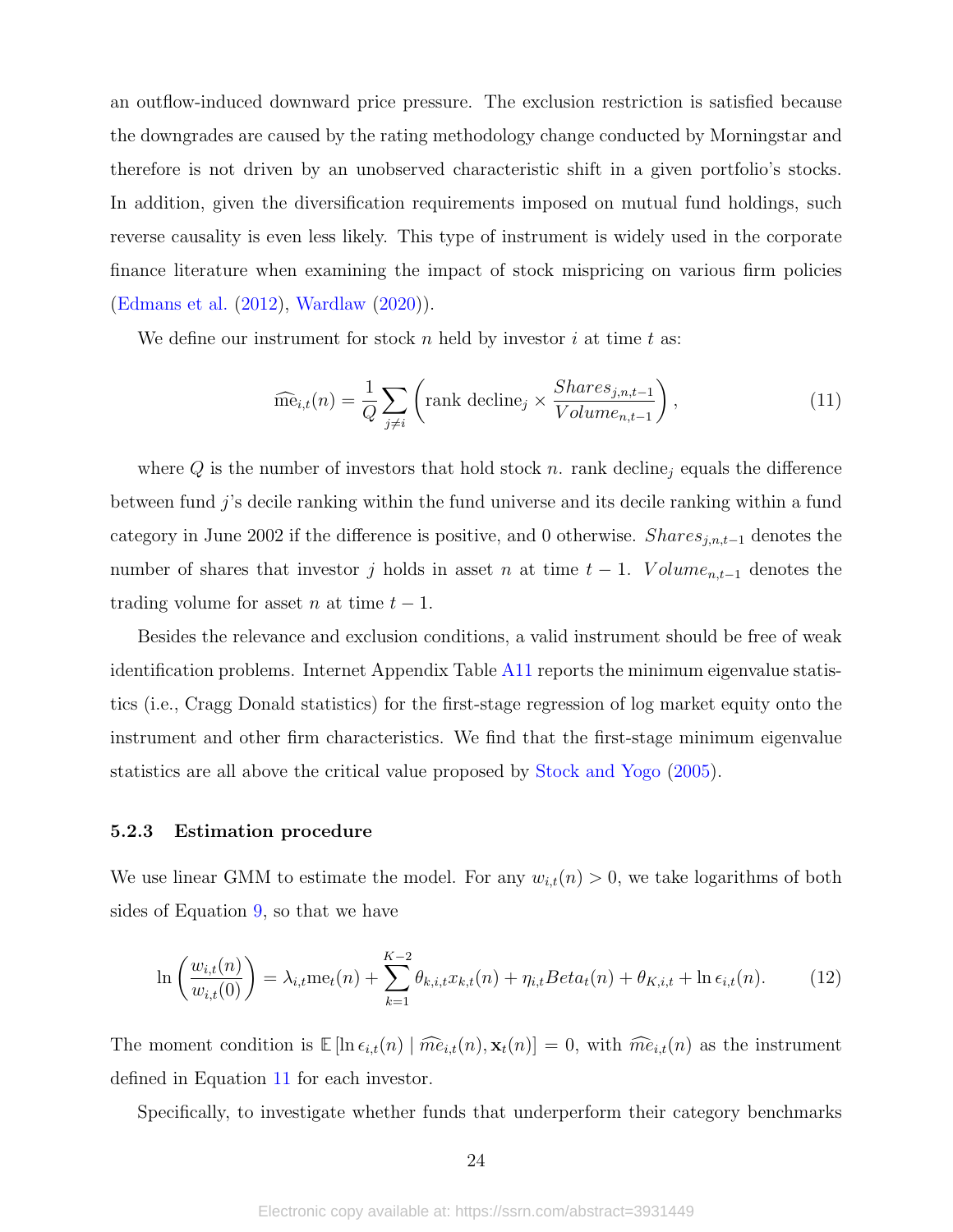an outflow-induced downward price pressure. The exclusion restriction is satisfied because the downgrades are caused by the rating methodology change conducted by Morningstar and therefore is not driven by an unobserved characteristic shift in a given portfolio's stocks. In addition, given the diversification requirements imposed on mutual fund holdings, such reverse causality is even less likely. This type of instrument is widely used in the corporate finance literature when examining the impact of stock mispricing on various firm policies (Edmans et al. (2012), Wardlaw (2020)).

We define our instrument for stock $n$ held by investor $i$ at time $t$ as:

$$\widehat{\text{me}}_{i,t}(n) = \frac{1}{Q}\sum_{j \neq i}\left(\text{rank decline}_j \times \frac{Shares_{j,n,t-1}}{Volume_{n,t-1}}\right), \tag{11}$$

where $Q$ is the number of investors that hold stock $n$. rank decline$_j$ equals the difference between fund $j$'s decile ranking within the fund universe and its decile ranking within a fund category in June 2002 if the difference is positive, and 0 otherwise. $Shares_{j,n,t-1}$ denotes the number of shares that investor $j$ holds in asset $n$ at time $t-1$. $Volume_{n,t-1}$ denotes the trading volume for asset $n$ at time $t-1$.

Besides the relevance and exclusion conditions, a valid instrument should be free of weak identification problems. Internet Appendix Table A11 reports the minimum eigenvalue statistics (i.e., Cragg Donald statistics) for the first-stage regression of log market equity onto the instrument and other firm characteristics. We find that the first-stage minimum eigenvalue statistics are all above the critical value proposed by Stock and Yogo (2005).

#### 5.2.3 Estimation procedure

We use linear GMM to estimate the model. For any $w_{i,t}(n) > 0$, we take logarithms of both sides of Equation 9, so that we have

$$\ln\left(\frac{w_{i,t}(n)}{w_{i,t}(0)}\right) = \lambda_{i,t}\text{me}_t(n) + \sum_{k=1}^{K-2}\theta_{k,i,t}x_{k,t}(n) + \eta_{i,t}Beta_t(n) + \theta_{K,i,t} + \ln\epsilon_{i,t}(n). \tag{12}$$

The moment condition is $\mathbb{E}\left[\ln\epsilon_{i,t}(n) \mid \widehat{me}_{i,t}(n), \mathbf{x}_t(n)\right] = 0$, with $\widehat{me}_{i,t}(n)$ as the instrument defined in Equation 11 for each investor.

Specifically, to investigate whether funds that underperform their category benchmarks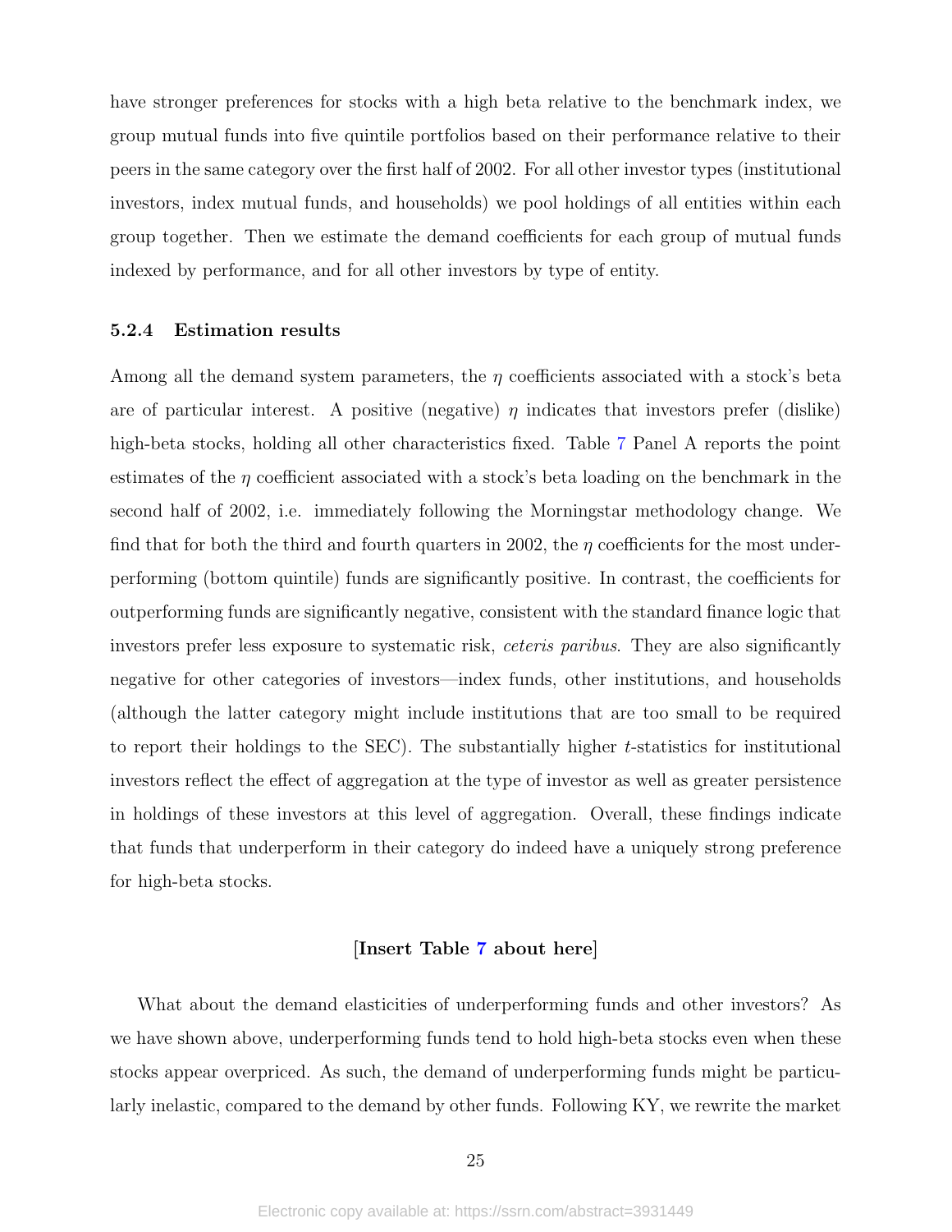have stronger preferences for stocks with a high beta relative to the benchmark index, we group mutual funds into five quintile portfolios based on their performance relative to their peers in the same category over the first half of 2002. For all other investor types (institutional investors, index mutual funds, and households) we pool holdings of all entities within each group together. Then we estimate the demand coefficients for each group of mutual funds indexed by performance, and for all other investors by type of entity.

### 5.2.4 Estimation results

Among all the demand system parameters, the $\eta$ coefficients associated with a stock's beta are of particular interest. A positive (negative) $\eta$ indicates that investors prefer (dislike) high-beta stocks, holding all other characteristics fixed. Table 7 Panel A reports the point estimates of the $\eta$ coefficient associated with a stock's beta loading on the benchmark in the second half of 2002, i.e. immediately following the Morningstar methodology change. We find that for both the third and fourth quarters in 2002, the $\eta$ coefficients for the most underperforming (bottom quintile) funds are significantly positive. In contrast, the coefficients for outperforming funds are significantly negative, consistent with the standard finance logic that investors prefer less exposure to systematic risk, *ceteris paribus*. They are also significantly negative for other categories of investors—index funds, other institutions, and households (although the latter category might include institutions that are too small to be required to report their holdings to the SEC). The substantially higher $t$-statistics for institutional investors reflect the effect of aggregation at the type of investor as well as greater persistence in holdings of these investors at this level of aggregation. Overall, these findings indicate that funds that underperform in their category do indeed have a uniquely strong preference for high-beta stocks.

[**Insert Table 7 about here**]

What about the demand elasticities of underperforming funds and other investors? As we have shown above, underperforming funds tend to hold high-beta stocks even when these stocks appear overpriced. As such, the demand of underperforming funds might be particularly inelastic, compared to the demand by other funds. Following KY, we rewrite the market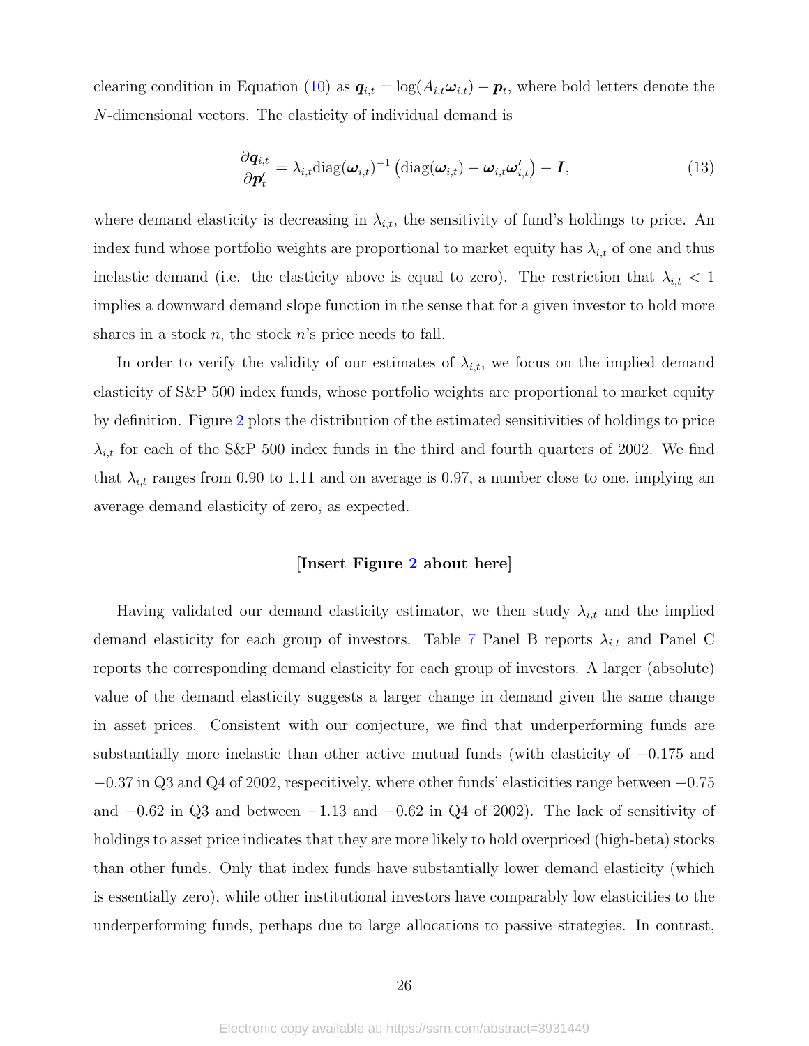clearing condition in Equation (10) as $\boldsymbol{q}_{i,t} = \log(A_{i,t}\boldsymbol{\omega}_{i,t}) - \boldsymbol{p}_t$, where bold letters denote the $N$-dimensional vectors. The elasticity of individual demand is

$$\frac{\partial \boldsymbol{q}_{i,t}}{\partial \boldsymbol{p}_t'} = \lambda_{i,t}\text{diag}(\boldsymbol{\omega}_{i,t})^{-1}\left(\text{diag}(\boldsymbol{\omega}_{i,t}) - \boldsymbol{\omega}_{i,t}\boldsymbol{\omega}_{i,t}'\right) - \boldsymbol{I}, \tag{13}$$

where demand elasticity is decreasing in $\lambda_{i,t}$, the sensitivity of fund's holdings to price. An index fund whose portfolio weights are proportional to market equity has $\lambda_{i,t}$ of one and thus inelastic demand (i.e. the elasticity above is equal to zero). The restriction that $\lambda_{i,t} < 1$ implies a downward demand slope function in the sense that for a given investor to hold more shares in a stock $n$, the stock $n$'s price needs to fall.

In order to verify the validity of our estimates of $\lambda_{i,t}$, we focus on the implied demand elasticity of S&P 500 index funds, whose portfolio weights are proportional to market equity by definition. Figure 2 plots the distribution of the estimated sensitivities of holdings to price $\lambda_{i,t}$ for each of the S&P 500 index funds in the third and fourth quarters of 2002. We find that $\lambda_{i,t}$ ranges from 0.90 to 1.11 and on average is 0.97, a number close to one, implying an average demand elasticity of zero, as expected.

**[Insert Figure 2 about here]**

Having validated our demand elasticity estimator, we then study $\lambda_{i,t}$ and the implied demand elasticity for each group of investors. Table 7 Panel B reports $\lambda_{i,t}$ and Panel C reports the corresponding demand elasticity for each group of investors. A larger (absolute) value of the demand elasticity suggests a larger change in demand given the same change in asset prices. Consistent with our conjecture, we find that underperforming funds are substantially more inelastic than other active mutual funds (with elasticity of $-0.175$ and $-0.37$ in Q3 and Q4 of 2002, respectively, where other funds' elasticities range between $-0.75$ and $-0.62$ in Q3 and between $-1.13$ and $-0.62$ in Q4 of 2002). The lack of sensitivity of holdings to asset price indicates that they are more likely to hold overpriced (high-beta) stocks than other funds. Only that index funds have substantially lower demand elasticity (which is essentially zero), while other institutional investors have comparably low elasticities to the underperforming funds, perhaps due to large allocations to passive strategies. In contrast,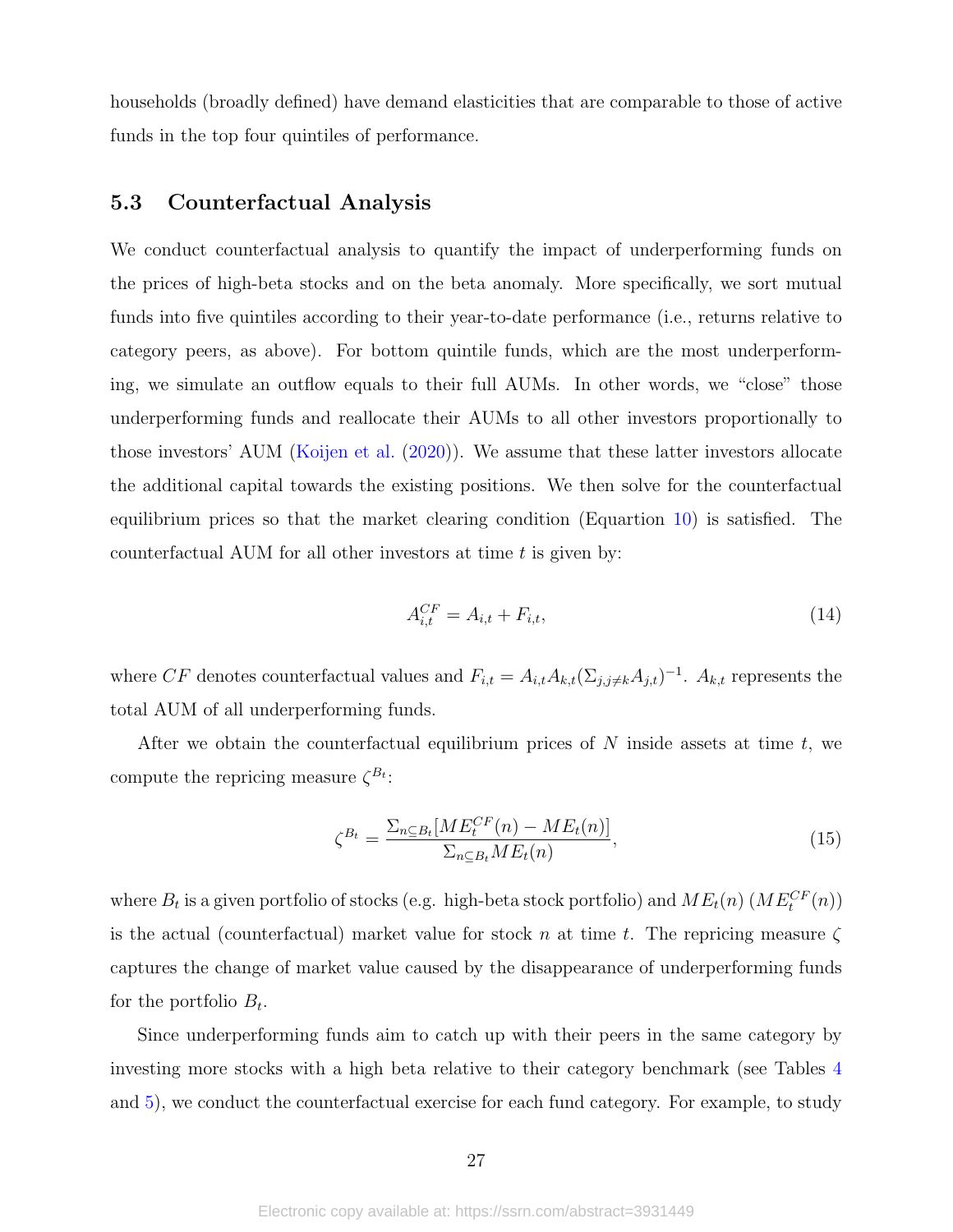households (broadly defined) have demand elasticities that are comparable to those of active funds in the top four quintiles of performance.

### 5.3 Counterfactual Analysis

We conduct counterfactual analysis to quantify the impact of underperforming funds on the prices of high-beta stocks and on the beta anomaly. More specifically, we sort mutual funds into five quintiles according to their year-to-date performance (i.e., returns relative to category peers, as above). For bottom quintile funds, which are the most underperforming, we simulate an outflow equals to their full AUMs. In other words, we "close" those underperforming funds and reallocate their AUMs to all other investors proportionally to those investors' AUM (Koijen et al. (2020)). We assume that these latter investors allocate the additional capital towards the existing positions. We then solve for the counterfactual equilibrium prices so that the market clearing condition (Equartion 10) is satisfied. The counterfactual AUM for all other investors at time $t$ is given by:

$$A_{i,t}^{CF} = A_{i,t} + F_{i,t}, \tag{14}$$

where $CF$ denotes counterfactual values and $F_{i,t} = A_{i,t} A_{k,t} (\Sigma_{j,j \neq k} A_{j,t})^{-1}$. $A_{k,t}$ represents the total AUM of all underperforming funds.

After we obtain the counterfactual equilibrium prices of $N$ inside assets at time $t$, we compute the repricing measure $\zeta^{B_t}$:

$$\zeta^{B_t} = \frac{\Sigma_{n \subseteq B_t} [ME_t^{CF}(n) - ME_t(n)]}{\Sigma_{n \subseteq B_t} ME_t(n)}, \tag{15}$$

where $B_t$ is a given portfolio of stocks (e.g. high-beta stock portfolio) and $ME_t(n)$ ($ME_t^{CF}(n)$) is the actual (counterfactual) market value for stock $n$ at time $t$. The repricing measure $\zeta$ captures the change of market value caused by the disappearance of underperforming funds for the portfolio $B_t$.

Since underperforming funds aim to catch up with their peers in the same category by investing more stocks with a high beta relative to their category benchmark (see Tables 4 and 5), we conduct the counterfactual exercise for each fund category. For example, to study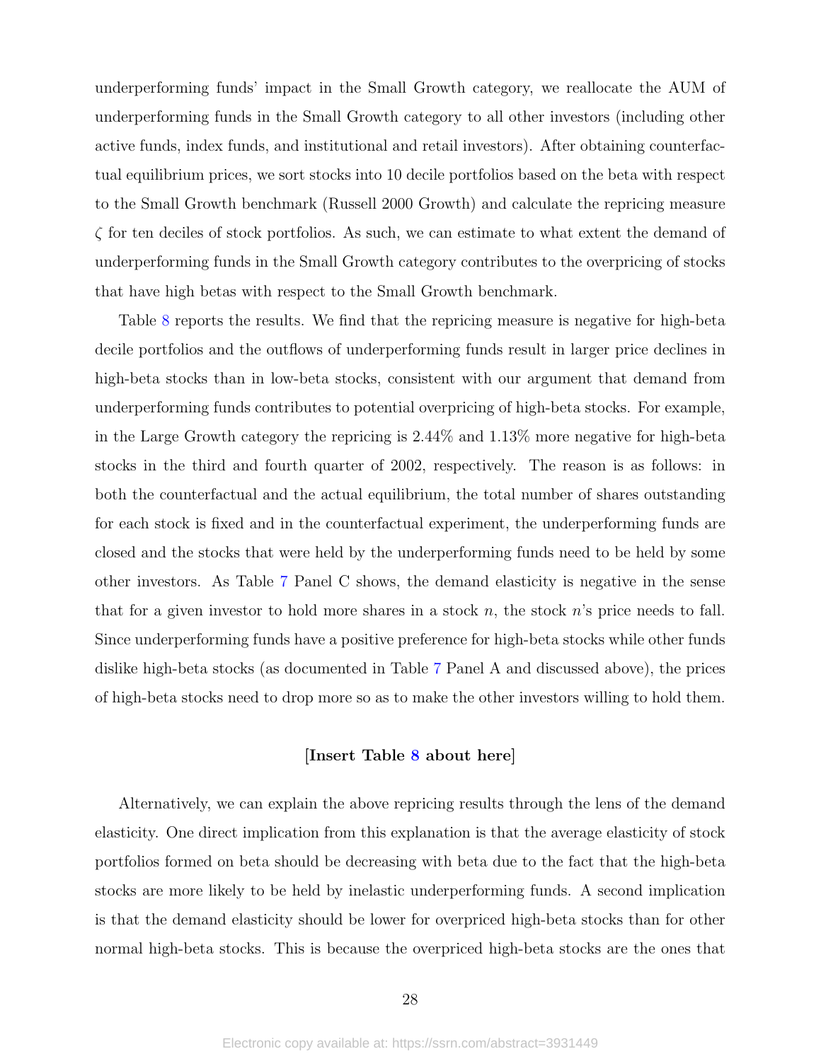underperforming funds' impact in the Small Growth category, we reallocate the AUM of underperforming funds in the Small Growth category to all other investors (including other active funds, index funds, and institutional and retail investors). After obtaining counterfactual equilibrium prices, we sort stocks into 10 decile portfolios based on the beta with respect to the Small Growth benchmark (Russell 2000 Growth) and calculate the repricing measure $\zeta$ for ten deciles of stock portfolios. As such, we can estimate to what extent the demand of underperforming funds in the Small Growth category contributes to the overpricing of stocks that have high betas with respect to the Small Growth benchmark.

Table 8 reports the results. We find that the repricing measure is negative for high-beta decile portfolios and the outflows of underperforming funds result in larger price declines in high-beta stocks than in low-beta stocks, consistent with our argument that demand from underperforming funds contributes to potential overpricing of high-beta stocks. For example, in the Large Growth category the repricing is 2.44% and 1.13% more negative for high-beta stocks in the third and fourth quarter of 2002, respectively. The reason is as follows: in both the counterfactual and the actual equilibrium, the total number of shares outstanding for each stock is fixed and in the counterfactual experiment, the underperforming funds are closed and the stocks that were held by the underperforming funds need to be held by some other investors. As Table 7 Panel C shows, the demand elasticity is negative in the sense that for a given investor to hold more shares in a stock $n$, the stock $n$'s price needs to fall. Since underperforming funds have a positive preference for high-beta stocks while other funds dislike high-beta stocks (as documented in Table 7 Panel A and discussed above), the prices of high-beta stocks need to drop more so as to make the other investors willing to hold them.

**[Insert Table 8 about here]**

Alternatively, we can explain the above repricing results through the lens of the demand elasticity. One direct implication from this explanation is that the average elasticity of stock portfolios formed on beta should be decreasing with beta due to the fact that the high-beta stocks are more likely to be held by inelastic underperforming funds. A second implication is that the demand elasticity should be lower for overpriced high-beta stocks than for other normal high-beta stocks. This is because the overpriced high-beta stocks are the ones that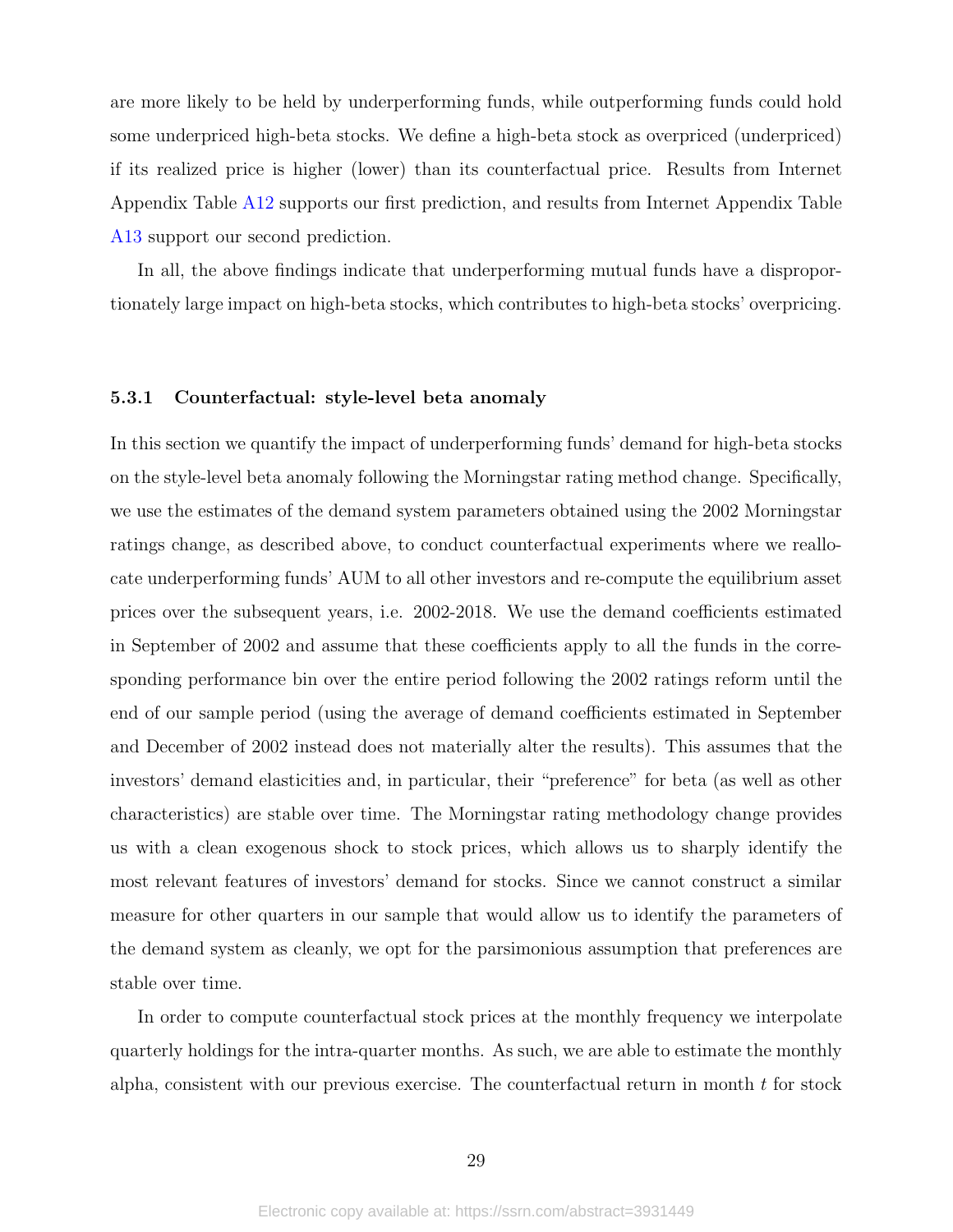are more likely to be held by underperforming funds, while outperforming funds could hold some underpriced high-beta stocks. We define a high-beta stock as overpriced (underpriced) if its realized price is higher (lower) than its counterfactual price. Results from Internet Appendix Table A12 supports our first prediction, and results from Internet Appendix Table A13 support our second prediction.

In all, the above findings indicate that underperforming mutual funds have a disproportionately large impact on high-beta stocks, which contributes to high-beta stocks' overpricing.

#### 5.3.1 Counterfactual: style-level beta anomaly

In this section we quantify the impact of underperforming funds' demand for high-beta stocks on the style-level beta anomaly following the Morningstar rating method change. Specifically, we use the estimates of the demand system parameters obtained using the 2002 Morningstar ratings change, as described above, to conduct counterfactual experiments where we reallocate underperforming funds' AUM to all other investors and re-compute the equilibrium asset prices over the subsequent years, i.e. 2002-2018. We use the demand coefficients estimated in September of 2002 and assume that these coefficients apply to all the funds in the corresponding performance bin over the entire period following the 2002 ratings reform until the end of our sample period (using the average of demand coefficients estimated in September and December of 2002 instead does not materially alter the results). This assumes that the investors' demand elasticities and, in particular, their "preference" for beta (as well as other characteristics) are stable over time. The Morningstar rating methodology change provides us with a clean exogenous shock to stock prices, which allows us to sharply identify the most relevant features of investors' demand for stocks. Since we cannot construct a similar measure for other quarters in our sample that would allow us to identify the parameters of the demand system as cleanly, we opt for the parsimonious assumption that preferences are stable over time.

In order to compute counterfactual stock prices at the monthly frequency we interpolate quarterly holdings for the intra-quarter months. As such, we are able to estimate the monthly alpha, consistent with our previous exercise. The counterfactual return in month $t$ for stock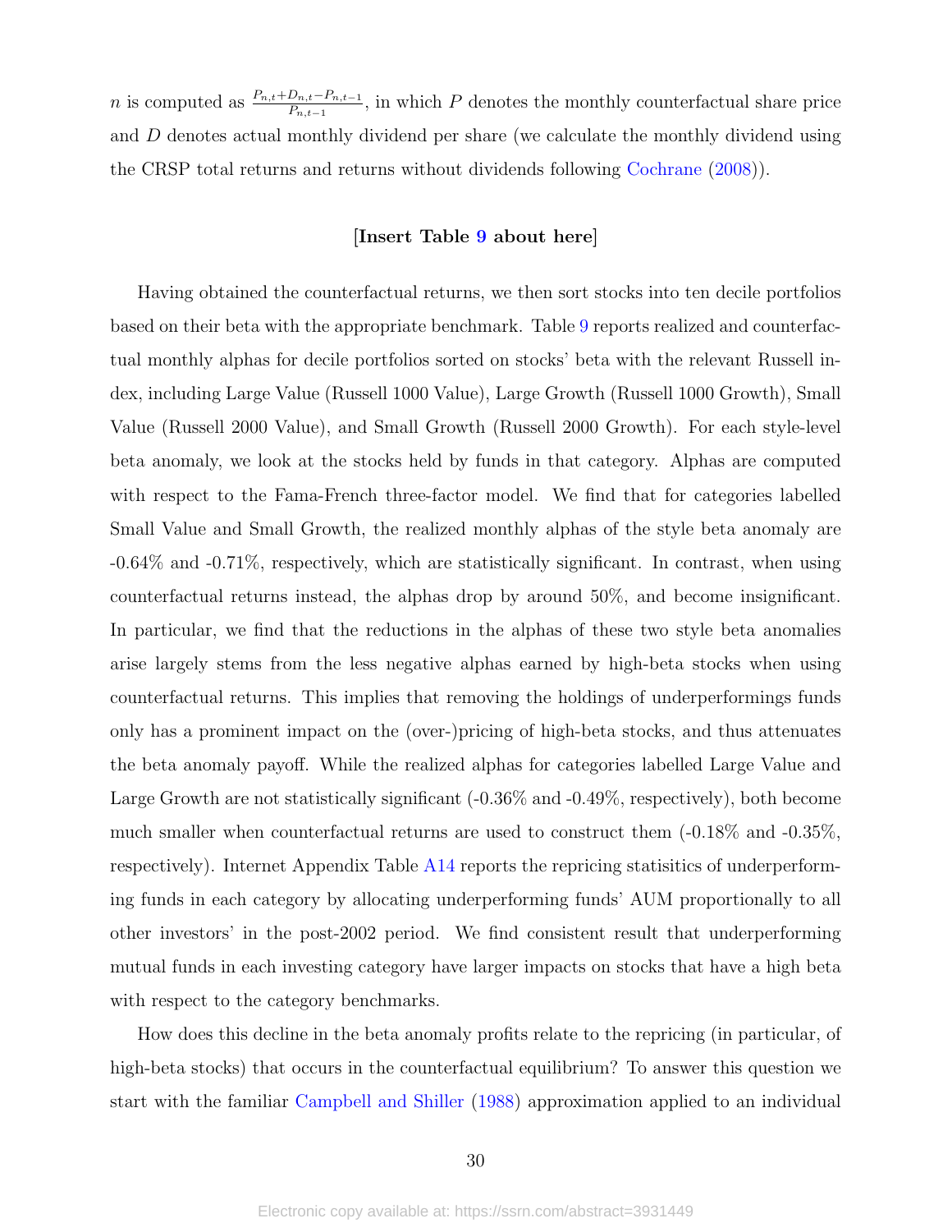$n$ is computed as $\frac{P_{n,t}+D_{n,t}-P_{n,t-1}}{P_{n,t-1}}$, in which $P$ denotes the monthly counterfactual share price and $D$ denotes actual monthly dividend per share (we calculate the monthly dividend using the CRSP total returns and returns without dividends following Cochrane (2008)).

**[Insert Table 9 about here]**

Having obtained the counterfactual returns, we then sort stocks into ten decile portfolios based on their beta with the appropriate benchmark. Table 9 reports realized and counterfactual monthly alphas for decile portfolios sorted on stocks' beta with the relevant Russell index, including Large Value (Russell 1000 Value), Large Growth (Russell 1000 Growth), Small Value (Russell 2000 Value), and Small Growth (Russell 2000 Growth). For each style-level beta anomaly, we look at the stocks held by funds in that category. Alphas are computed with respect to the Fama-French three-factor model. We find that for categories labelled Small Value and Small Growth, the realized monthly alphas of the style beta anomaly are -0.64% and -0.71%, respectively, which are statistically significant. In contrast, when using counterfactual returns instead, the alphas drop by around 50%, and become insignificant. In particular, we find that the reductions in the alphas of these two style beta anomalies arise largely stems from the less negative alphas earned by high-beta stocks when using counterfactual returns. This implies that removing the holdings of underperformings funds only has a prominent impact on the (over-)pricing of high-beta stocks, and thus attenuates the beta anomaly payoff. While the realized alphas for categories labelled Large Value and Large Growth are not statistically significant (-0.36% and -0.49%, respectively), both become much smaller when counterfactual returns are used to construct them (-0.18% and -0.35%, respectively). Internet Appendix Table A14 reports the repricing statisitics of underperforming funds in each category by allocating underperforming funds' AUM proportionally to all other investors' in the post-2002 period. We find consistent result that underperforming mutual funds in each investing category have larger impacts on stocks that have a high beta with respect to the category benchmarks.

How does this decline in the beta anomaly profits relate to the repricing (in particular, of high-beta stocks) that occurs in the counterfactual equilibrium? To answer this question we start with the familiar Campbell and Shiller (1988) approximation applied to an individual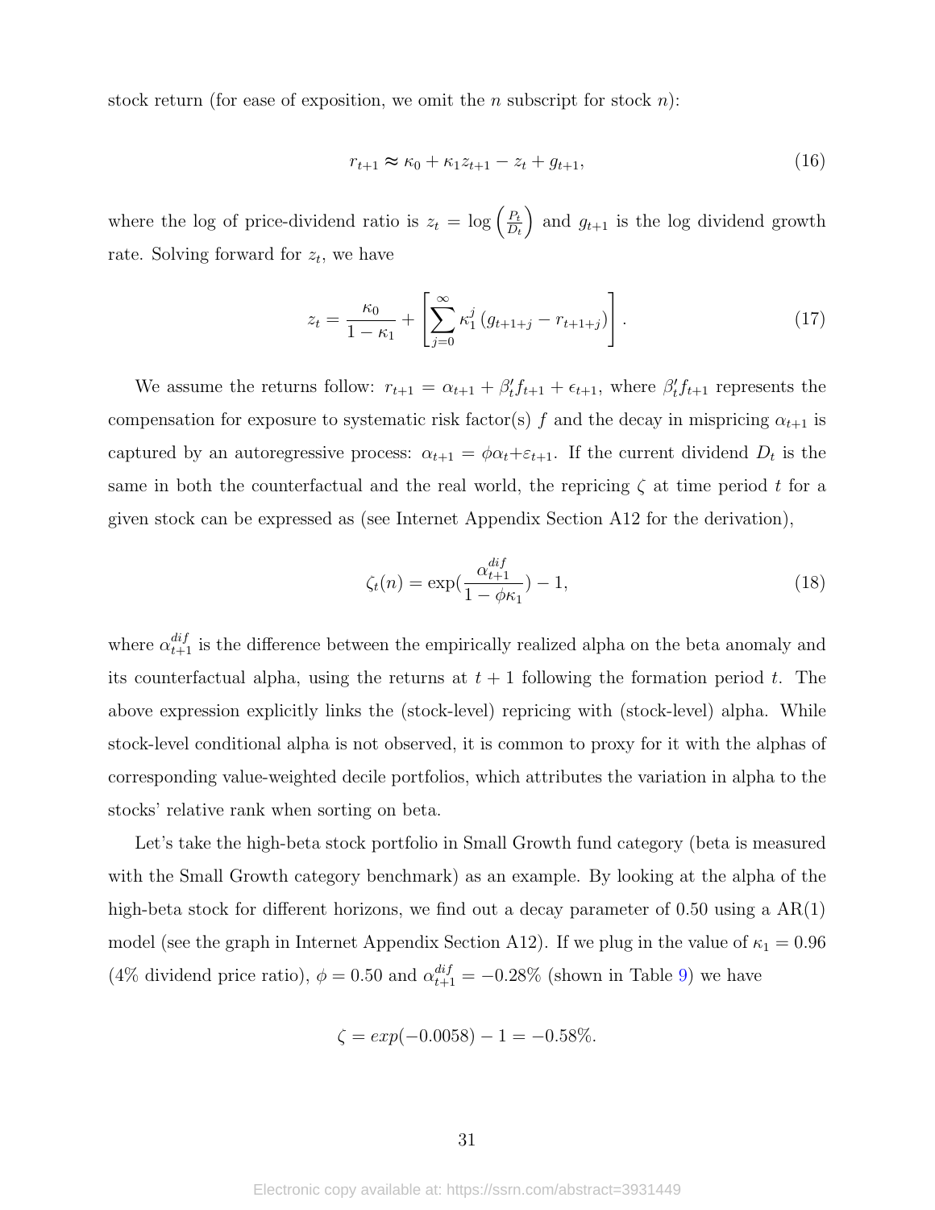stock return (for ease of exposition, we omit the $n$ subscript for stock $n$):

$$r_{t+1} \approx \kappa_0 + \kappa_1 z_{t+1} - z_t + g_{t+1}, \tag{16}$$

where the log of price-dividend ratio is $z_t = \log\left(\frac{P_t}{D_t}\right)$ and $g_{t+1}$ is the log dividend growth rate. Solving forward for $z_t$, we have

$$z_t = \frac{\kappa_0}{1-\kappa_1} + \left[\sum_{j=0}^{\infty} \kappa_1^j \left(g_{t+1+j} - r_{t+1+j}\right)\right]. \tag{17}$$

We assume the returns follow: $r_{t+1} = \alpha_{t+1} + \beta_t' f_{t+1} + \epsilon_{t+1}$, where $\beta_t' f_{t+1}$ represents the compensation for exposure to systematic risk factor(s) $f$ and the decay in mispricing $\alpha_{t+1}$ is captured by an autoregressive process: $\alpha_{t+1} = \phi\alpha_t + \varepsilon_{t+1}$. If the current dividend $D_t$ is the same in both the counterfactual and the real world, the repricing $\zeta$ at time period $t$ for a given stock can be expressed as (see Internet Appendix Section A12 for the derivation),

$$\zeta_t(n) = \exp\left(\frac{\alpha_{t+1}^{dif}}{1-\phi\kappa_1}\right) - 1, \tag{18}$$

where $\alpha_{t+1}^{dif}$ is the difference between the empirically realized alpha on the beta anomaly and its counterfactual alpha, using the returns at $t+1$ following the formation period $t$. The above expression explicitly links the (stock-level) repricing with (stock-level) alpha. While stock-level conditional alpha is not observed, it is common to proxy for it with the alphas of corresponding value-weighted decile portfolios, which attributes the variation in alpha to the stocks' relative rank when sorting on beta.

Let's take the high-beta stock portfolio in Small Growth fund category (beta is measured with the Small Growth category benchmark) as an example. By looking at the alpha of the high-beta stock for different horizons, we find out a decay parameter of 0.50 using a AR(1) model (see the graph in Internet Appendix Section A12). If we plug in the value of $\kappa_1 = 0.96$ (4% dividend price ratio), $\phi = 0.50$ and $\alpha_{t+1}^{dif} = -0.28\%$ (shown in Table 9) we have

$$\zeta = exp(-0.0058) - 1 = -0.58\%.$$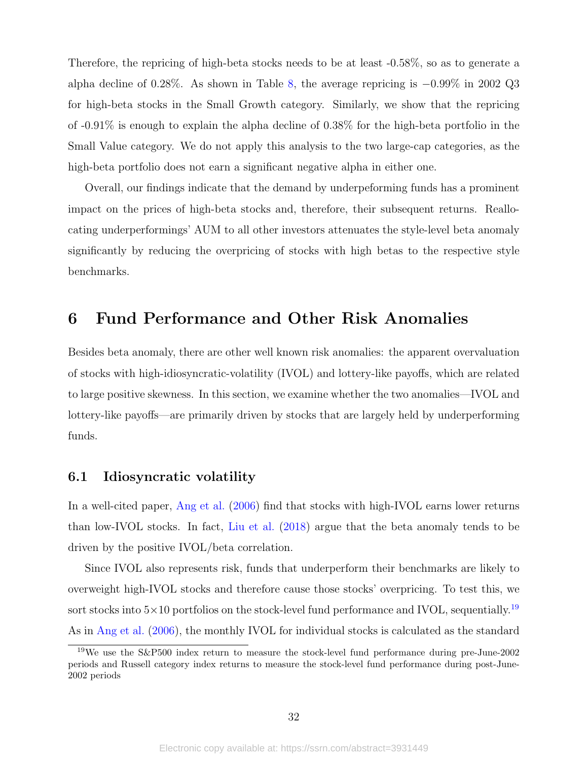Therefore, the repricing of high-beta stocks needs to be at least -0.58%, so as to generate a alpha decline of 0.28%. As shown in Table 8, the average repricing is −0.99% in 2002 Q3 for high-beta stocks in the Small Growth category. Similarly, we show that the repricing of -0.91% is enough to explain the alpha decline of 0.38% for the high-beta portfolio in the Small Value category. We do not apply this analysis to the two large-cap categories, as the high-beta portfolio does not earn a significant negative alpha in either one.

Overall, our findings indicate that the demand by underpeforming funds has a prominent impact on the prices of high-beta stocks and, therefore, their subsequent returns. Reallocating underperformings' AUM to all other investors attenuates the style-level beta anomaly significantly by reducing the overpricing of stocks with high betas to the respective style benchmarks.

# 6 Fund Performance and Other Risk Anomalies

Besides beta anomaly, there are other well known risk anomalies: the apparent overvaluation of stocks with high-idiosyncratic-volatility (IVOL) and lottery-like payoffs, which are related to large positive skewness. In this section, we examine whether the two anomalies—IVOL and lottery-like payoffs—are primarily driven by stocks that are largely held by underperforming funds.

## 6.1 Idiosyncratic volatility

In a well-cited paper, Ang et al. (2006) find that stocks with high-IVOL earns lower returns than low-IVOL stocks. In fact, Liu et al. (2018) argue that the beta anomaly tends to be driven by the positive IVOL/beta correlation.

Since IVOL also represents risk, funds that underperform their benchmarks are likely to overweight high-IVOL stocks and therefore cause those stocks' overpricing. To test this, we sort stocks into 5×10 portfolios on the stock-level fund performance and IVOL, sequentially.[19] As in Ang et al. (2006), the monthly IVOL for individual stocks is calculated as the standard

[19] We use the S&P500 index return to measure the stock-level fund performance during pre-June-2002 periods and Russell category index returns to measure the stock-level fund performance during post-June-2002 periods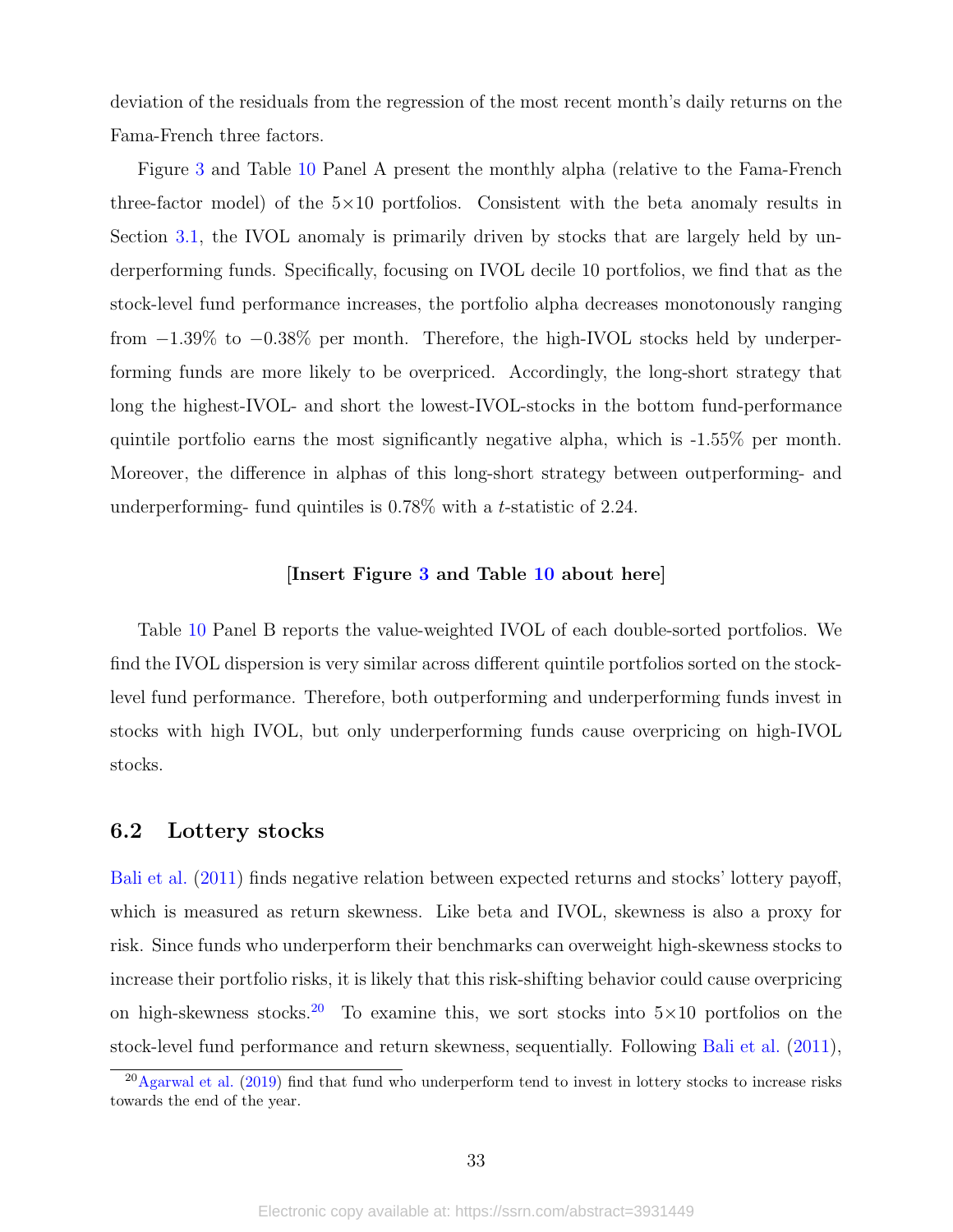deviation of the residuals from the regression of the most recent month's daily returns on the Fama-French three factors.

Figure 3 and Table 10 Panel A present the monthly alpha (relative to the Fama-French three-factor model) of the 5×10 portfolios. Consistent with the beta anomaly results in Section 3.1, the IVOL anomaly is primarily driven by stocks that are largely held by underperforming funds. Specifically, focusing on IVOL decile 10 portfolios, we find that as the stock-level fund performance increases, the portfolio alpha decreases monotonously ranging from $-1.39\%$ to $-0.38\%$ per month. Therefore, the high-IVOL stocks held by underperforming funds are more likely to be overpriced. Accordingly, the long-short strategy that long the highest-IVOL- and short the lowest-IVOL-stocks in the bottom fund-performance quintile portfolio earns the most significantly negative alpha, which is -1.55% per month. Moreover, the difference in alphas of this long-short strategy between outperforming- and underperforming- fund quintiles is 0.78% with a $t$-statistic of 2.24.

**[Insert Figure 3 and Table 10 about here]**

Table 10 Panel B reports the value-weighted IVOL of each double-sorted portfolios. We find the IVOL dispersion is very similar across different quintile portfolios sorted on the stock-level fund performance. Therefore, both outperforming and underperforming funds invest in stocks with high IVOL, but only underperforming funds cause overpricing on high-IVOL stocks.

## 6.2 Lottery stocks

Bali et al. (2011) finds negative relation between expected returns and stocks' lottery payoff, which is measured as return skewness. Like beta and IVOL, skewness is also a proxy for risk. Since funds who underperform their benchmarks can overweight high-skewness stocks to increase their portfolio risks, it is likely that this risk-shifting behavior could cause overpricing on high-skewness stocks.[20] To examine this, we sort stocks into 5×10 portfolios on the stock-level fund performance and return skewness, sequentially. Following Bali et al. (2011),

[20] Agarwal et al. (2019) find that fund who underperform tend to invest in lottery stocks to increase risks towards the end of the year.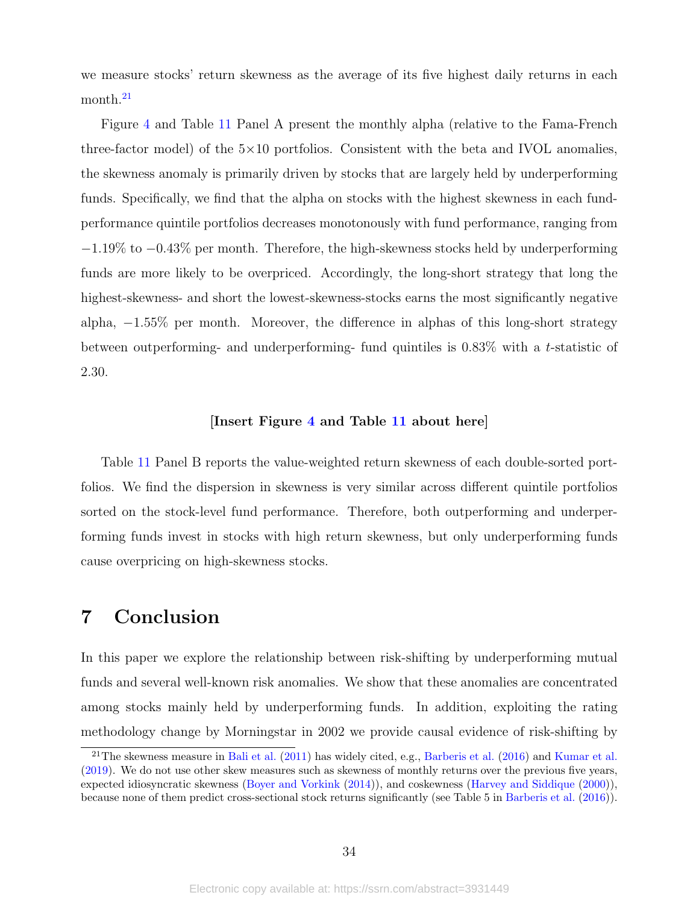we measure stocks' return skewness as the average of its five highest daily returns in each month.[21]

Figure 4 and Table 11 Panel A present the monthly alpha (relative to the Fama-French three-factor model) of the 5×10 portfolios. Consistent with the beta and IVOL anomalies, the skewness anomaly is primarily driven by stocks that are largely held by underperforming funds. Specifically, we find that the alpha on stocks with the highest skewness in each fund-performance quintile portfolios decreases monotonously with fund performance, ranging from −1.19% to −0.43% per month. Therefore, the high-skewness stocks held by underperforming funds are more likely to be overpriced. Accordingly, the long-short strategy that long the highest-skewness- and short the lowest-skewness-stocks earns the most significantly negative alpha, −1.55% per month. Moreover, the difference in alphas of this long-short strategy between outperforming- and underperforming- fund quintiles is 0.83% with a $t$-statistic of 2.30.

**[Insert Figure 4 and Table 11 about here]**

Table 11 Panel B reports the value-weighted return skewness of each double-sorted portfolios. We find the dispersion in skewness is very similar across different quintile portfolios sorted on the stock-level fund performance. Therefore, both outperforming and underperforming funds invest in stocks with high return skewness, but only underperforming funds cause overpricing on high-skewness stocks.

# 7 Conclusion

In this paper we explore the relationship between risk-shifting by underperforming mutual funds and several well-known risk anomalies. We show that these anomalies are concentrated among stocks mainly held by underperforming funds. In addition, exploiting the rating methodology change by Morningstar in 2002 we provide causal evidence of risk-shifting by

[21] The skewness measure in Bali et al. (2011) has widely cited, e.g., Barberis et al. (2016) and Kumar et al. (2019). We do not use other skew measures such as skewness of monthly returns over the previous five years, expected idiosyncratic skewness (Boyer and Vorkink (2014)), and coskewness (Harvey and Siddique (2000)), because none of them predict cross-sectional stock returns significantly (see Table 5 in Barberis et al. (2016)).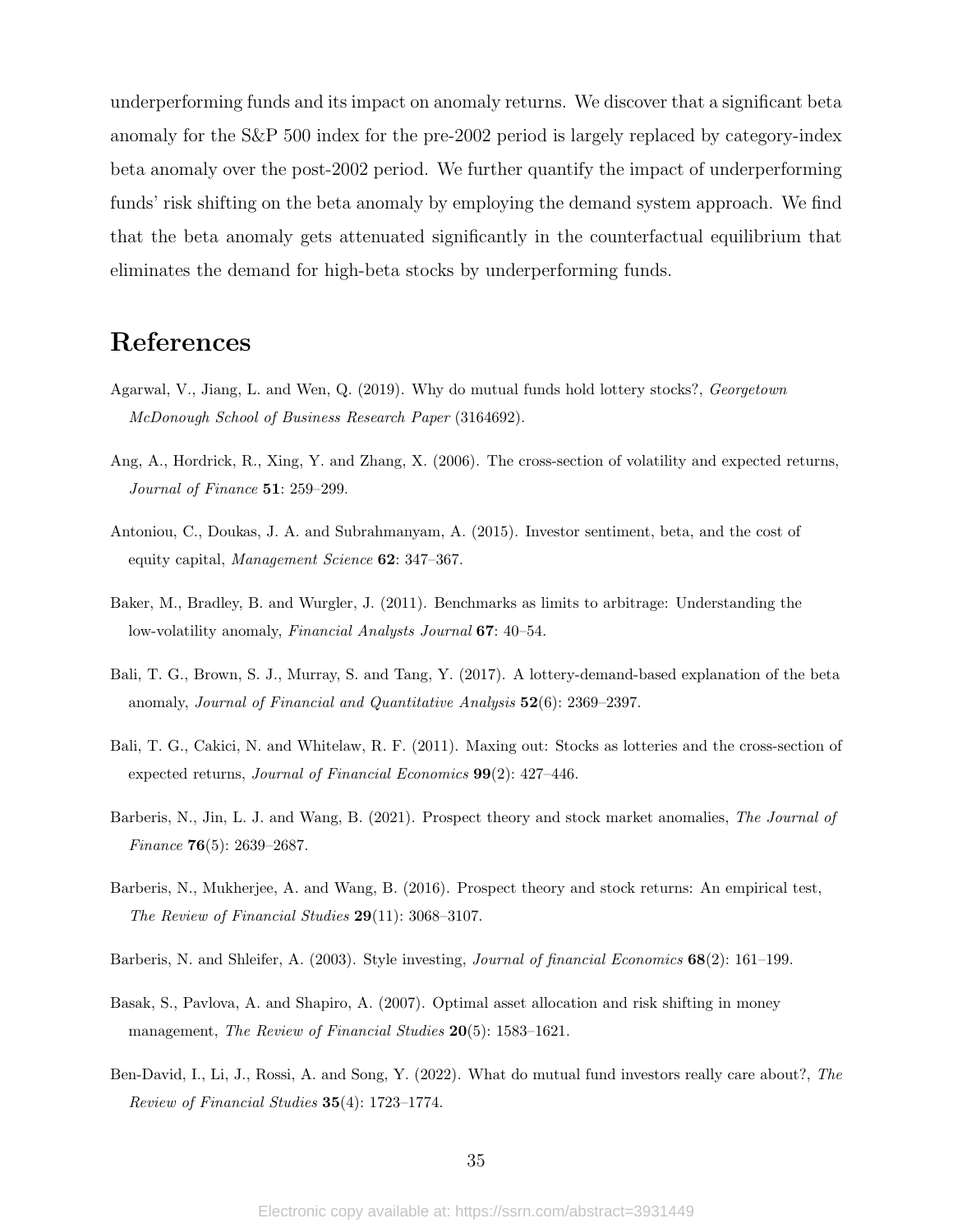underperforming funds and its impact on anomaly returns. We discover that a significant beta anomaly for the S&P 500 index for the pre-2002 period is largely replaced by category-index beta anomaly over the post-2002 period. We further quantify the impact of underperforming funds' risk shifting on the beta anomaly by employing the demand system approach. We find that the beta anomaly gets attenuated significantly in the counterfactual equilibrium that eliminates the demand for high-beta stocks by underperforming funds.

# References

Agarwal, V., Jiang, L. and Wen, Q. (2019). Why do mutual funds hold lottery stocks?, *Georgetown McDonough School of Business Research Paper* (3164692).

Ang, A., Hordrick, R., Xing, Y. and Zhang, X. (2006). The cross-section of volatility and expected returns, *Journal of Finance* **51**: 259–299.

Antoniou, C., Doukas, J. A. and Subrahmanyam, A. (2015). Investor sentiment, beta, and the cost of equity capital, *Management Science* **62**: 347–367.

Baker, M., Bradley, B. and Wurgler, J. (2011). Benchmarks as limits to arbitrage: Understanding the low-volatility anomaly, *Financial Analysts Journal* **67**: 40–54.

Bali, T. G., Brown, S. J., Murray, S. and Tang, Y. (2017). A lottery-demand-based explanation of the beta anomaly, *Journal of Financial and Quantitative Analysis* **52**(6): 2369–2397.

Bali, T. G., Cakici, N. and Whitelaw, R. F. (2011). Maxing out: Stocks as lotteries and the cross-section of expected returns, *Journal of Financial Economics* **99**(2): 427–446.

Barberis, N., Jin, L. J. and Wang, B. (2021). Prospect theory and stock market anomalies, *The Journal of Finance* **76**(5): 2639–2687.

Barberis, N., Mukherjee, A. and Wang, B. (2016). Prospect theory and stock returns: An empirical test, *The Review of Financial Studies* **29**(11): 3068–3107.

Barberis, N. and Shleifer, A. (2003). Style investing, *Journal of financial Economics* **68**(2): 161–199.

Basak, S., Pavlova, A. and Shapiro, A. (2007). Optimal asset allocation and risk shifting in money management, *The Review of Financial Studies* **20**(5): 1583–1621.

Ben-David, I., Li, J., Rossi, A. and Song, Y. (2022). What do mutual fund investors really care about?, *The Review of Financial Studies* **35**(4): 1723–1774.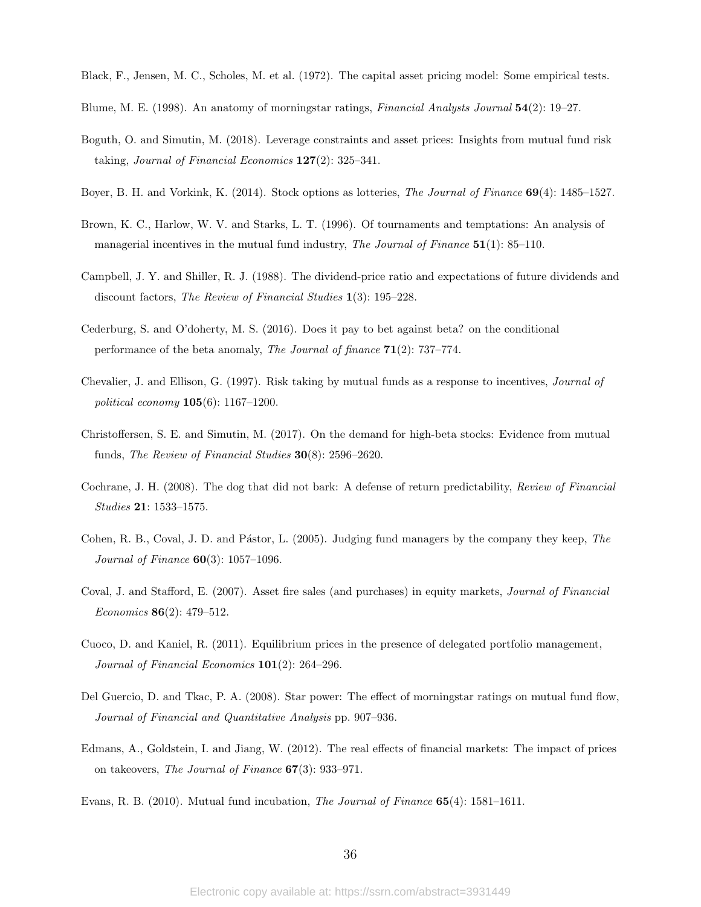Black, F., Jensen, M. C., Scholes, M. et al. (1972). The capital asset pricing model: Some empirical tests.

Blume, M. E. (1998). An anatomy of morningstar ratings, *Financial Analysts Journal* **54**(2): 19–27.

Boguth, O. and Simutin, M. (2018). Leverage constraints and asset prices: Insights from mutual fund risk taking, *Journal of Financial Economics* **127**(2): 325–341.

Boyer, B. H. and Vorkink, K. (2014). Stock options as lotteries, *The Journal of Finance* **69**(4): 1485–1527.

Brown, K. C., Harlow, W. V. and Starks, L. T. (1996). Of tournaments and temptations: An analysis of managerial incentives in the mutual fund industry, *The Journal of Finance* **51**(1): 85–110.

Campbell, J. Y. and Shiller, R. J. (1988). The dividend-price ratio and expectations of future dividends and discount factors, *The Review of Financial Studies* **1**(3): 195–228.

Cederburg, S. and O'doherty, M. S. (2016). Does it pay to bet against beta? on the conditional performance of the beta anomaly, *The Journal of finance* **71**(2): 737–774.

Chevalier, J. and Ellison, G. (1997). Risk taking by mutual funds as a response to incentives, *Journal of political economy* **105**(6): 1167–1200.

Christoffersen, S. E. and Simutin, M. (2017). On the demand for high-beta stocks: Evidence from mutual funds, *The Review of Financial Studies* **30**(8): 2596–2620.

Cochrane, J. H. (2008). The dog that did not bark: A defense of return predictability, *Review of Financial Studies* **21**: 1533–1575.

Cohen, R. B., Coval, J. D. and Pástor, L. (2005). Judging fund managers by the company they keep, *The Journal of Finance* **60**(3): 1057–1096.

Coval, J. and Stafford, E. (2007). Asset fire sales (and purchases) in equity markets, *Journal of Financial Economics* **86**(2): 479–512.

Cuoco, D. and Kaniel, R. (2011). Equilibrium prices in the presence of delegated portfolio management, *Journal of Financial Economics* **101**(2): 264–296.

Del Guercio, D. and Tkac, P. A. (2008). Star power: The effect of morningstar ratings on mutual fund flow, *Journal of Financial and Quantitative Analysis* pp. 907–936.

Edmans, A., Goldstein, I. and Jiang, W. (2012). The real effects of financial markets: The impact of prices on takeovers, *The Journal of Finance* **67**(3): 933–971.

Evans, R. B. (2010). Mutual fund incubation, *The Journal of Finance* **65**(4): 1581–1611.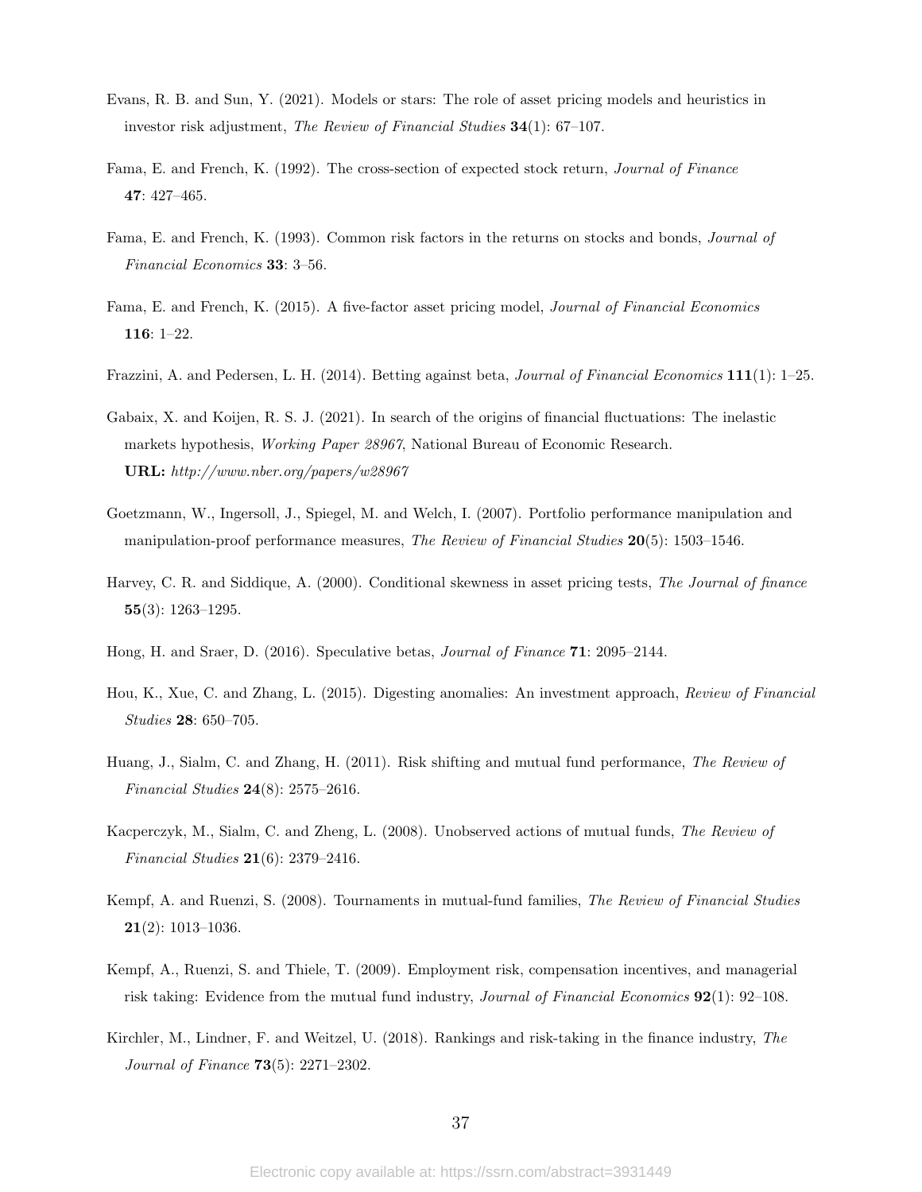Evans, R. B. and Sun, Y. (2021). Models or stars: The role of asset pricing models and heuristics in investor risk adjustment, *The Review of Financial Studies* **34**(1): 67–107.

Fama, E. and French, K. (1992). The cross-section of expected stock return, *Journal of Finance* **47**: 427–465.

Fama, E. and French, K. (1993). Common risk factors in the returns on stocks and bonds, *Journal of Financial Economics* **33**: 3–56.

Fama, E. and French, K. (2015). A five-factor asset pricing model, *Journal of Financial Economics* **116**: 1–22.

Frazzini, A. and Pedersen, L. H. (2014). Betting against beta, *Journal of Financial Economics* **111**(1): 1–25.

Gabaix, X. and Koijen, R. S. J. (2021). In search of the origins of financial fluctuations: The inelastic markets hypothesis, *Working Paper 28967*, National Bureau of Economic Research.
**URL:** *http://www.nber.org/papers/w28967*

Goetzmann, W., Ingersoll, J., Spiegel, M. and Welch, I. (2007). Portfolio performance manipulation and manipulation-proof performance measures, *The Review of Financial Studies* **20**(5): 1503–1546.

Harvey, C. R. and Siddique, A. (2000). Conditional skewness in asset pricing tests, *The Journal of finance* **55**(3): 1263–1295.

Hong, H. and Sraer, D. (2016). Speculative betas, *Journal of Finance* **71**: 2095–2144.

Hou, K., Xue, C. and Zhang, L. (2015). Digesting anomalies: An investment approach, *Review of Financial Studies* **28**: 650–705.

Huang, J., Sialm, C. and Zhang, H. (2011). Risk shifting and mutual fund performance, *The Review of Financial Studies* **24**(8): 2575–2616.

Kacperczyk, M., Sialm, C. and Zheng, L. (2008). Unobserved actions of mutual funds, *The Review of Financial Studies* **21**(6): 2379–2416.

Kempf, A. and Ruenzi, S. (2008). Tournaments in mutual-fund families, *The Review of Financial Studies* **21**(2): 1013–1036.

Kempf, A., Ruenzi, S. and Thiele, T. (2009). Employment risk, compensation incentives, and managerial risk taking: Evidence from the mutual fund industry, *Journal of Financial Economics* **92**(1): 92–108.

Kirchler, M., Lindner, F. and Weitzel, U. (2018). Rankings and risk-taking in the finance industry, *The Journal of Finance* **73**(5): 2271–2302.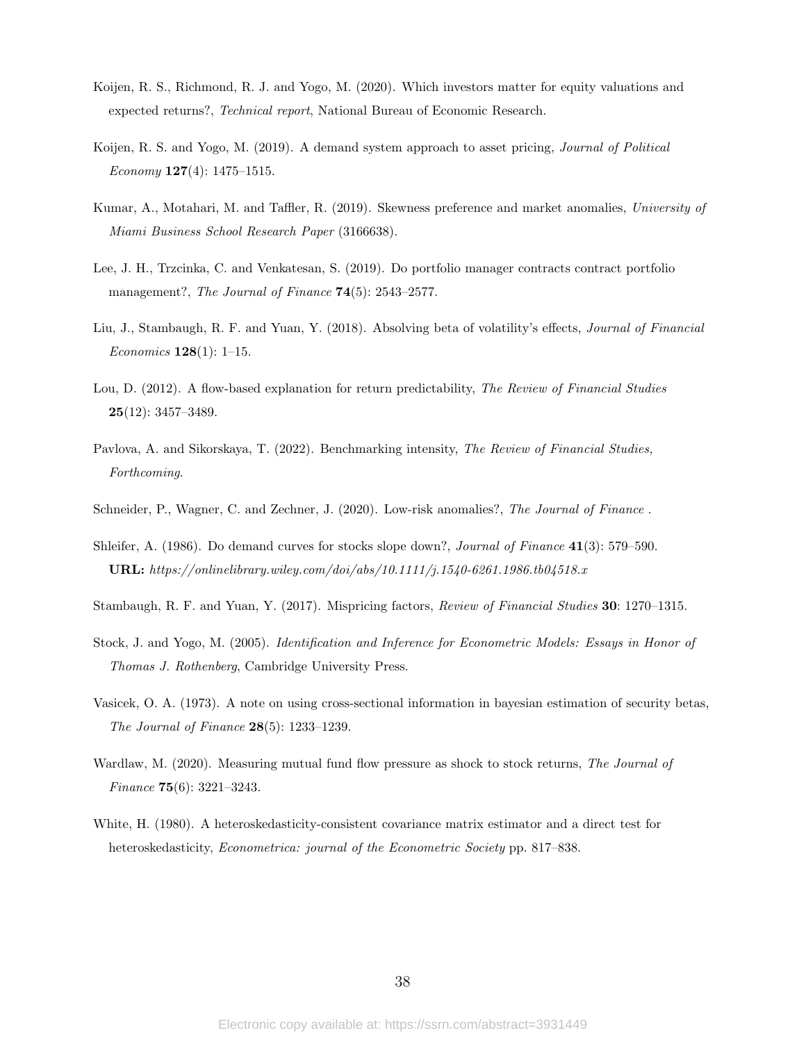Koijen, R. S., Richmond, R. J. and Yogo, M. (2020). Which investors matter for equity valuations and expected returns?, *Technical report*, National Bureau of Economic Research.

Koijen, R. S. and Yogo, M. (2019). A demand system approach to asset pricing, *Journal of Political Economy* **127**(4): 1475–1515.

Kumar, A., Motahari, M. and Taffler, R. (2019). Skewness preference and market anomalies, *University of Miami Business School Research Paper* (3166638).

Lee, J. H., Trzcinka, C. and Venkatesan, S. (2019). Do portfolio manager contracts contract portfolio management?, *The Journal of Finance* **74**(5): 2543–2577.

Liu, J., Stambaugh, R. F. and Yuan, Y. (2018). Absolving beta of volatility's effects, *Journal of Financial Economics* **128**(1): 1–15.

Lou, D. (2012). A flow-based explanation for return predictability, *The Review of Financial Studies* **25**(12): 3457–3489.

Pavlova, A. and Sikorskaya, T. (2022). Benchmarking intensity, *The Review of Financial Studies, Forthcoming*.

Schneider, P., Wagner, C. and Zechner, J. (2020). Low-risk anomalies?, *The Journal of Finance* .

Shleifer, A. (1986). Do demand curves for stocks slope down?, *Journal of Finance* **41**(3): 579–590. **URL:** *https://onlinelibrary.wiley.com/doi/abs/10.1111/j.1540-6261.1986.tb04518.x*

Stambaugh, R. F. and Yuan, Y. (2017). Mispricing factors, *Review of Financial Studies* **30**: 1270–1315.

Stock, J. and Yogo, M. (2005). *Identification and Inference for Econometric Models: Essays in Honor of Thomas J. Rothenberg*, Cambridge University Press.

Vasicek, O. A. (1973). A note on using cross-sectional information in bayesian estimation of security betas, *The Journal of Finance* **28**(5): 1233–1239.

Wardlaw, M. (2020). Measuring mutual fund flow pressure as shock to stock returns, *The Journal of Finance* **75**(6): 3221–3243.

White, H. (1980). A heteroskedasticity-consistent covariance matrix estimator and a direct test for heteroskedasticity, *Econometrica: journal of the Econometric Society* pp. 817–838.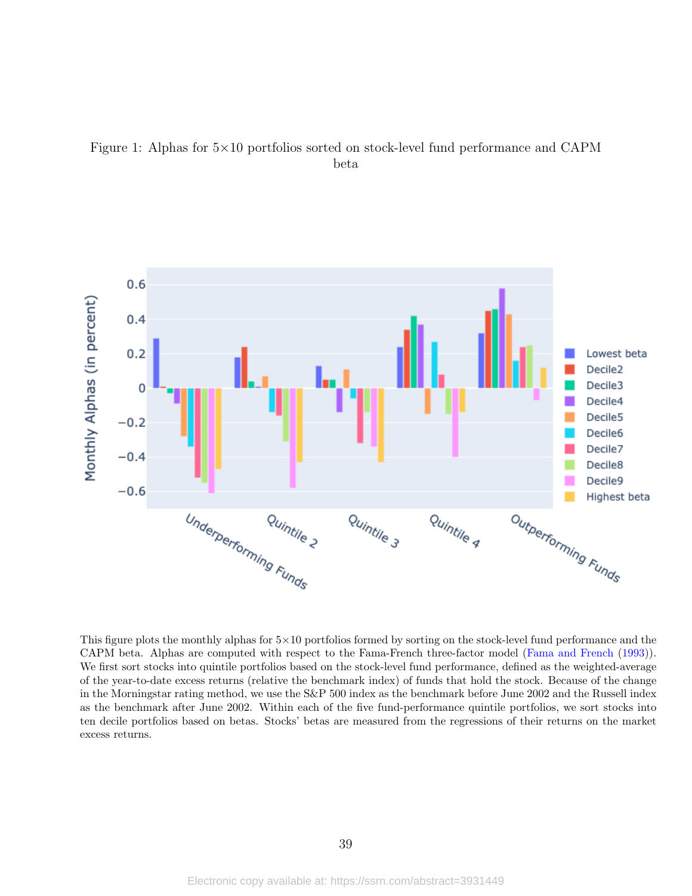Figure 1: Alphas for 5×10 portfolios sorted on stock-level fund performance and CAPM beta

This figure plots the monthly alphas for 5×10 portfolios formed by sorting on the stock-level fund performance and the CAPM beta. Alphas are computed with respect to the Fama-French three-factor model (Fama and French (1993)). We first sort stocks into quintile portfolios based on the stock-level fund performance, defined as the weighted-average of the year-to-date excess returns (relative the benchmark index) of funds that hold the stock. Because of the change in the Morningstar rating method, we use the S&P 500 index as the benchmark before June 2002 and the Russell index as the benchmark after June 2002. Within each of the five fund-performance quintile portfolios, we sort stocks into ten decile portfolios based on betas. Stocks' betas are measured from the regressions of their returns on the market excess returns.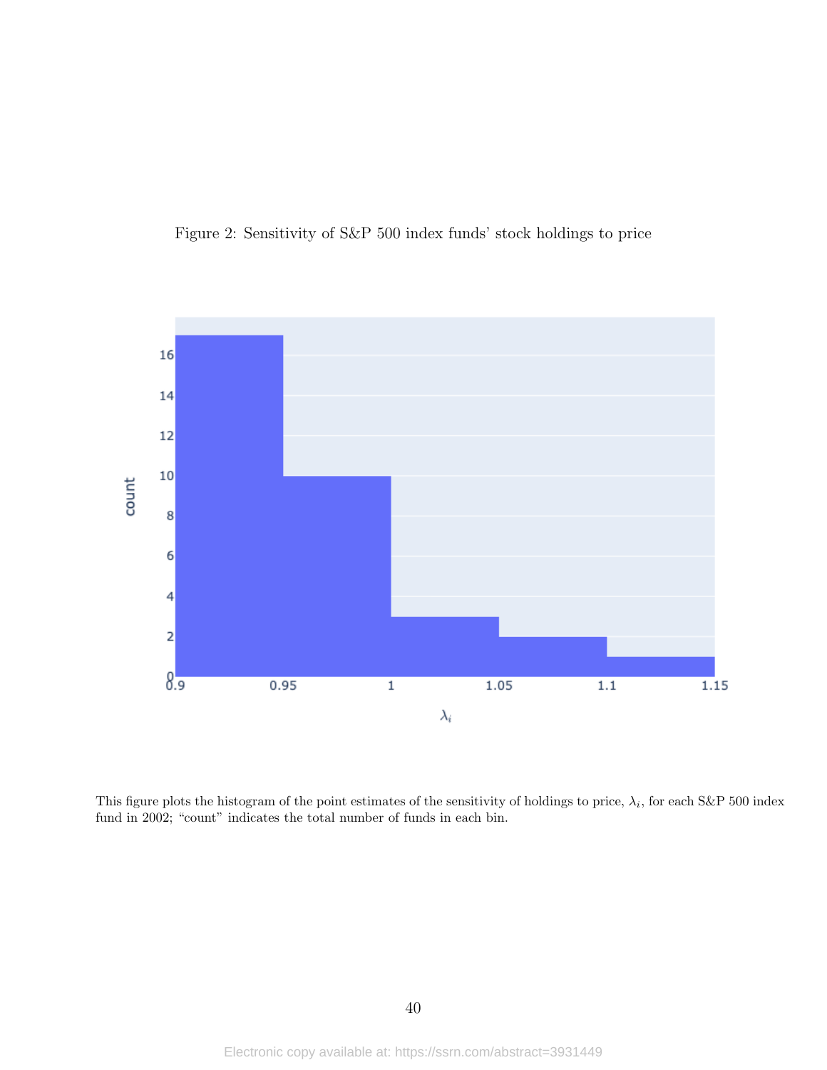Figure 2: Sensitivity of S&P 500 index funds' stock holdings to price

This figure plots the histogram of the point estimates of the sensitivity of holdings to price, $\lambda_i$, for each S&P 500 index fund in 2002; "count" indicates the total number of funds in each bin.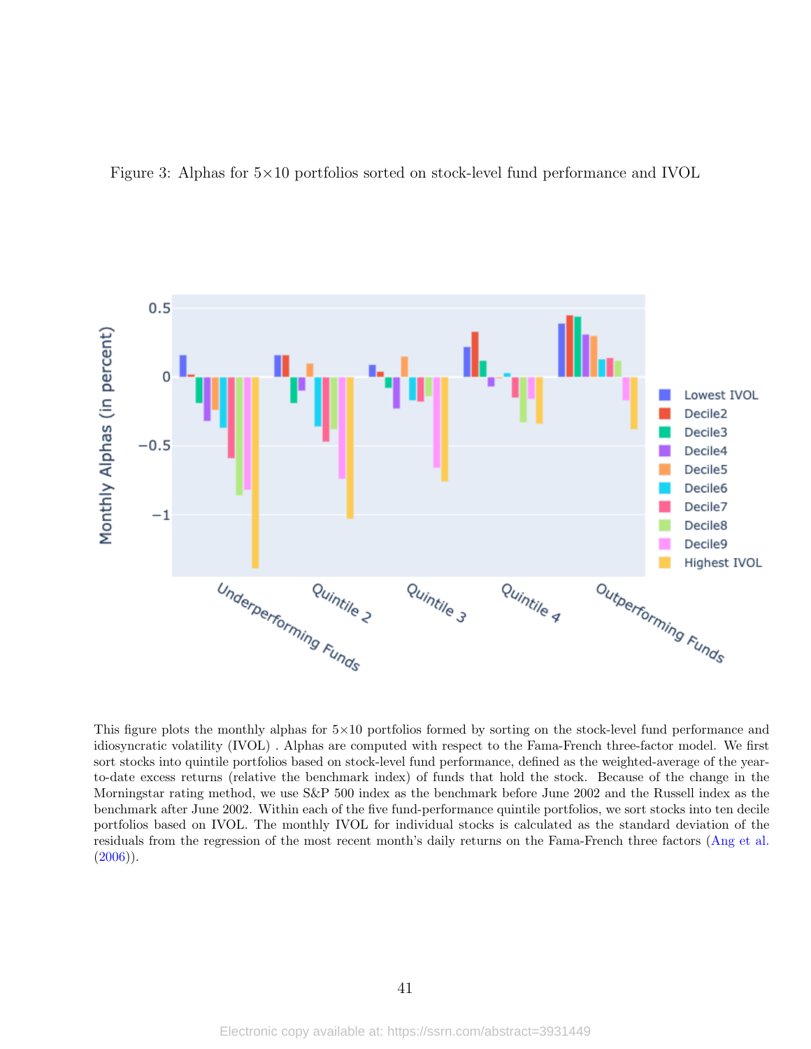Figure 3: Alphas for 5×10 portfolios sorted on stock-level fund performance and IVOL

This figure plots the monthly alphas for 5×10 portfolios formed by sorting on the stock-level fund performance and idiosyncratic volatility (IVOL) . Alphas are computed with respect to the Fama-French three-factor model. We first sort stocks into quintile portfolios based on stock-level fund performance, defined as the weighted-average of the year-to-date excess returns (relative the benchmark index) of funds that hold the stock. Because of the change in the Morningstar rating method, we use S&P 500 index as the benchmark before June 2002 and the Russell index as the benchmark after June 2002. Within each of the five fund-performance quintile portfolios, we sort stocks into ten decile portfolios based on IVOL. The monthly IVOL for individual stocks is calculated as the standard deviation of the residuals from the regression of the most recent month's daily returns on the Fama-French three factors (Ang et al. (2006)).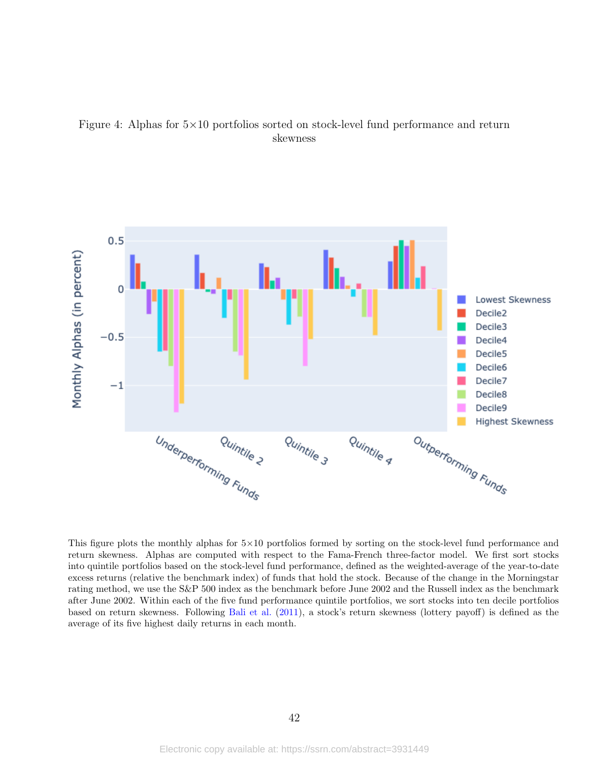Figure 4: Alphas for 5×10 portfolios sorted on stock-level fund performance and return skewness

This figure plots the monthly alphas for 5×10 portfolios formed by sorting on the stock-level fund performance and return skewness. Alphas are computed with respect to the Fama-French three-factor model. We first sort stocks into quintile portfolios based on the stock-level fund performance, defined as the weighted-average of the year-to-date excess returns (relative the benchmark index) of funds that hold the stock. Because of the change in the Morningstar rating method, we use the S&P 500 index as the benchmark before June 2002 and the Russell index as the benchmark after June 2002. Within each of the five fund performance quintile portfolios, we sort stocks into ten decile portfolios based on return skewness. Following Bali et al. (2011), a stock's return skewness (lottery payoff) is defined as the average of its five highest daily returns in each month.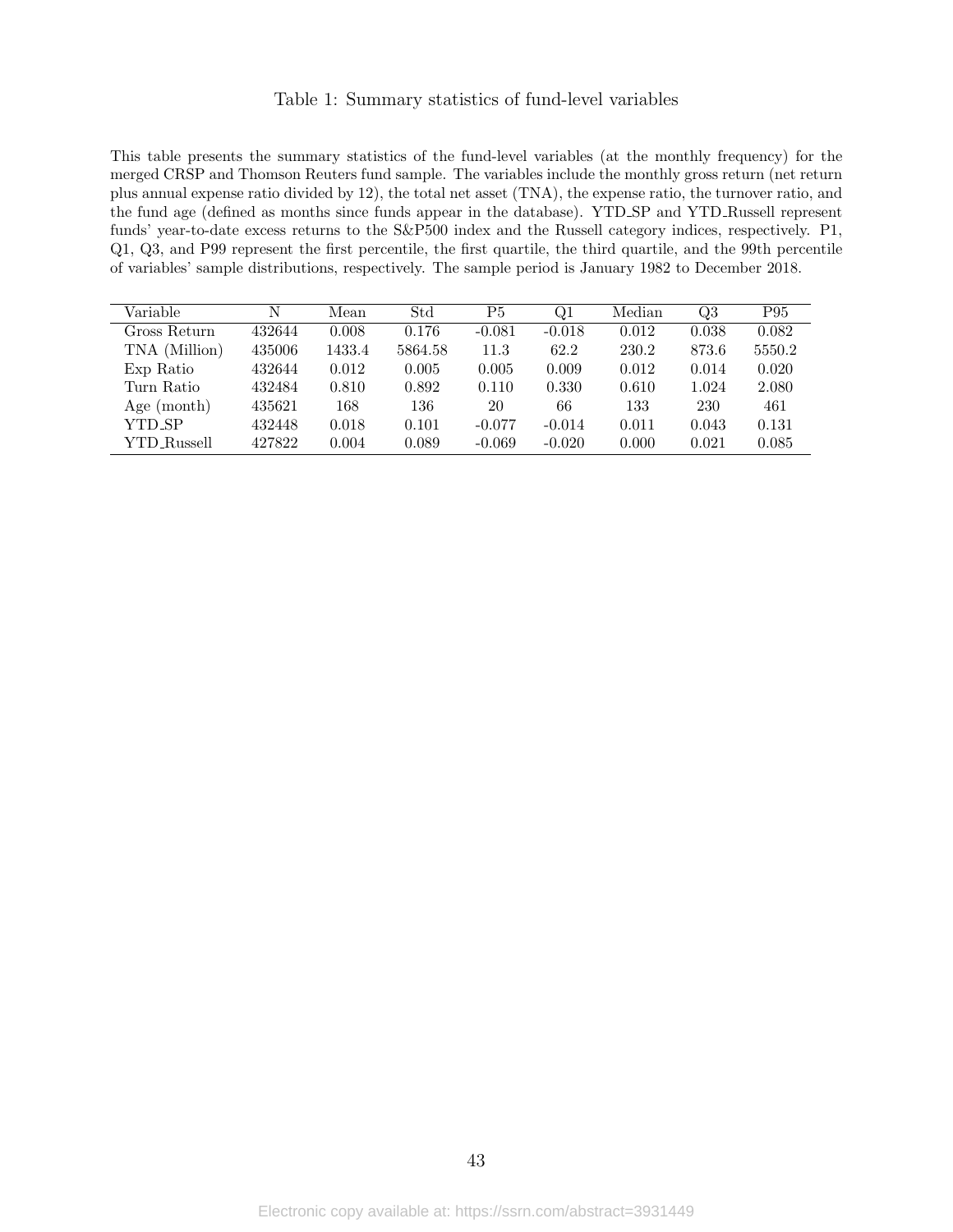## Table 1: Summary statistics of fund-level variables

This table presents the summary statistics of the fund-level variables (at the monthly frequency) for the merged CRSP and Thomson Reuters fund sample. The variables include the monthly gross return (net return plus annual expense ratio divided by 12), the total net asset (TNA), the expense ratio, the turnover ratio, and the fund age (defined as months since funds appear in the database). YTD_SP and YTD_Russell represent funds' year-to-date excess returns to the S&P500 index and the Russell category indices, respectively. P1, Q1, Q3, and P99 represent the first percentile, the first quartile, the third quartile, and the 99th percentile of variables' sample distributions, respectively. The sample period is January 1982 to December 2018.

| Variable | N | Mean | Std | P5 | Q1 | Median | Q3 | P95 |
|---|---|---|---|---|---|---|---|---|
| Gross Return | 432644 | 0.008 | 0.176 | -0.081 | -0.018 | 0.012 | 0.038 | 0.082 |
| TNA (Million) | 435006 | 1433.4 | 5864.58 | 11.3 | 62.2 | 230.2 | 873.6 | 5550.2 |
| Exp Ratio | 432644 | 0.012 | 0.005 | 0.005 | 0.009 | 0.012 | 0.014 | 0.020 |
| Turn Ratio | 432484 | 0.810 | 0.892 | 0.110 | 0.330 | 0.610 | 1.024 | 2.080 |
| Age (month) | 435621 | 168 | 136 | 20 | 66 | 133 | 230 | 461 |
| YTD_SP | 432448 | 0.018 | 0.101 | -0.077 | -0.014 | 0.011 | 0.043 | 0.131 |
| YTD_Russell | 427822 | 0.004 | 0.089 | -0.069 | -0.020 | 0.000 | 0.021 | 0.085 |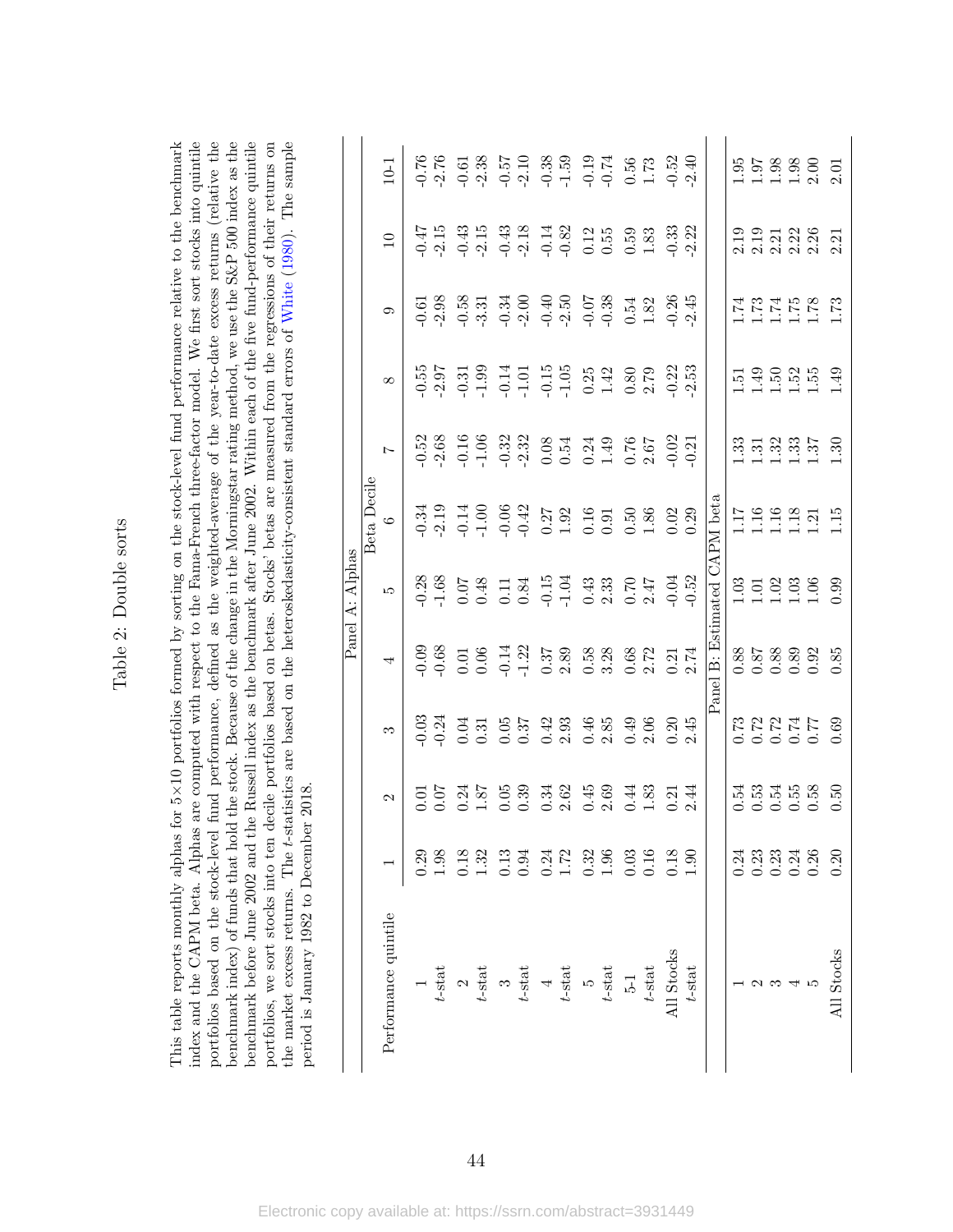# Table 2: Double sorts

This table reports monthly alphas for 5×10 portfolios formed by sorting on the stock-level fund performance relative to the benchmark index and the CAPM beta. Alphas are computed with respect to the Fama-French three-factor model. We first sort stocks into quintile portfolios based on the stock-level fund performance, defined as the weighted-average of the year-to-date excess returns (relative the benchmark index) of funds that hold the stock. Because of the change in the Morningstar rating method, we use the S&P 500 index as the benchmark before June 2002 and the Russell index as the benchmark after June 2002. Within each of the five fund-performance quintile portfolios, we sort stocks into ten decile portfolios based on betas. Stocks' betas are measured from the regressions of their returns on the market excess returns. The $t$-statistics are based on the heteroskedasticity-consistent standard errors of White (1980). The sample period is January 1982 to December 2018.

| Performance quintile | Beta Decile | | | | | | | | | | |
|---|---|---|---|---|---|---|---|---|---|---|---|
| | 1 | 2 | 3 | 4 | 5 | 6 | 7 | 8 | 9 | 10 | 10-1 |
| **Panel A: Alphas** | | | | | | | | | | | |
| 1 | 0.29 | 0.01 | -0.03 | -0.09 | -0.28 | -0.34 | -0.52 | -0.55 | -0.61 | -0.47 | -0.76 |
| $t$-stat | 1.98 | 0.07 | -0.24 | -0.68 | -1.68 | -2.19 | -2.68 | -2.97 | -2.98 | -2.15 | -2.76 |
| 2 | 0.18 | 0.24 | 0.04 | 0.01 | 0.07 | -0.14 | -0.16 | -0.31 | -0.58 | -0.43 | -0.61 |
| $t$-stat | 1.32 | 1.87 | 0.31 | 0.06 | 0.48 | -1.00 | -1.06 | -1.99 | -3.31 | -2.15 | -2.38 |
| 3 | 0.13 | 0.05 | 0.05 | -0.14 | 0.11 | -0.06 | -0.32 | -0.14 | -0.34 | -0.43 | -0.57 |
| $t$-stat | 0.94 | 0.39 | 0.37 | -1.22 | 0.84 | -0.42 | -2.32 | -1.01 | -2.00 | -2.18 | -2.10 |
| 4 | 0.24 | 0.34 | 0.42 | 0.37 | -0.15 | 0.27 | 0.08 | -0.15 | -0.40 | -0.14 | -0.38 |
| $t$-stat | 1.72 | 2.62 | 2.93 | 2.89 | -1.04 | 1.92 | 0.54 | -1.05 | -2.50 | -0.82 | -1.59 |
| 5 | 0.32 | 0.45 | 0.46 | 0.58 | 0.43 | 0.16 | 0.24 | 0.25 | -0.07 | 0.12 | -0.19 |
| $t$-stat | 1.96 | 2.69 | 2.85 | 3.28 | 2.33 | 0.91 | 1.49 | 1.42 | -0.38 | 0.55 | -0.74 |
| 5-1 | 0.03 | 0.44 | 0.49 | 0.68 | 0.70 | 0.50 | 0.76 | 0.80 | 0.54 | 0.59 | 0.56 |
| $t$-stat | 0.16 | 1.83 | 2.06 | 2.72 | 2.47 | 1.86 | 2.67 | 2.79 | 1.82 | 1.83 | 1.73 |
| All Stocks | 0.18 | 0.21 | 0.20 | 0.21 | -0.04 | 0.02 | -0.02 | -0.22 | -0.26 | -0.33 | -0.52 |
| $t$-stat | 1.90 | 2.44 | 2.45 | 2.74 | -0.52 | 0.29 | -0.21 | -2.53 | -2.45 | -2.22 | -2.40 |
| **Panel B: Estimated CAPM beta** | | | | | | | | | | | |
| 1 | 0.24 | 0.54 | 0.73 | 0.88 | 1.03 | 1.17 | 1.33 | 1.51 | 1.74 | 2.19 | 1.95 |
| 2 | 0.23 | 0.53 | 0.72 | 0.87 | 1.01 | 1.16 | 1.31 | 1.49 | 1.73 | 2.19 | 1.97 |
| 3 | 0.23 | 0.54 | 0.72 | 0.88 | 1.02 | 1.16 | 1.32 | 1.50 | 1.74 | 2.21 | 1.98 |
| 4 | 0.24 | 0.55 | 0.74 | 0.89 | 1.03 | 1.18 | 1.33 | 1.52 | 1.75 | 2.22 | 1.98 |
| 5 | 0.26 | 0.58 | 0.77 | 0.92 | 1.06 | 1.21 | 1.37 | 1.55 | 1.78 | 2.26 | 2.00 |
| All Stocks | 0.20 | 0.50 | 0.69 | 0.85 | 0.99 | 1.15 | 1.30 | 1.49 | 1.73 | 2.21 | 2.01 |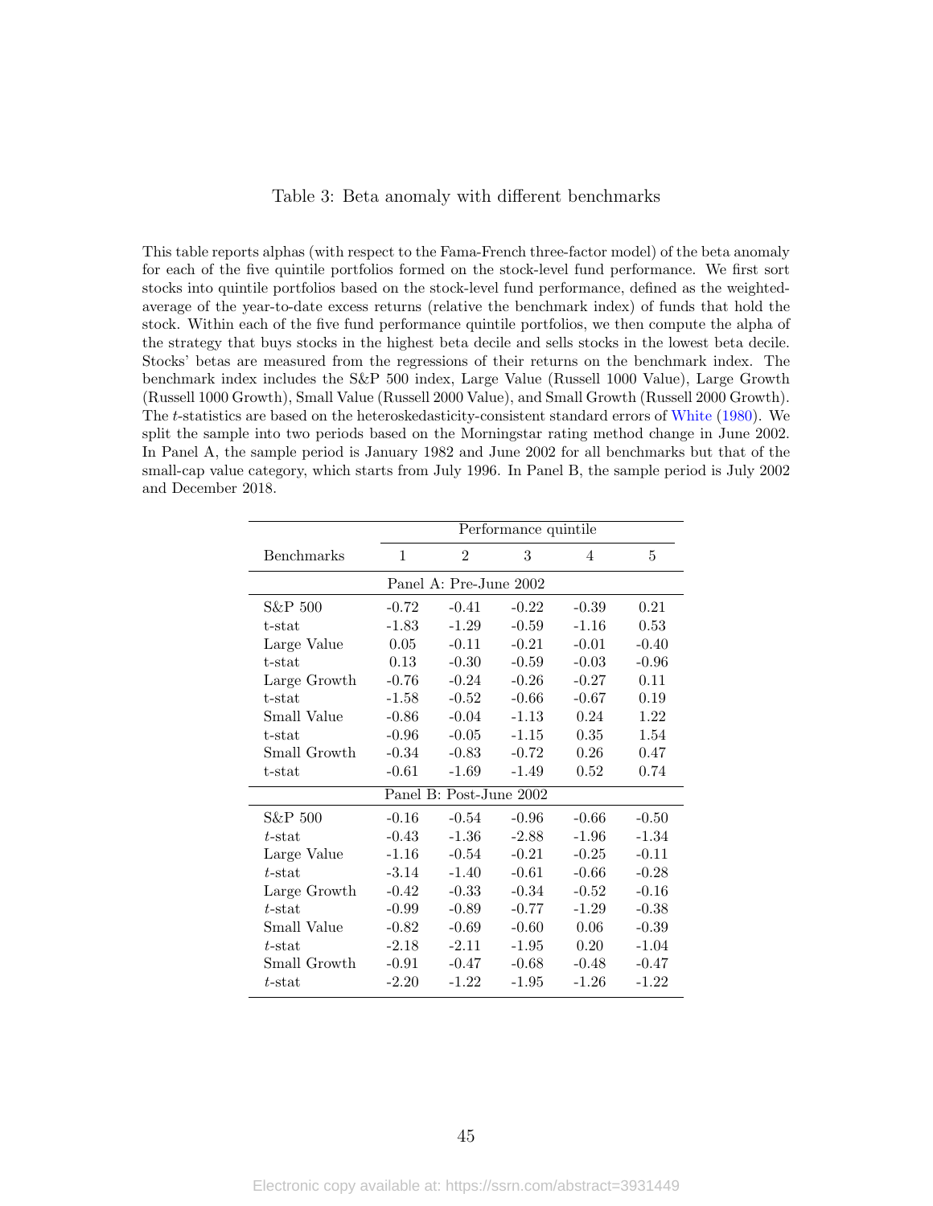Table 3: Beta anomaly with different benchmarks

This table reports alphas (with respect to the Fama-French three-factor model) of the beta anomaly for each of the five quintile portfolios formed on the stock-level fund performance. We first sort stocks into quintile portfolios based on the stock-level fund performance, defined as the weighted-average of the year-to-date excess returns (relative the benchmark index) of funds that hold the stock. Within each of the five fund performance quintile portfolios, we then compute the alpha of the strategy that buys stocks in the highest beta decile and sells stocks in the lowest beta decile. Stocks' betas are measured from the regressions of their returns on the benchmark index. The benchmark index includes the S&P 500 index, Large Value (Russell 1000 Value), Large Growth (Russell 1000 Growth), Small Value (Russell 2000 Value), and Small Growth (Russell 2000 Growth). The $t$-statistics are based on the heteroskedasticity-consistent standard errors of White (1980). We split the sample into two periods based on the Morningstar rating method change in June 2002. In Panel A, the sample period is January 1982 and June 2002 for all benchmarks but that of the small-cap value category, which starts from July 1996. In Panel B, the sample period is July 2002 and December 2018.

| | Performance quintile | | | | |
|---|---|---|---|---|---|
| Benchmarks | 1 | 2 | 3 | 4 | 5 |
| **Panel A: Pre-June 2002** | | | | | |
| S&P 500 | -0.72 | -0.41 | -0.22 | -0.39 | 0.21 |
| t-stat | -1.83 | -1.29 | -0.59 | -1.16 | 0.53 |
| Large Value | 0.05 | -0.11 | -0.21 | -0.01 | -0.40 |
| t-stat | 0.13 | -0.30 | -0.59 | -0.03 | -0.96 |
| Large Growth | -0.76 | -0.24 | -0.26 | -0.27 | 0.11 |
| t-stat | -1.58 | -0.52 | -0.66 | -0.67 | 0.19 |
| Small Value | -0.86 | -0.04 | -1.13 | 0.24 | 1.22 |
| t-stat | -0.96 | -0.05 | -1.15 | 0.35 | 1.54 |
| Small Growth | -0.34 | -0.83 | -0.72 | 0.26 | 0.47 |
| t-stat | -0.61 | -1.69 | -1.49 | 0.52 | 0.74 |
| **Panel B: Post-June 2002** | | | | | |
| S&P 500 | -0.16 | -0.54 | -0.96 | -0.66 | -0.50 |
| $t$-stat | -0.43 | -1.36 | -2.88 | -1.96 | -1.34 |
| Large Value | -1.16 | -0.54 | -0.21 | -0.25 | -0.11 |
| $t$-stat | -3.14 | -1.40 | -0.61 | -0.66 | -0.28 |
| Large Growth | -0.42 | -0.33 | -0.34 | -0.52 | -0.16 |
| $t$-stat | -0.99 | -0.89 | -0.77 | -1.29 | -0.38 |
| Small Value | -0.82 | -0.69 | -0.60 | 0.06 | -0.39 |
| $t$-stat | -2.18 | -2.11 | -1.95 | 0.20 | -1.04 |
| Small Growth | -0.91 | -0.47 | -0.68 | -0.48 | -0.47 |
| $t$-stat | -2.20 | -1.22 | -1.95 | -1.26 | -1.22 |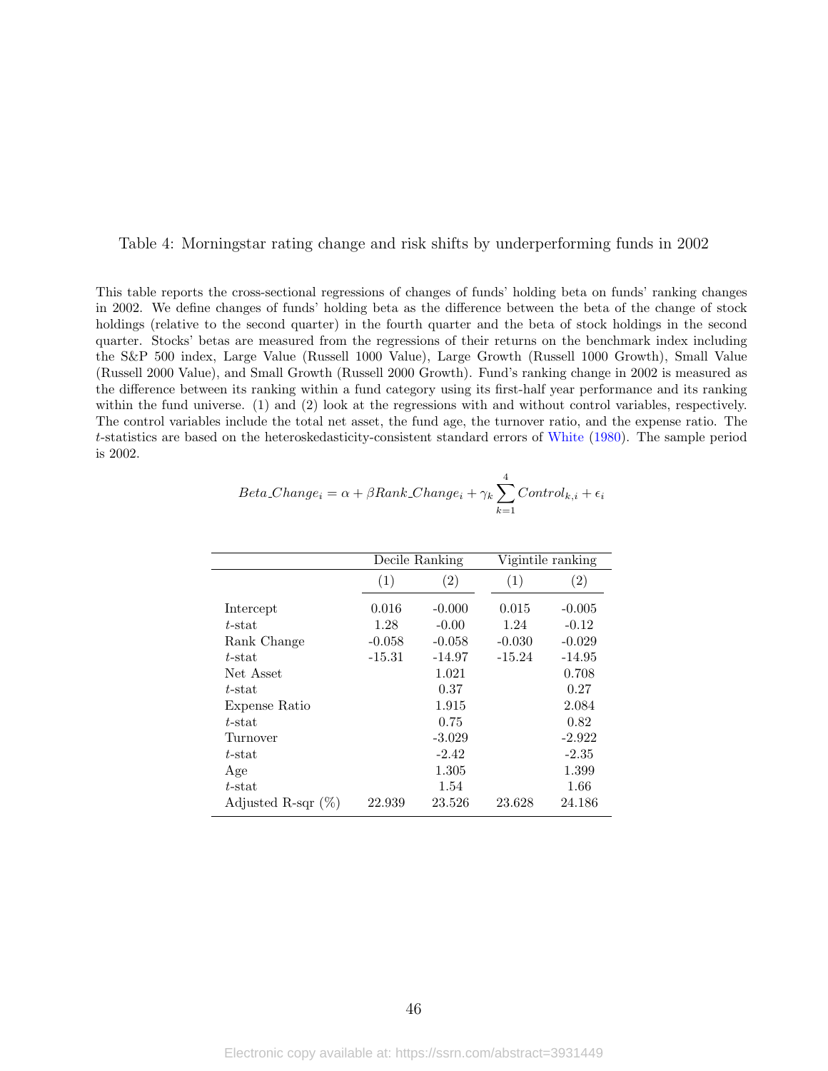Table 4: Morningstar rating change and risk shifts by underperforming funds in 2002

This table reports the cross-sectional regressions of changes of funds' holding beta on funds' ranking changes in 2002. We define changes of funds' holding beta as the difference between the beta of the change of stock holdings (relative to the second quarter) in the fourth quarter and the beta of stock holdings in the second quarter. Stocks' betas are measured from the regressions of their returns on the benchmark index including the S&P 500 index, Large Value (Russell 1000 Value), Large Growth (Russell 1000 Growth), Small Value (Russell 2000 Value), and Small Growth (Russell 2000 Growth). Fund's ranking change in 2002 is measured as the difference between its ranking within a fund category using its first-half year performance and its ranking within the fund universe. (1) and (2) look at the regressions with and without control variables, respectively. The control variables include the total net asset, the fund age, the turnover ratio, and the expense ratio. The $t$-statistics are based on the heteroskedasticity-consistent standard errors of White (1980). The sample period is 2002.

$$Beta\_Change_i = \alpha + \beta Rank\_Change_i + \gamma_k \sum_{k=1}^{4} Control_{k,i} + \epsilon_i$$

| | Decile Ranking | | Vigintile ranking | |
|---|---|---|---|---|
| | (1) | (2) | (1) | (2) |
| Intercept | 0.016 | -0.000 | 0.015 | -0.005 |
| $t$-stat | 1.28 | -0.00 | 1.24 | -0.12 |
| Rank Change | -0.058 | -0.058 | -0.030 | -0.029 |
| $t$-stat | -15.31 | -14.97 | -15.24 | -14.95 |
| Net Asset | | 1.021 | | 0.708 |
| $t$-stat | | 0.37 | | 0.27 |
| Expense Ratio | | 1.915 | | 2.084 |
| $t$-stat | | 0.75 | | 0.82 |
| Turnover | | -3.029 | | -2.922 |
| $t$-stat | | -2.42 | | -2.35 |
| Age | | 1.305 | | 1.399 |
| $t$-stat | | 1.54 | | 1.66 |
| Adjusted R-sqr (%) | 22.939 | 23.526 | 23.628 | 24.186 |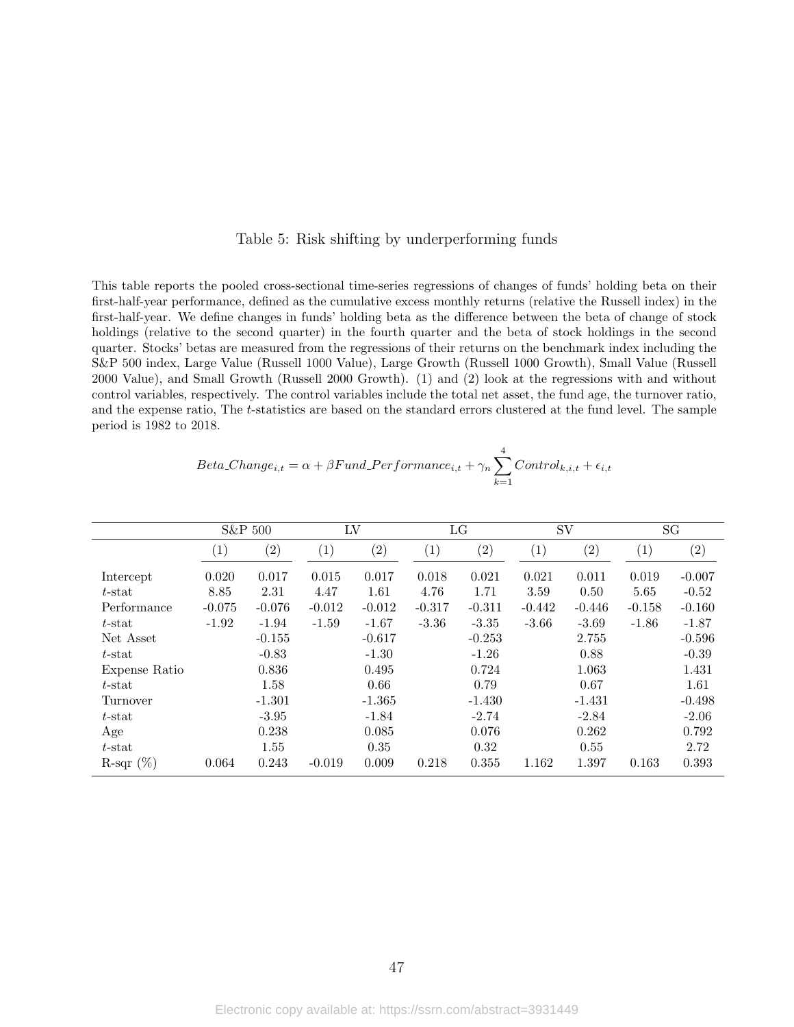Table 5: Risk shifting by underperforming funds

This table reports the pooled cross-sectional time-series regressions of changes of funds' holding beta on their first-half-year performance, defined as the cumulative excess monthly returns (relative the Russell index) in the first-half-year. We define changes in funds' holding beta as the difference between the beta of change of stock holdings (relative to the second quarter) in the fourth quarter and the beta of stock holdings in the second quarter. Stocks' betas are measured from the regressions of their returns on the benchmark index including the S&P 500 index, Large Value (Russell 1000 Value), Large Growth (Russell 1000 Growth), Small Value (Russell 2000 Value), and Small Growth (Russell 2000 Growth). (1) and (2) look at the regressions with and without control variables, respectively. The control variables include the total net asset, the fund age, the turnover ratio, and the expense ratio, The $t$-statistics are based on the standard errors clustered at the fund level. The sample period is 1982 to 2018.

$$Beta\_Change_{i,t} = \alpha + \beta Fund\_Performance_{i,t} + \gamma_n \sum_{k=1}^{4} Control_{k,i,t} + \epsilon_{i,t}$$

| | S&P 500 | | LV | | LG | | SV | | SG | |
|---|---|---|---|---|---|---|---|---|---|---|
| | (1) | (2) | (1) | (2) | (1) | (2) | (1) | (2) | (1) | (2) |
| Intercept | 0.020 | 0.017 | 0.015 | 0.017 | 0.018 | 0.021 | 0.021 | 0.011 | 0.019 | -0.007 |
| $t$-stat | 8.85 | 2.31 | 4.47 | 1.61 | 4.76 | 1.71 | 3.59 | 0.50 | 5.65 | -0.52 |
| Performance | -0.075 | -0.076 | -0.012 | -0.012 | -0.317 | -0.311 | -0.442 | -0.446 | -0.158 | -0.160 |
| $t$-stat | -1.92 | -1.94 | -1.59 | -1.67 | -3.36 | -3.35 | -3.66 | -3.69 | -1.86 | -1.87 |
| Net Asset | | -0.155 | | -0.617 | | -0.253 | | 2.755 | | -0.596 |
| $t$-stat | | -0.83 | | -1.30 | | -1.26 | | 0.88 | | -0.39 |
| Expense Ratio | | 0.836 | | 0.495 | | 0.724 | | 1.063 | | 1.431 |
| $t$-stat | | 1.58 | | 0.66 | | 0.79 | | 0.67 | | 1.61 |
| Turnover | | -1.301 | | -1.365 | | -1.430 | | -1.431 | | -0.498 |
| $t$-stat | | -3.95 | | -1.84 | | -2.74 | | -2.84 | | -2.06 |
| Age | | 0.238 | | 0.085 | | 0.076 | | 0.262 | | 0.792 |
| $t$-stat | | 1.55 | | 0.35 | | 0.32 | | 0.55 | | 2.72 |
| R-sqr (%) | 0.064 | 0.243 | -0.019 | 0.009 | 0.218 | 0.355 | 1.162 | 1.397 | 0.163 | 0.393 |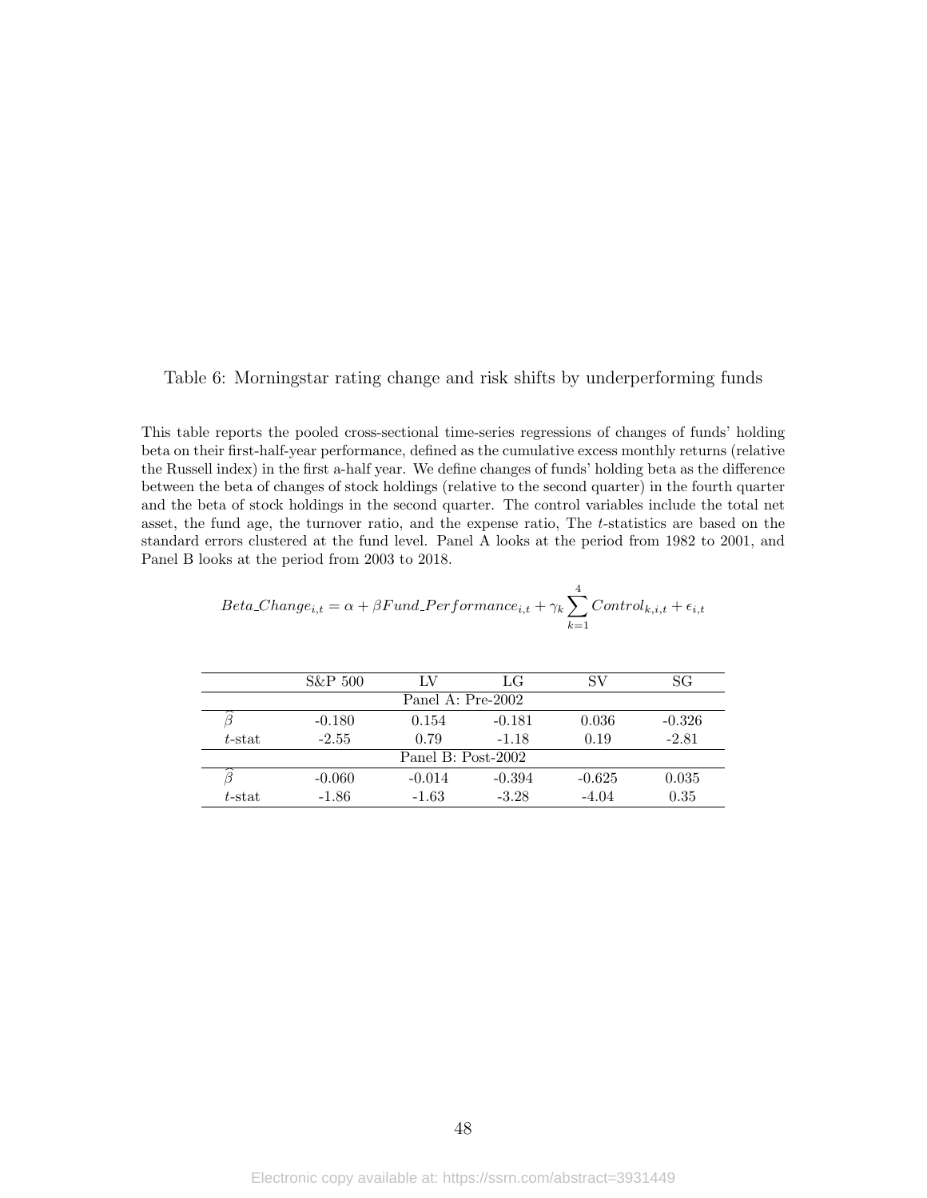Table 6: Morningstar rating change and risk shifts by underperforming funds

This table reports the pooled cross-sectional time-series regressions of changes of funds' holding beta on their first-half-year performance, defined as the cumulative excess monthly returns (relative the Russell index) in the first a-half year. We define changes of funds' holding beta as the difference between the beta of changes of stock holdings (relative to the second quarter) in the fourth quarter and the beta of stock holdings in the second quarter. The control variables include the total net asset, the fund age, the turnover ratio, and the expense ratio, The $t$-statistics are based on the standard errors clustered at the fund level. Panel A looks at the period from 1982 to 2001, and Panel B looks at the period from 2003 to 2018.

$$Beta\_Change_{i,t} = \alpha + \beta Fund\_Performance_{i,t} + \gamma_k \sum_{k=1}^{4} Control_{k,i,t} + \epsilon_{i,t}$$

| | S&P 500 | LV | LG | SV | SG |
|---|---|---|---|---|---|
| | | | Panel A: Pre-2002 | | |
| $\widehat{\beta}$ | -0.180 | 0.154 | -0.181 | 0.036 | -0.326 |
| $t$-stat | -2.55 | 0.79 | -1.18 | 0.19 | -2.81 |
| | | | Panel B: Post-2002 | | |
| $\widehat{\beta}$ | -0.060 | -0.014 | -0.394 | -0.625 | 0.035 |
| $t$-stat | -1.86 | -1.63 | -3.28 | -4.04 | 0.35 |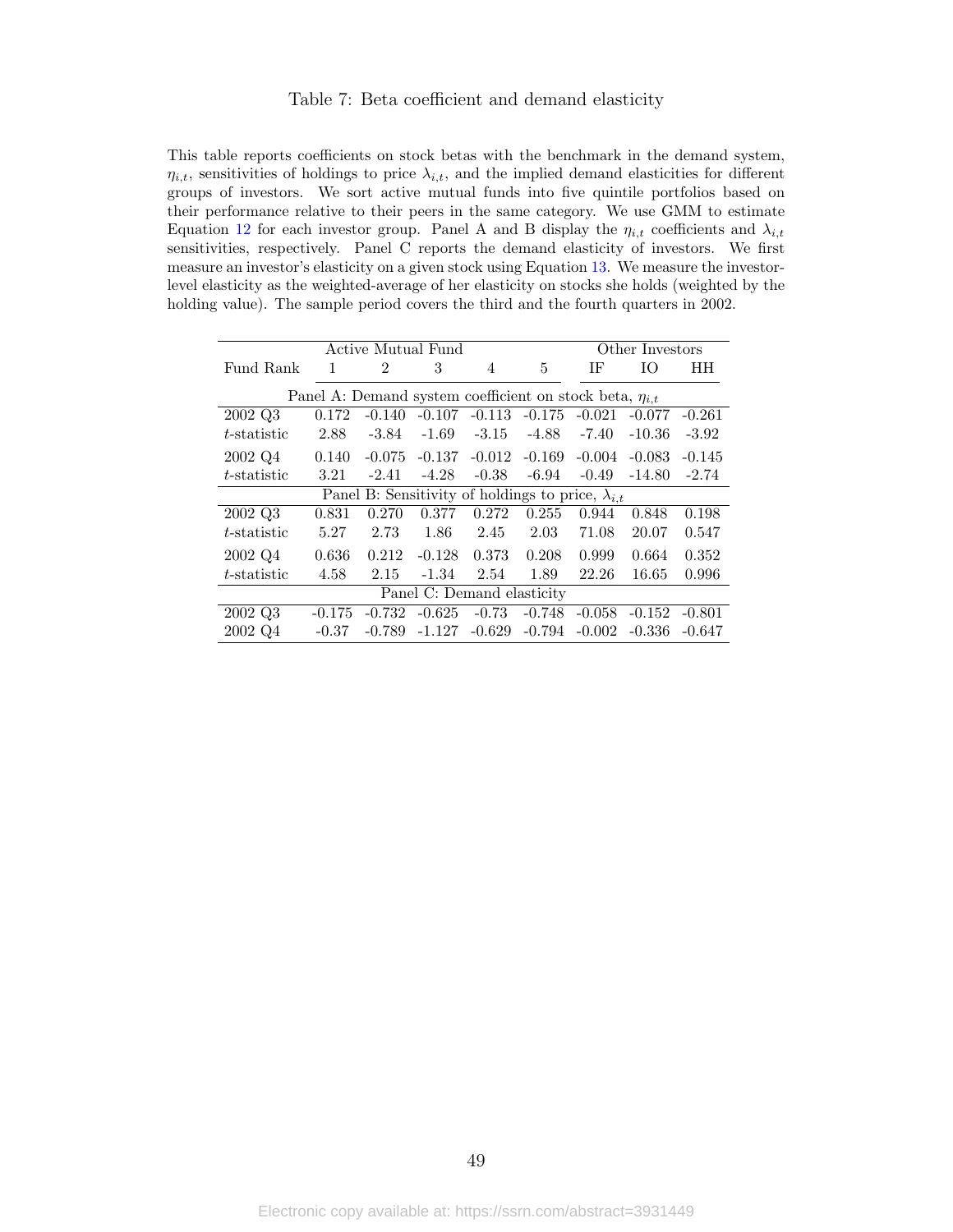# Table 7: Beta coefficient and demand elasticity

This table reports coefficients on stock betas with the benchmark in the demand system, $\eta_{i,t}$, sensitivities of holdings to price $\lambda_{i,t}$, and the implied demand elasticities for different groups of investors. We sort active mutual funds into five quintile portfolios based on their performance relative to their peers in the same category. We use GMM to estimate Equation 12 for each investor group. Panel A and B display the $\eta_{i,t}$ coefficients and $\lambda_{i,t}$ sensitivities, respectively. Panel C reports the demand elasticity of investors. We first measure an investor's elasticity on a given stock using Equation 13. We measure the investor-level elasticity as the weighted-average of her elasticity on stocks she holds (weighted by the holding value). The sample period covers the third and the fourth quarters in 2002.

| | Active Mutual Fund | | | | | Other Investors | | |
|---|---|---|---|---|---|---|---|---|
| Fund Rank | 1 | 2 | 3 | 4 | 5 | IF | IO | HH |
| **Panel A: Demand system coefficient on stock beta, $\eta_{i,t}$** | | | | | | | | |
| 2002 Q3 | 0.172 | -0.140 | -0.107 | -0.113 | -0.175 | -0.021 | -0.077 | -0.261 |
| $t$-statistic | 2.88 | -3.84 | -1.69 | -3.15 | -4.88 | -7.40 | -10.36 | -3.92 |
| 2002 Q4 | 0.140 | -0.075 | -0.137 | -0.012 | -0.169 | -0.004 | -0.083 | -0.145 |
| $t$-statistic | 3.21 | -2.41 | -4.28 | -0.38 | -6.94 | -0.49 | -14.80 | -2.74 |
| **Panel B: Sensitivity of holdings to price, $\lambda_{i,t}$** | | | | | | | | |
| 2002 Q3 | 0.831 | 0.270 | 0.377 | 0.272 | 0.255 | 0.944 | 0.848 | 0.198 |
| $t$-statistic | 5.27 | 2.73 | 1.86 | 2.45 | 2.03 | 71.08 | 20.07 | 0.547 |
| 2002 Q4 | 0.636 | 0.212 | -0.128 | 0.373 | 0.208 | 0.999 | 0.664 | 0.352 |
| $t$-statistic | 4.58 | 2.15 | -1.34 | 2.54 | 1.89 | 22.26 | 16.65 | 0.996 |
| **Panel C: Demand elasticity** | | | | | | | | |
| 2002 Q3 | -0.175 | -0.732 | -0.625 | -0.73 | -0.748 | -0.058 | -0.152 | -0.801 |
| 2002 Q4 | -0.37 | -0.789 | -1.127 | -0.629 | -0.794 | -0.002 | -0.336 | -0.647 |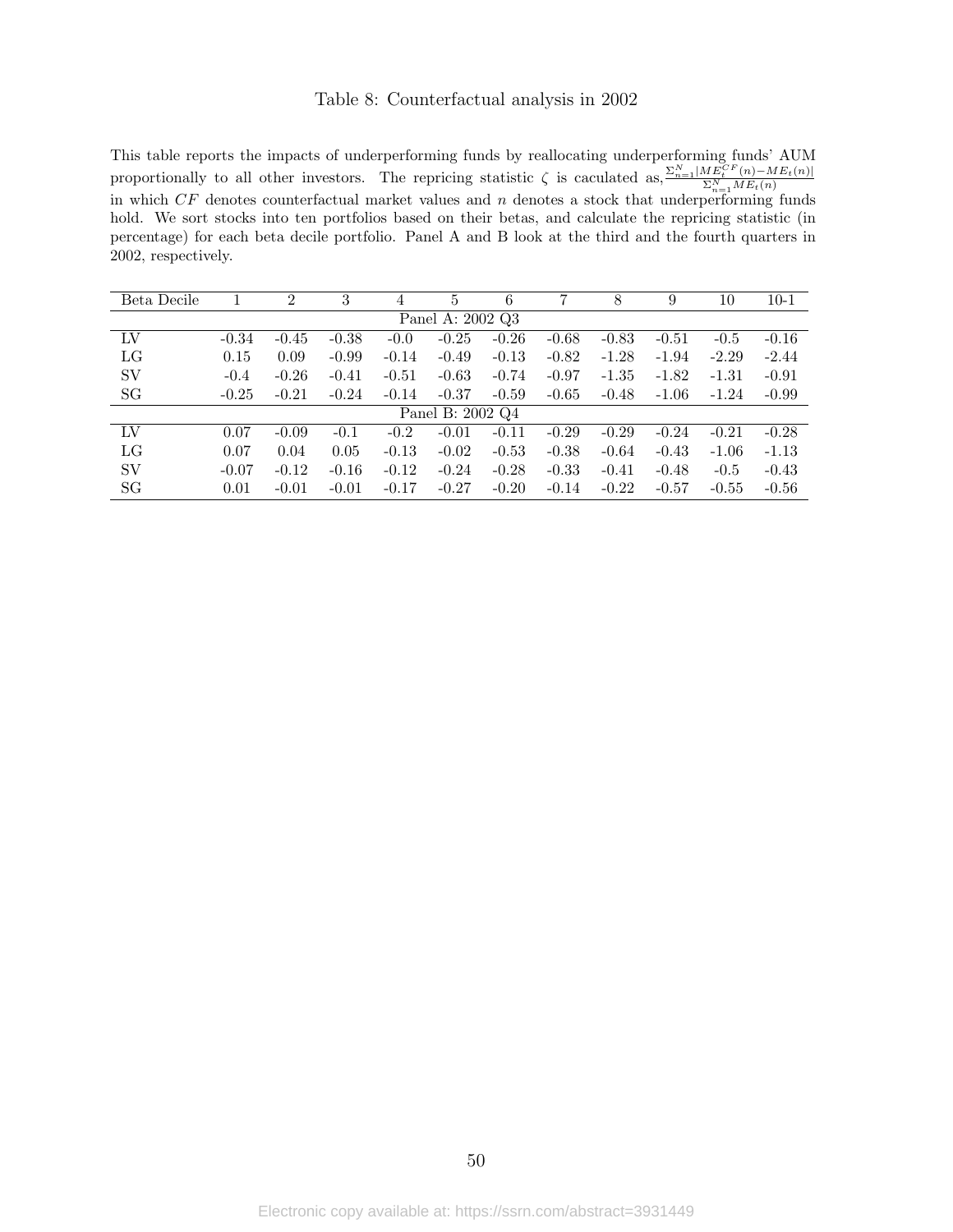# Table 8: Counterfactual analysis in 2002

This table reports the impacts of underperforming funds by reallocating underperforming funds' AUM proportionally to all other investors. The repricing statistic $\zeta$ is caculated as, $\frac{\Sigma_{n=1}^{N}|ME_t^{CF}(n)-ME_t(n)|}{\Sigma_{n=1}^{N}ME_t(n)}$ in which $CF$ denotes counterfactual market values and $n$ denotes a stock that underperforming funds hold. We sort stocks into ten portfolios based on their betas, and calculate the repricing statistic (in percentage) for each beta decile portfolio. Panel A and B look at the third and the fourth quarters in 2002, respectively.

| Beta Decile | 1 | 2 | 3 | 4 | 5 | 6 | 7 | 8 | 9 | 10 | 10-1 |
|---|---|---|---|---|---|---|---|---|---|---|---|
| Panel A: 2002 Q3 | | | | | | | | | | | |
| LV | -0.34 | -0.45 | -0.38 | -0.0 | -0.25 | -0.26 | -0.68 | -0.83 | -0.51 | -0.5 | -0.16 |
| LG | 0.15 | 0.09 | -0.99 | -0.14 | -0.49 | -0.13 | -0.82 | -1.28 | -1.94 | -2.29 | -2.44 |
| SV | -0.4 | -0.26 | -0.41 | -0.51 | -0.63 | -0.74 | -0.97 | -1.35 | -1.82 | -1.31 | -0.91 |
| SG | -0.25 | -0.21 | -0.24 | -0.14 | -0.37 | -0.59 | -0.65 | -0.48 | -1.06 | -1.24 | -0.99 |
| Panel B: 2002 Q4 | | | | | | | | | | | |
| LV | 0.07 | -0.09 | -0.1 | -0.2 | -0.01 | -0.11 | -0.29 | -0.29 | -0.24 | -0.21 | -0.28 |
| LG | 0.07 | 0.04 | 0.05 | -0.13 | -0.02 | -0.53 | -0.38 | -0.64 | -0.43 | -1.06 | -1.13 |
| SV | -0.07 | -0.12 | -0.16 | -0.12 | -0.24 | -0.28 | -0.33 | -0.41 | -0.48 | -0.5 | -0.43 |
| SG | 0.01 | -0.01 | -0.01 | -0.17 | -0.27 | -0.20 | -0.14 | -0.22 | -0.57 | -0.55 | -0.56 |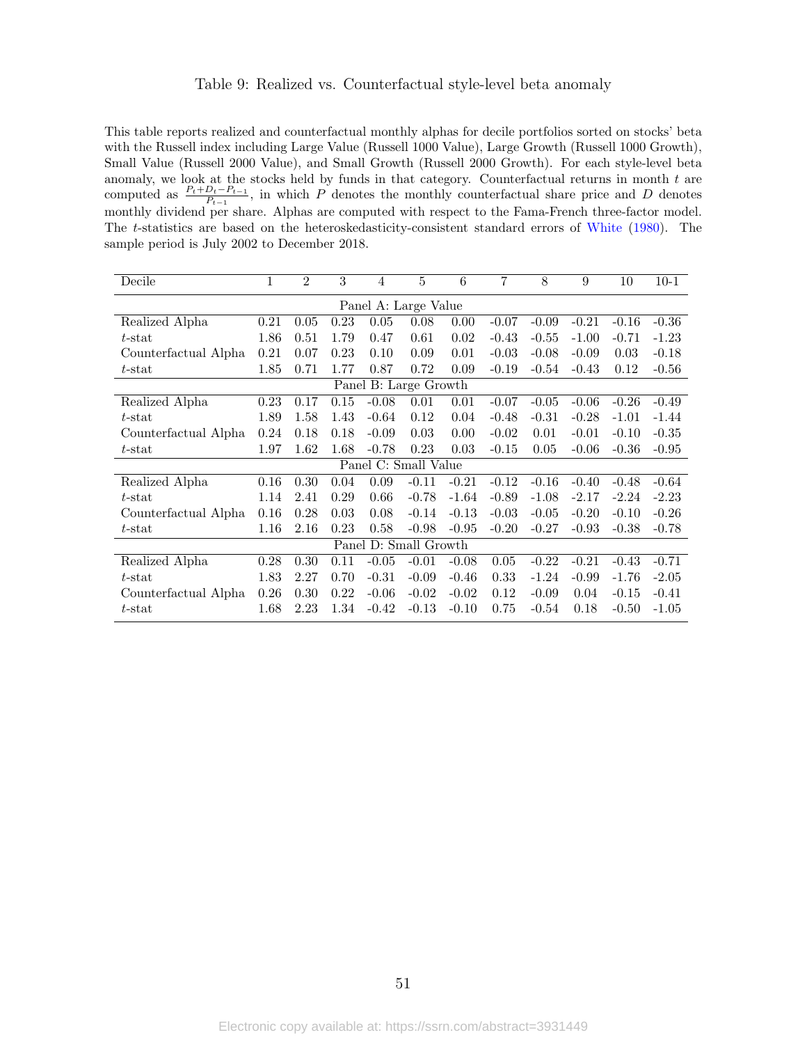# Table 9: Realized vs. Counterfactual style-level beta anomaly

This table reports realized and counterfactual monthly alphas for decile portfolios sorted on stocks' beta with the Russell index including Large Value (Russell 1000 Value), Large Growth (Russell 1000 Growth), Small Value (Russell 2000 Value), and Small Growth (Russell 2000 Growth). For each style-level beta anomaly, we look at the stocks held by funds in that category. Counterfactual returns in month $t$ are computed as $\frac{P_t+D_t-P_{t-1}}{P_{t-1}}$, in which $P$ denotes the monthly counterfactual share price and $D$ denotes monthly dividend per share. Alphas are computed with respect to the Fama-French three-factor model. The $t$-statistics are based on the heteroskedasticity-consistent standard errors of White (1980). The sample period is July 2002 to December 2018.

| Decile | 1 | 2 | 3 | 4 | 5 | 6 | 7 | 8 | 9 | 10 | 10-1 |
|---|---|---|---|---|---|---|---|---|---|---|---|
| Panel A: Large Value | | | | | | | | | | | |
| Realized Alpha | 0.21 | 0.05 | 0.23 | 0.05 | 0.08 | 0.00 | -0.07 | -0.09 | -0.21 | -0.16 | -0.36 |
| $t$-stat | 1.86 | 0.51 | 1.79 | 0.47 | 0.61 | 0.02 | -0.43 | -0.55 | -1.00 | -0.71 | -1.23 |
| Counterfactual Alpha | 0.21 | 0.07 | 0.23 | 0.10 | 0.09 | 0.01 | -0.03 | -0.08 | -0.09 | 0.03 | -0.18 |
| $t$-stat | 1.85 | 0.71 | 1.77 | 0.87 | 0.72 | 0.09 | -0.19 | -0.54 | -0.43 | 0.12 | -0.56 |
| Panel B: Large Growth | | | | | | | | | | | |
| Realized Alpha | 0.23 | 0.17 | 0.15 | -0.08 | 0.01 | 0.01 | -0.07 | -0.05 | -0.06 | -0.26 | -0.49 |
| $t$-stat | 1.89 | 1.58 | 1.43 | -0.64 | 0.12 | 0.04 | -0.48 | -0.31 | -0.28 | -1.01 | -1.44 |
| Counterfactual Alpha | 0.24 | 0.18 | 0.18 | -0.09 | 0.03 | 0.00 | -0.02 | 0.01 | -0.01 | -0.10 | -0.35 |
| $t$-stat | 1.97 | 1.62 | 1.68 | -0.78 | 0.23 | 0.03 | -0.15 | 0.05 | -0.06 | -0.36 | -0.95 |
| Panel C: Small Value | | | | | | | | | | | |
| Realized Alpha | 0.16 | 0.30 | 0.04 | 0.09 | -0.11 | -0.21 | -0.12 | -0.16 | -0.40 | -0.48 | -0.64 |
| $t$-stat | 1.14 | 2.41 | 0.29 | 0.66 | -0.78 | -1.64 | -0.89 | -1.08 | -2.17 | -2.24 | -2.23 |
| Counterfactual Alpha | 0.16 | 0.28 | 0.03 | 0.08 | -0.14 | -0.13 | -0.03 | -0.05 | -0.20 | -0.10 | -0.26 |
| $t$-stat | 1.16 | 2.16 | 0.23 | 0.58 | -0.98 | -0.95 | -0.20 | -0.27 | -0.93 | -0.38 | -0.78 |
| Panel D: Small Growth | | | | | | | | | | | |
| Realized Alpha | 0.28 | 0.30 | 0.11 | -0.05 | -0.01 | -0.08 | 0.05 | -0.22 | -0.21 | -0.43 | -0.71 |
| $t$-stat | 1.83 | 2.27 | 0.70 | -0.31 | -0.09 | -0.46 | 0.33 | -1.24 | -0.99 | -1.76 | -2.05 |
| Counterfactual Alpha | 0.26 | 0.30 | 0.22 | -0.06 | -0.02 | -0.02 | 0.12 | -0.09 | 0.04 | -0.15 | -0.41 |
| $t$-stat | 1.68 | 2.23 | 1.34 | -0.42 | -0.13 | -0.10 | 0.75 | -0.54 | 0.18 | -0.50 | -1.05 |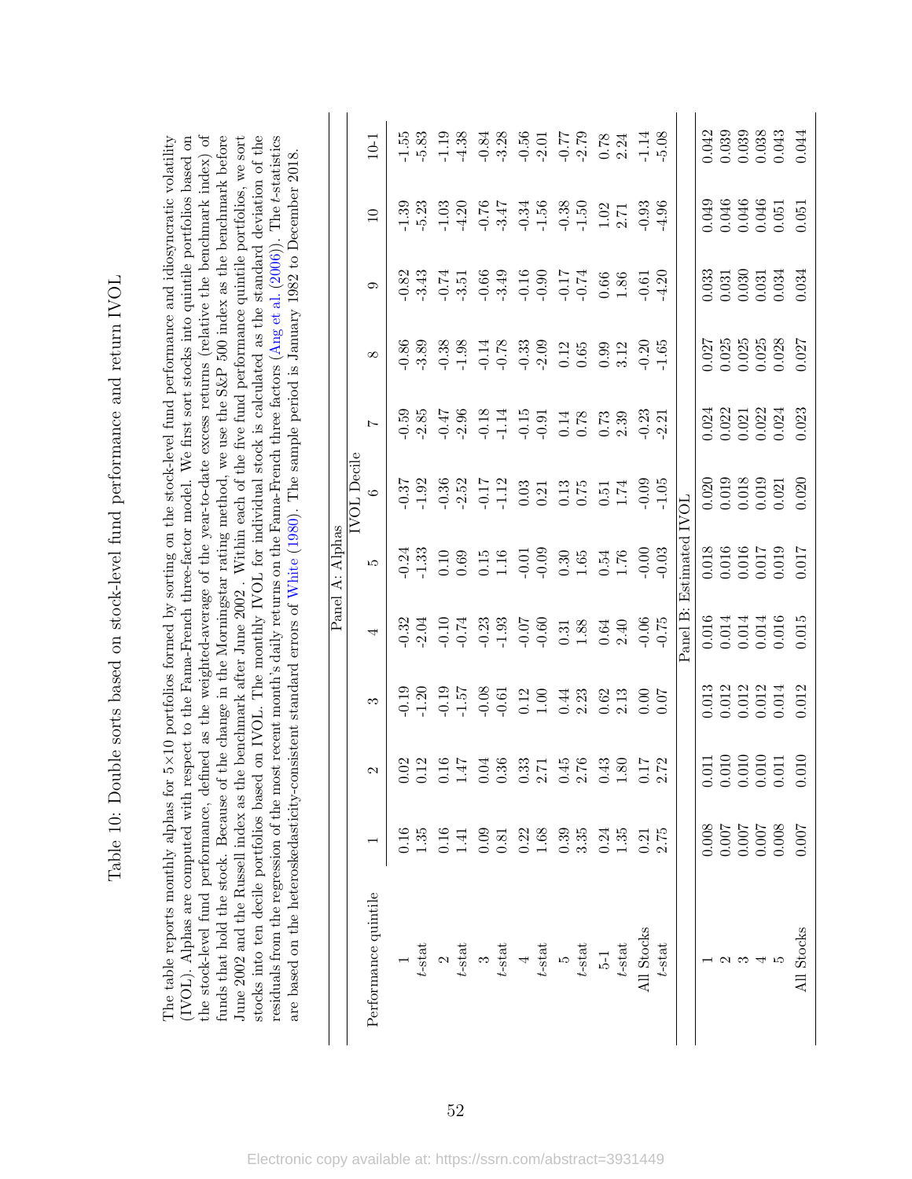# Table 10: Double sorts based on stock-level fund performance and return IVOL

The table reports monthly alphas for 5×10 portfolios formed by sorting on the stock-level fund performance and idiosyncratic volatility (IVOL). Alphas are computed with respect to the Fama-French three-factor model. We first sort stocks into quintile portfolios based on the stock-level fund performance, defined as the weighted-average of the year-to-date excess returns (relative the benchmark index) of funds that hold the stock. Because of the change in the Morningstar rating method, we use the S&P 500 index as the benchmark before June 2002 and the Russell index as the benchmark after June 2002. Within each of the five fund performance quintile portfolios, we sort stocks into ten decile portfolios based on IVOL. The monthly IVOL for individual stock is calculated as the standard deviation of the residuals from the regression of the most recent month's daily returns on the Fama-French three factors (Ang et al. (2006)). The $t$-statistics are based on the heteroskedasticity-consistent standard errors of White (1980). The sample period is January 1982 to December 2018.

| | Panel A: Alphas | | | | | | | | | | |
|---|---|---|---|---|---|---|---|---|---|---|---|
| | IVOL Decile | | | | | | | | | | |
| Performance quintile | 1 | 2 | 3 | 4 | 5 | 6 | 7 | 8 | 9 | 10 | 10-1 |
| 1 | 0.16 | 0.02 | -0.19 | -0.32 | -0.24 | -0.37 | -0.59 | -0.86 | -0.82 | -1.39 | -1.55 |
| $t$-stat | 1.35 | 0.12 | -1.20 | -2.04 | -1.33 | -1.92 | -2.85 | -3.89 | -3.43 | -5.23 | -5.83 |
| 2 | 0.16 | 0.16 | -0.19 | -0.10 | 0.10 | -0.36 | -0.47 | -0.38 | -0.74 | -1.03 | -1.19 |
| $t$-stat | 1.41 | 1.47 | -1.57 | -0.74 | 0.69 | -2.52 | -2.96 | -1.98 | -3.51 | -4.20 | -4.38 |
| 3 | 0.09 | 0.04 | -0.08 | -0.23 | 0.15 | -0.17 | -0.18 | -0.14 | -0.66 | -0.76 | -0.84 |
| $t$-stat | 0.81 | 0.36 | -0.61 | -1.93 | 1.16 | -1.12 | -1.14 | -0.78 | -3.49 | -3.47 | -3.28 |
| 4 | 0.22 | 0.33 | 0.12 | -0.07 | -0.01 | 0.03 | -0.15 | -0.33 | -0.16 | -0.34 | -0.56 |
| $t$-stat | 1.68 | 2.71 | 1.00 | -0.60 | -0.09 | 0.21 | -0.91 | -2.09 | -0.90 | -1.56 | -2.01 |
| 5 | 0.39 | 0.45 | 0.44 | 0.31 | 0.30 | 0.13 | 0.14 | 0.12 | -0.17 | -0.38 | -0.77 |
| $t$-stat | 3.35 | 2.76 | 2.23 | 1.88 | 1.65 | 0.75 | 0.78 | 0.65 | -0.74 | -1.50 | -2.79 |
| 5-1 | 0.24 | 0.43 | 0.62 | 0.64 | 0.54 | 0.51 | 0.73 | 0.99 | 0.66 | 1.02 | 0.78 |
| $t$-stat | 1.35 | 1.80 | 2.13 | 2.40 | 1.76 | 1.74 | 2.39 | 3.12 | 1.86 | 2.71 | 2.24 |
| All Stocks | 0.21 | 0.17 | 0.00 | -0.06 | -0.00 | -0.09 | -0.23 | -0.20 | -0.61 | -0.93 | -1.14 |
| $t$-stat | 2.75 | 2.72 | 0.07 | -0.75 | -0.03 | -1.05 | -2.21 | -1.65 | -4.20 | -4.96 | -5.08 |
| | Panel B: Estimated IVOL | | | | | | | | | | |
| 1 | 0.008 | 0.011 | 0.013 | 0.016 | 0.018 | 0.020 | 0.024 | 0.027 | 0.033 | 0.049 | 0.042 |
| 2 | 0.007 | 0.010 | 0.012 | 0.014 | 0.016 | 0.019 | 0.022 | 0.025 | 0.031 | 0.046 | 0.039 |
| 3 | 0.007 | 0.010 | 0.012 | 0.014 | 0.016 | 0.018 | 0.021 | 0.025 | 0.030 | 0.046 | 0.039 |
| 4 | 0.007 | 0.010 | 0.012 | 0.014 | 0.017 | 0.019 | 0.022 | 0.025 | 0.031 | 0.046 | 0.038 |
| 5 | 0.008 | 0.011 | 0.014 | 0.016 | 0.019 | 0.021 | 0.024 | 0.028 | 0.034 | 0.051 | 0.043 |
| All Stocks | 0.007 | 0.010 | 0.012 | 0.015 | 0.017 | 0.020 | 0.023 | 0.027 | 0.034 | 0.051 | 0.044 |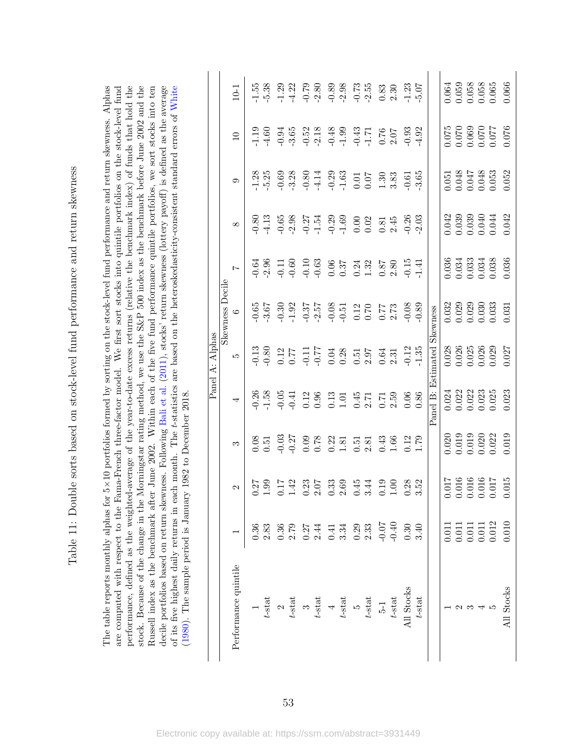# Table 11: Double sorts based on stock-level fund performance and return skewness

The table reports monthly alphas for 5×10 portfolios formed by sorting on the stock-level fund performance and return skewness. Alphas are computed with respect to the Fama-French three-factor model. We first sort stocks into quintile portfolios on the stock-level fund performance, defined as the weighted-average of the year-to-date excess returns (relative the benchmark index) of funds that hold the stock. Because of the change in the Morningstar rating method, we use the S&P 500 index as the benchmark before June 2002 and the Russell index as the benchmark after June 2002. Within each of the five fund performance quintile portfolios, we sort stocks into ten decile portfolios based on return skewness. Following Bali et al. (2011), stocks' return skewness (lottery payoff) is defined as the average of its five highest daily returns in each month. The *t*-statistics are based on the heteroskedasticity-consistent standard errors of White (1980). The sample period is January 1982 to December 2018.

| Performance quintile | Skewness Decile | | | | | | | | | | |
|---|---|---|---|---|---|---|---|---|---|---|---|
| | 1 | 2 | 3 | 4 | 5 | 6 | 7 | 8 | 9 | 10 | 10-1 |
| **Panel A: Alphas** | | | | | | | | | | | |
| 1 | 0.36 | 0.27 | 0.08 | -0.26 | -0.13 | -0.65 | -0.64 | -0.80 | -1.28 | -1.19 | -1.55 |
| *t*-stat | 2.83 | 1.99 | 0.51 | -1.58 | -0.80 | -3.67 | -2.96 | -4.13 | -5.25 | -4.60 | -5.38 |
| 2 | 0.36 | 0.17 | -0.03 | -0.05 | 0.12 | -0.30 | -0.11 | -0.65 | -0.69 | -0.94 | -1.29 |
| *t*-stat | 2.79 | 1.42 | -0.27 | -0.41 | 0.77 | -1.92 | -0.60 | -2.98 | -3.28 | -3.65 | -4.22 |
| 3 | 0.27 | 0.23 | 0.09 | 0.12 | -0.11 | -0.37 | -0.10 | -0.27 | -0.80 | -0.52 | -0.79 |
| *t*-stat | 2.44 | 2.07 | 0.78 | 0.96 | -0.77 | -2.57 | -0.63 | -1.54 | -4.14 | -2.18 | -2.80 |
| 4 | 0.41 | 0.33 | 0.22 | 0.13 | 0.04 | -0.08 | 0.06 | -0.29 | -0.29 | -0.48 | -0.89 |
| *t*-stat | 3.34 | 2.69 | 1.81 | 1.01 | 0.28 | -0.51 | 0.37 | -1.69 | -1.63 | -1.99 | -2.98 |
| 5 | 0.29 | 0.45 | 0.51 | 0.45 | 0.51 | 0.12 | 0.24 | 0.00 | 0.01 | -0.43 | -0.73 |
| *t*-stat | 2.33 | 3.44 | 2.81 | 2.71 | 2.97 | 0.70 | 1.32 | 0.02 | 0.07 | -1.71 | -2.55 |
| 5-1 | -0.07 | 0.19 | 0.43 | 0.71 | 0.64 | 0.77 | 0.87 | 0.81 | 1.30 | 0.76 | 0.83 |
| *t*-stat | -0.40 | 1.00 | 1.66 | 2.59 | 2.31 | 2.73 | 2.80 | 2.45 | 3.83 | 2.07 | 2.30 |
| All Stocks | 0.30 | 0.28 | 0.12 | 0.06 | -0.12 | -0.08 | -0.15 | -0.26 | -0.61 | -0.93 | -1.23 |
| *t*-stat | 3.40 | 3.52 | 1.79 | 0.86 | -1.35 | -0.89 | -1.41 | -2.03 | -3.65 | -4.92 | -5.07 |
| **Panel B: Estimated Skewness** | | | | | | | | | | | |
| 1 | 0.011 | 0.017 | 0.020 | 0.024 | 0.028 | 0.032 | 0.036 | 0.042 | 0.051 | 0.075 | 0.064 |
| 2 | 0.011 | 0.016 | 0.019 | 0.022 | 0.026 | 0.029 | 0.034 | 0.039 | 0.048 | 0.070 | 0.059 |
| 3 | 0.011 | 0.016 | 0.019 | 0.022 | 0.025 | 0.029 | 0.033 | 0.039 | 0.047 | 0.069 | 0.058 |
| 4 | 0.011 | 0.016 | 0.020 | 0.023 | 0.026 | 0.030 | 0.034 | 0.040 | 0.048 | 0.070 | 0.058 |
| 5 | 0.012 | 0.017 | 0.022 | 0.025 | 0.029 | 0.033 | 0.038 | 0.044 | 0.053 | 0.077 | 0.065 |
| All Stocks | 0.010 | 0.015 | 0.019 | 0.023 | 0.027 | 0.031 | 0.036 | 0.042 | 0.052 | 0.076 | 0.066 |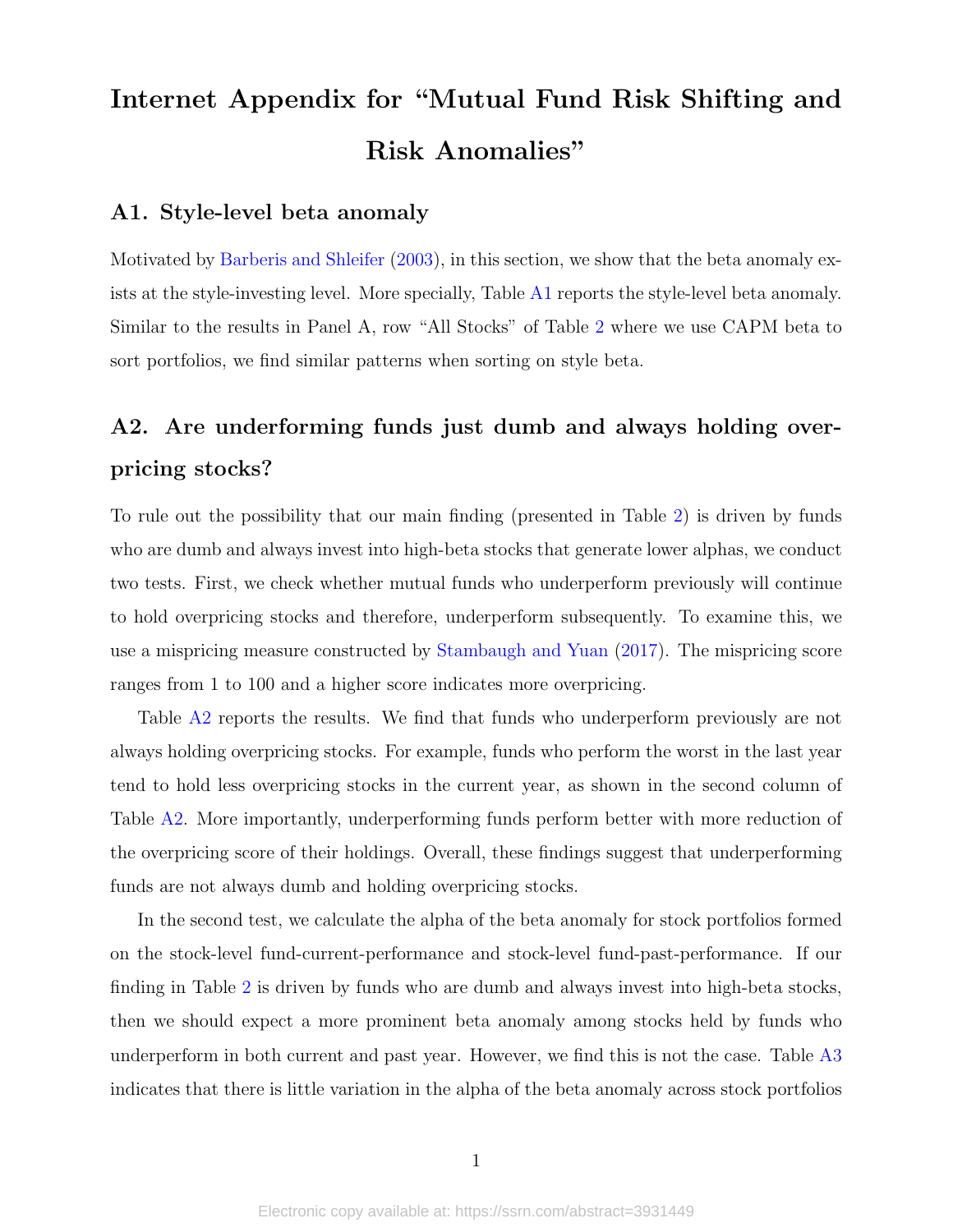# Internet Appendix for "Mutual Fund Risk Shifting and Risk Anomalies"

## A1. Style-level beta anomaly

Motivated by Barberis and Shleifer (2003), in this section, we show that the beta anomaly exists at the style-investing level. More specially, Table A1 reports the style-level beta anomaly. Similar to the results in Panel A, row "All Stocks" of Table 2 where we use CAPM beta to sort portfolios, we find similar patterns when sorting on style beta.

## A2. Are underforming funds just dumb and always holding overpricing stocks?

To rule out the possibility that our main finding (presented in Table 2) is driven by funds who are dumb and always invest into high-beta stocks that generate lower alphas, we conduct two tests. First, we check whether mutual funds who underperform previously will continue to hold overpricing stocks and therefore, underperform subsequently. To examine this, we use a mispricing measure constructed by Stambaugh and Yuan (2017). The mispricing score ranges from 1 to 100 and a higher score indicates more overpricing.

Table A2 reports the results. We find that funds who underperform previously are not always holding overpricing stocks. For example, funds who perform the worst in the last year tend to hold less overpricing stocks in the current year, as shown in the second column of Table A2. More importantly, underperforming funds perform better with more reduction of the overpricing score of their holdings. Overall, these findings suggest that underperforming funds are not always dumb and holding overpricing stocks.

In the second test, we calculate the alpha of the beta anomaly for stock portfolios formed on the stock-level fund-current-performance and stock-level fund-past-performance. If our finding in Table 2 is driven by funds who are dumb and always invest into high-beta stocks, then we should expect a more prominent beta anomaly among stocks held by funds who underperform in both current and past year. However, we find this is not the case. Table A3 indicates that there is little variation in the alpha of the beta anomaly across stock portfolios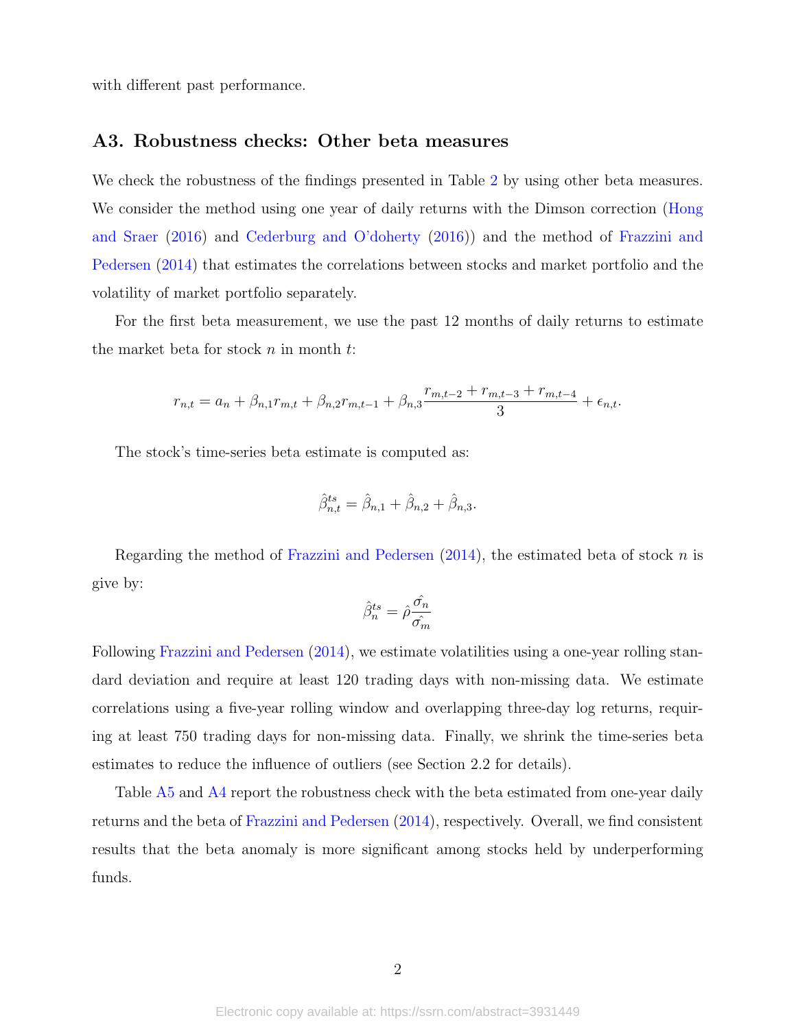with different past performance.

## A3. Robustness checks: Other beta measures

We check the robustness of the findings presented in Table 2 by using other beta measures. We consider the method using one year of daily returns with the Dimson correction (Hong and Sraer (2016) and Cederburg and O'doherty (2016)) and the method of Frazzini and Pedersen (2014) that estimates the correlations between stocks and market portfolio and the volatility of market portfolio separately.

For the first beta measurement, we use the past 12 months of daily returns to estimate the market beta for stock $n$ in month $t$:

$$r_{n,t} = a_n + \beta_{n,1} r_{m,t} + \beta_{n,2} r_{m,t-1} + \beta_{n,3} \frac{r_{m,t-2} + r_{m,t-3} + r_{m,t-4}}{3} + \epsilon_{n,t}.$$

The stock's time-series beta estimate is computed as:

$$\hat{\beta}^{ts}_{n,t} = \hat{\beta}_{n,1} + \hat{\beta}_{n,2} + \hat{\beta}_{n,3}.$$

Regarding the method of Frazzini and Pedersen (2014), the estimated beta of stock $n$ is give by:

$$\hat{\beta}^{ts}_{n} = \hat{\rho} \frac{\hat{\sigma_n}}{\hat{\sigma_m}}$$

Following Frazzini and Pedersen (2014), we estimate volatilities using a one-year rolling standard deviation and require at least 120 trading days with non-missing data. We estimate correlations using a five-year rolling window and overlapping three-day log returns, requiring at least 750 trading days for non-missing data. Finally, we shrink the time-series beta estimates to reduce the influence of outliers (see Section 2.2 for details).

Table A5 and A4 report the robustness check with the beta estimated from one-year daily returns and the beta of Frazzini and Pedersen (2014), respectively. Overall, we find consistent results that the beta anomaly is more significant among stocks held by underperforming funds.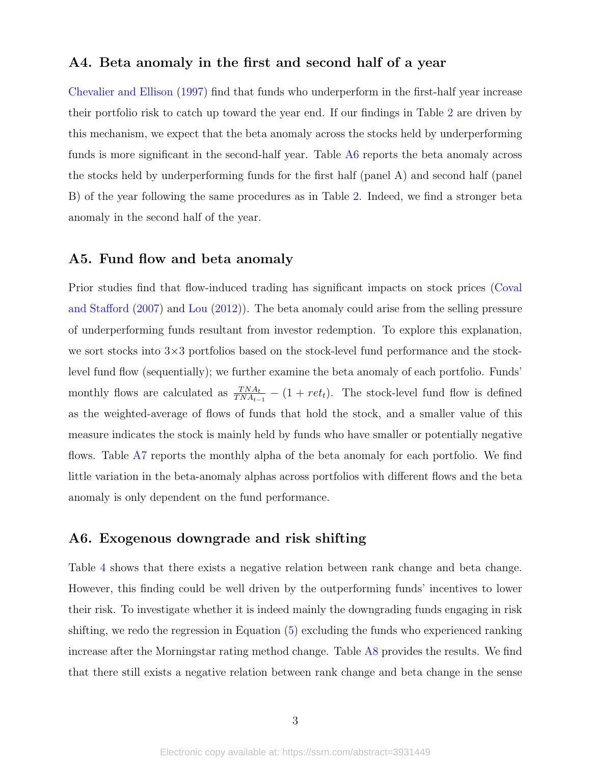## A4. Beta anomaly in the first and second half of a year

Chevalier and Ellison (1997) find that funds who underperform in the first-half year increase their portfolio risk to catch up toward the year end. If our findings in Table 2 are driven by this mechanism, we expect that the beta anomaly across the stocks held by underperforming funds is more significant in the second-half year. Table A6 reports the beta anomaly across the stocks held by underperforming funds for the first half (panel A) and second half (panel B) of the year following the same procedures as in Table 2. Indeed, we find a stronger beta anomaly in the second half of the year.

## A5. Fund flow and beta anomaly

Prior studies find that flow-induced trading has significant impacts on stock prices (Coval and Stafford (2007) and Lou (2012)). The beta anomaly could arise from the selling pressure of underperforming funds resultant from investor redemption. To explore this explanation, we sort stocks into 3×3 portfolios based on the stock-level fund performance and the stock-level fund flow (sequentially); we further examine the beta anomaly of each portfolio. Funds' monthly flows are calculated as $\frac{TNA_t}{TNA_{t-1}} - (1 + ret_t)$. The stock-level fund flow is defined as the weighted-average of flows of funds that hold the stock, and a smaller value of this measure indicates the stock is mainly held by funds who have smaller or potentially negative flows. Table A7 reports the monthly alpha of the beta anomaly for each portfolio. We find little variation in the beta-anomaly alphas across portfolios with different flows and the beta anomaly is only dependent on the fund performance.

## A6. Exogenous downgrade and risk shifting

Table 4 shows that there exists a negative relation between rank change and beta change. However, this finding could be well driven by the outperforming funds' incentives to lower their risk. To investigate whether it is indeed mainly the downgrading funds engaging in risk shifting, we redo the regression in Equation (5) excluding the funds who experienced ranking increase after the Morningstar rating method change. Table A8 provides the results. We find that there still exists a negative relation between rank change and beta change in the sense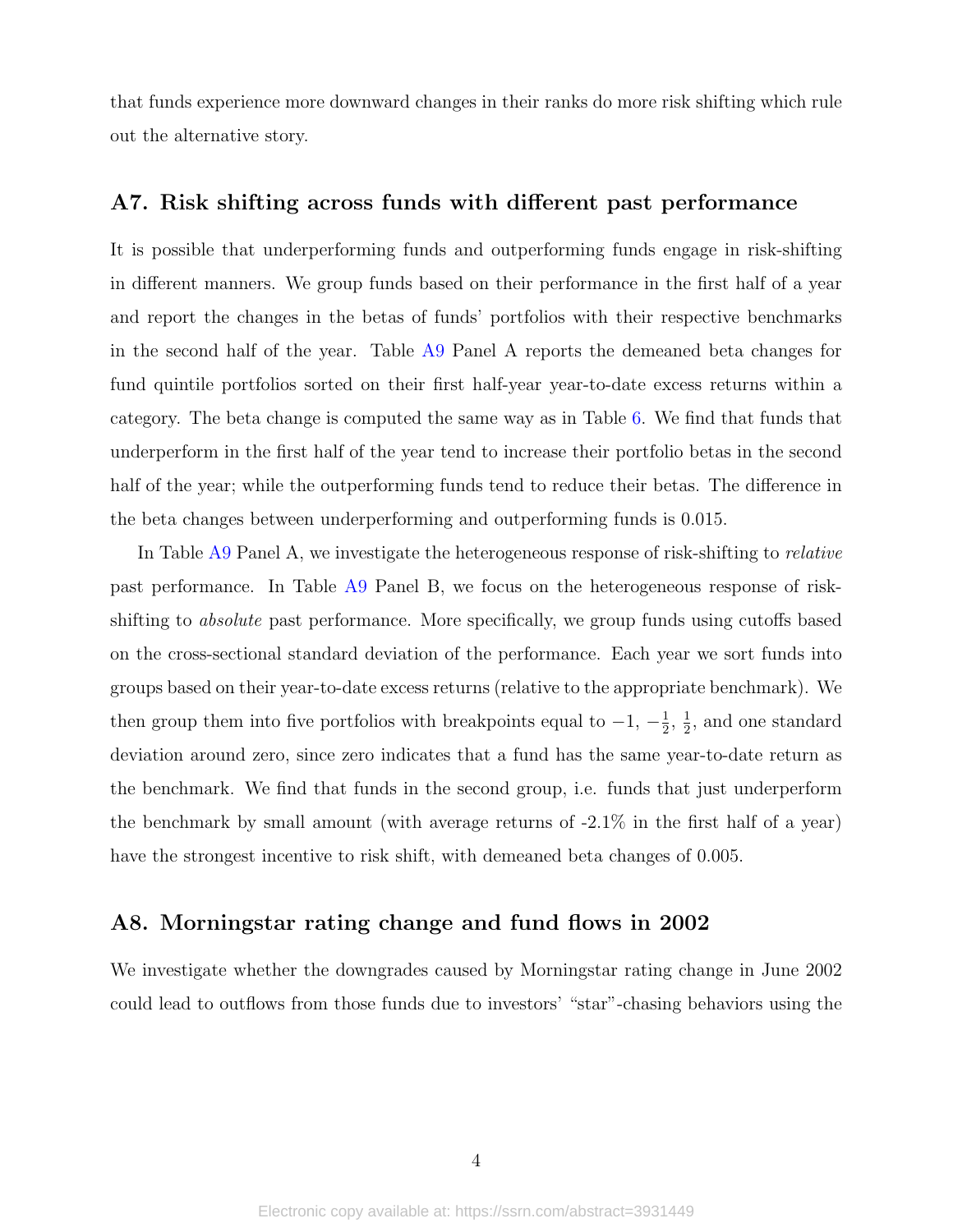that funds experience more downward changes in their ranks do more risk shifting which rule out the alternative story.

## A7. Risk shifting across funds with different past performance

It is possible that underperforming funds and outperforming funds engage in risk-shifting in different manners. We group funds based on their performance in the first half of a year and report the changes in the betas of funds' portfolios with their respective benchmarks in the second half of the year. Table A9 Panel A reports the demeaned beta changes for fund quintile portfolios sorted on their first half-year year-to-date excess returns within a category. The beta change is computed the same way as in Table 6. We find that funds that underperform in the first half of the year tend to increase their portfolio betas in the second half of the year; while the outperforming funds tend to reduce their betas. The difference in the beta changes between underperforming and outperforming funds is 0.015.

In Table A9 Panel A, we investigate the heterogeneous response of risk-shifting to *relative* past performance. In Table A9 Panel B, we focus on the heterogeneous response of risk-shifting to *absolute* past performance. More specifically, we group funds using cutoffs based on the cross-sectional standard deviation of the performance. Each year we sort funds into groups based on their year-to-date excess returns (relative to the appropriate benchmark). We then group them into five portfolios with breakpoints equal to $-1$, $-\frac{1}{2}$, $\frac{1}{2}$, and one standard deviation around zero, since zero indicates that a fund has the same year-to-date return as the benchmark. We find that funds in the second group, i.e. funds that just underperform the benchmark by small amount (with average returns of -2.1% in the first half of a year) have the strongest incentive to risk shift, with demeaned beta changes of 0.005.

## A8. Morningstar rating change and fund flows in 2002

We investigate whether the downgrades caused by Morningstar rating change in June 2002 could lead to outflows from those funds due to investors' "star"-chasing behaviors using the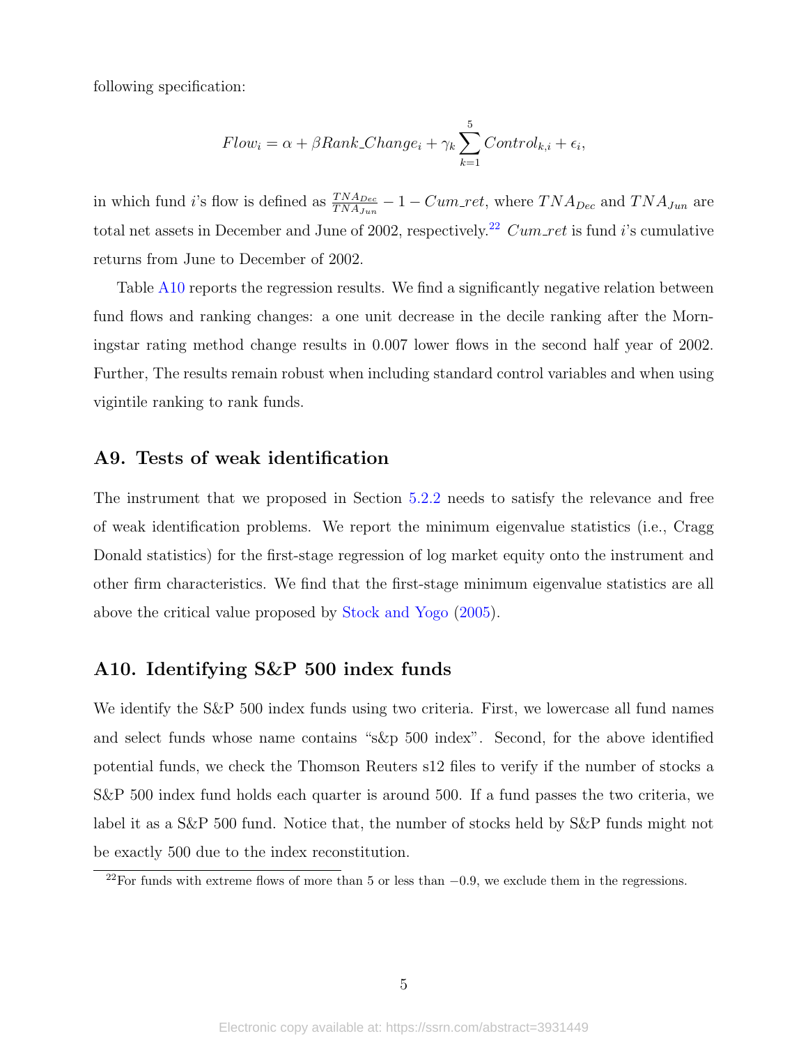following specification:

$$Flow_i = \alpha + \beta Rank\_Change_i + \gamma_k \sum_{k=1}^{5} Control_{k,i} + \epsilon_i,$$

in which fund $i$'s flow is defined as $\frac{TNA_{Dec}}{TNA_{Jun}} - 1 - Cum\_ret$, where $TNA_{Dec}$ and $TNA_{Jun}$ are total net assets in December and June of 2002, respectively.[22] $Cum\_ret$ is fund $i$'s cumulative returns from June to December of 2002.

Table A10 reports the regression results. We find a significantly negative relation between fund flows and ranking changes: a one unit decrease in the decile ranking after the Morningstar rating method change results in 0.007 lower flows in the second half year of 2002. Further, The results remain robust when including standard control variables and when using vigintile ranking to rank funds.

## A9. Tests of weak identification

The instrument that we proposed in Section 5.2.2 needs to satisfy the relevance and free of weak identification problems. We report the minimum eigenvalue statistics (i.e., Cragg Donald statistics) for the first-stage regression of log market equity onto the instrument and other firm characteristics. We find that the first-stage minimum eigenvalue statistics are all above the critical value proposed by Stock and Yogo (2005).

## A10. Identifying S&P 500 index funds

We identify the S&P 500 index funds using two criteria. First, we lowercase all fund names and select funds whose name contains "s&p 500 index". Second, for the above identified potential funds, we check the Thomson Reuters s12 files to verify if the number of stocks a S&P 500 index fund holds each quarter is around 500. If a fund passes the two criteria, we label it as a S&P 500 fund. Notice that, the number of stocks held by S&P funds might not be exactly 500 due to the index reconstitution.

[22] For funds with extreme flows of more than 5 or less than $-0.9$, we exclude them in the regressions.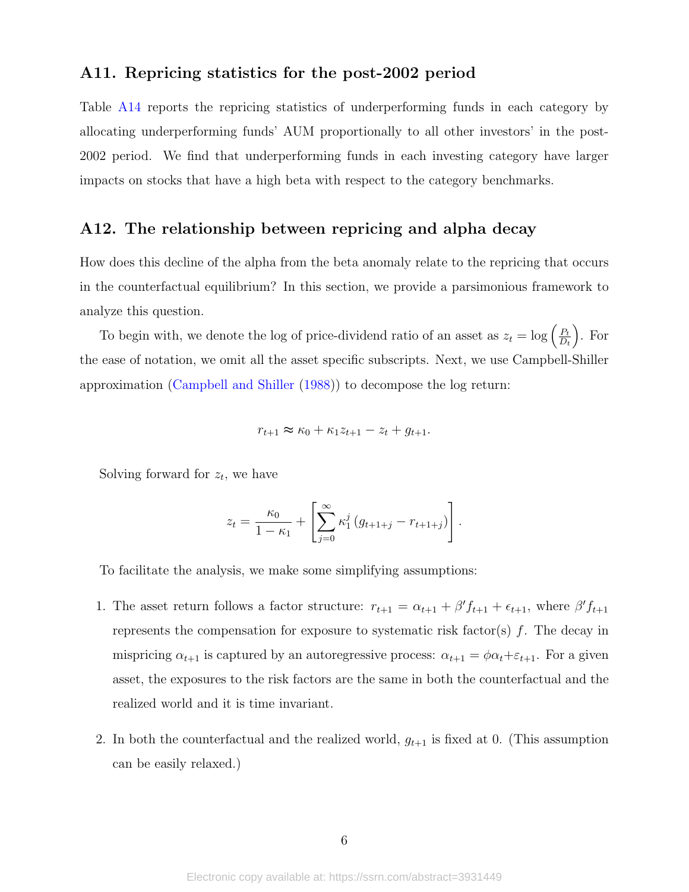## A11. Repricing statistics for the post-2002 period

Table A14 reports the repricing statistics of underperforming funds in each category by allocating underperforming funds' AUM proportionally to all other investors' in the post-2002 period. We find that underperforming funds in each investing category have larger impacts on stocks that have a high beta with respect to the category benchmarks.

## A12. The relationship between repricing and alpha decay

How does this decline of the alpha from the beta anomaly relate to the repricing that occurs in the counterfactual equilibrium? In this section, we provide a parsimonious framework to analyze this question.

To begin with, we denote the log of price-dividend ratio of an asset as $z_t = \log\left(\frac{P_t}{D_t}\right)$. For the ease of notation, we omit all the asset specific subscripts. Next, we use Campbell-Shiller approximation (Campbell and Shiller (1988)) to decompose the log return:

$$r_{t+1} \approx \kappa_0 + \kappa_1 z_{t+1} - z_t + g_{t+1}.$$

Solving forward for $z_t$, we have

$$z_t = \frac{\kappa_0}{1-\kappa_1} + \left[\sum_{j=0}^{\infty} \kappa_1^j \left(g_{t+1+j} - r_{t+1+j}\right)\right].$$

To facilitate the analysis, we make some simplifying assumptions:

1. The asset return follows a factor structure: $r_{t+1} = \alpha_{t+1} + \beta' f_{t+1} + \epsilon_{t+1}$, where $\beta' f_{t+1}$ represents the compensation for exposure to systematic risk factor(s) $f$. The decay in mispricing $\alpha_{t+1}$ is captured by an autoregressive process: $\alpha_{t+1} = \phi\alpha_t + \varepsilon_{t+1}$. For a given asset, the exposures to the risk factors are the same in both the counterfactual and the realized world and it is time invariant.

2. In both the counterfactual and the realized world, $g_{t+1}$ is fixed at 0. (This assumption can be easily relaxed.)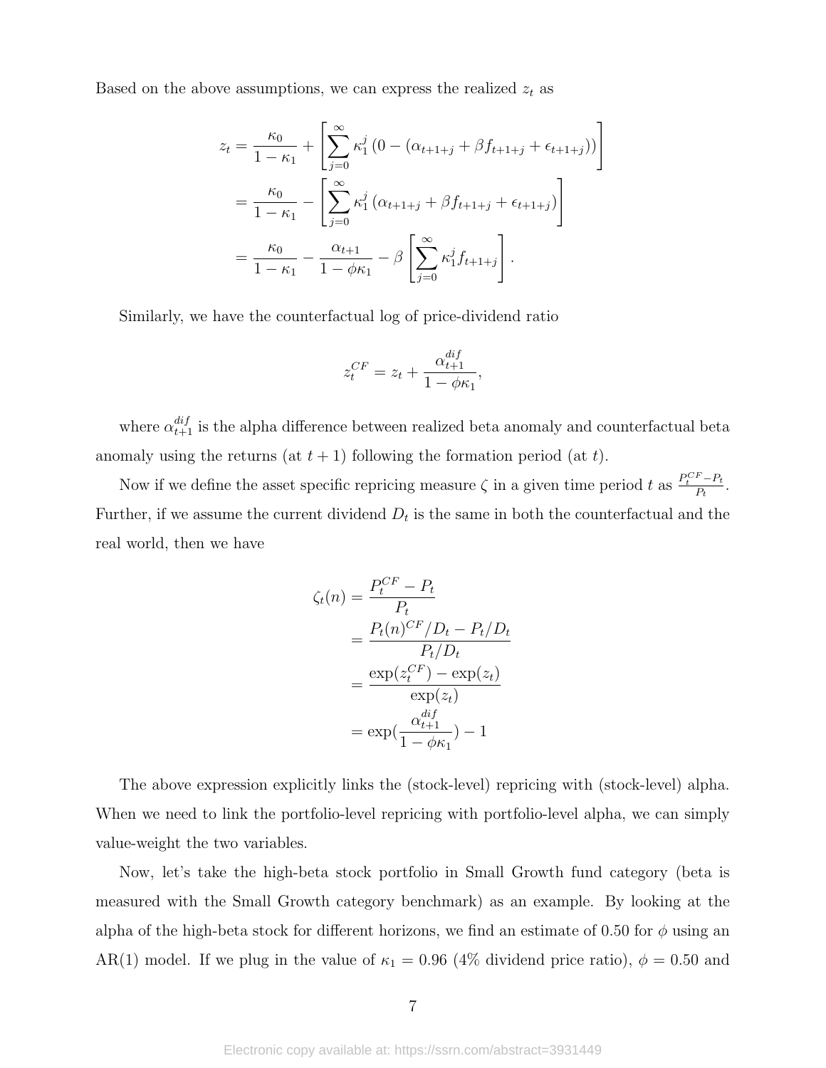Based on the above assumptions, we can express the realized $z_t$ as

$$
\begin{aligned}
z_t &= \frac{\kappa_0}{1-\kappa_1} + \left[\sum_{j=0}^{\infty} \kappa_1^j \left(0 - (\alpha_{t+1+j} + \beta f_{t+1+j} + \epsilon_{t+1+j})\right)\right] \\
&= \frac{\kappa_0}{1-\kappa_1} - \left[\sum_{j=0}^{\infty} \kappa_1^j \left(\alpha_{t+1+j} + \beta f_{t+1+j} + \epsilon_{t+1+j}\right)\right] \\
&= \frac{\kappa_0}{1-\kappa_1} - \frac{\alpha_{t+1}}{1-\phi\kappa_1} - \beta \left[\sum_{j=0}^{\infty} \kappa_1^j f_{t+1+j}\right].
\end{aligned}
$$

Similarly, we have the counterfactual log of price-dividend ratio

$$
z_t^{CF} = z_t + \frac{\alpha_{t+1}^{dif}}{1-\phi\kappa_1},
$$

where $\alpha_{t+1}^{dif}$ is the alpha difference between realized beta anomaly and counterfactual beta anomaly using the returns (at $t+1$) following the formation period (at $t$).

Now if we define the asset specific repricing measure $\zeta$ in a given time period $t$ as $\frac{P_t^{CF} - P_t}{P_t}$. Further, if we assume the current dividend $D_t$ is the same in both the counterfactual and the real world, then we have

$$
\begin{aligned}
\zeta_t(n) &= \frac{P_t^{CF} - P_t}{P_t} \\
&= \frac{P_t(n)^{CF}/D_t - P_t/D_t}{P_t/D_t} \\
&= \frac{\exp(z_t^{CF}) - \exp(z_t)}{\exp(z_t)} \\
&= \exp\left(\frac{\alpha_{t+1}^{dif}}{1-\phi\kappa_1}\right) - 1
\end{aligned}
$$

The above expression explicitly links the (stock-level) repricing with (stock-level) alpha. When we need to link the portfolio-level repricing with portfolio-level alpha, we can simply value-weight the two variables.

Now, let's take the high-beta stock portfolio in Small Growth fund category (beta is measured with the Small Growth category benchmark) as an example. By looking at the alpha of the high-beta stock for different horizons, we find an estimate of 0.50 for $\phi$ using an AR(1) model. If we plug in the value of $\kappa_1 = 0.96$ (4% dividend price ratio), $\phi = 0.50$ and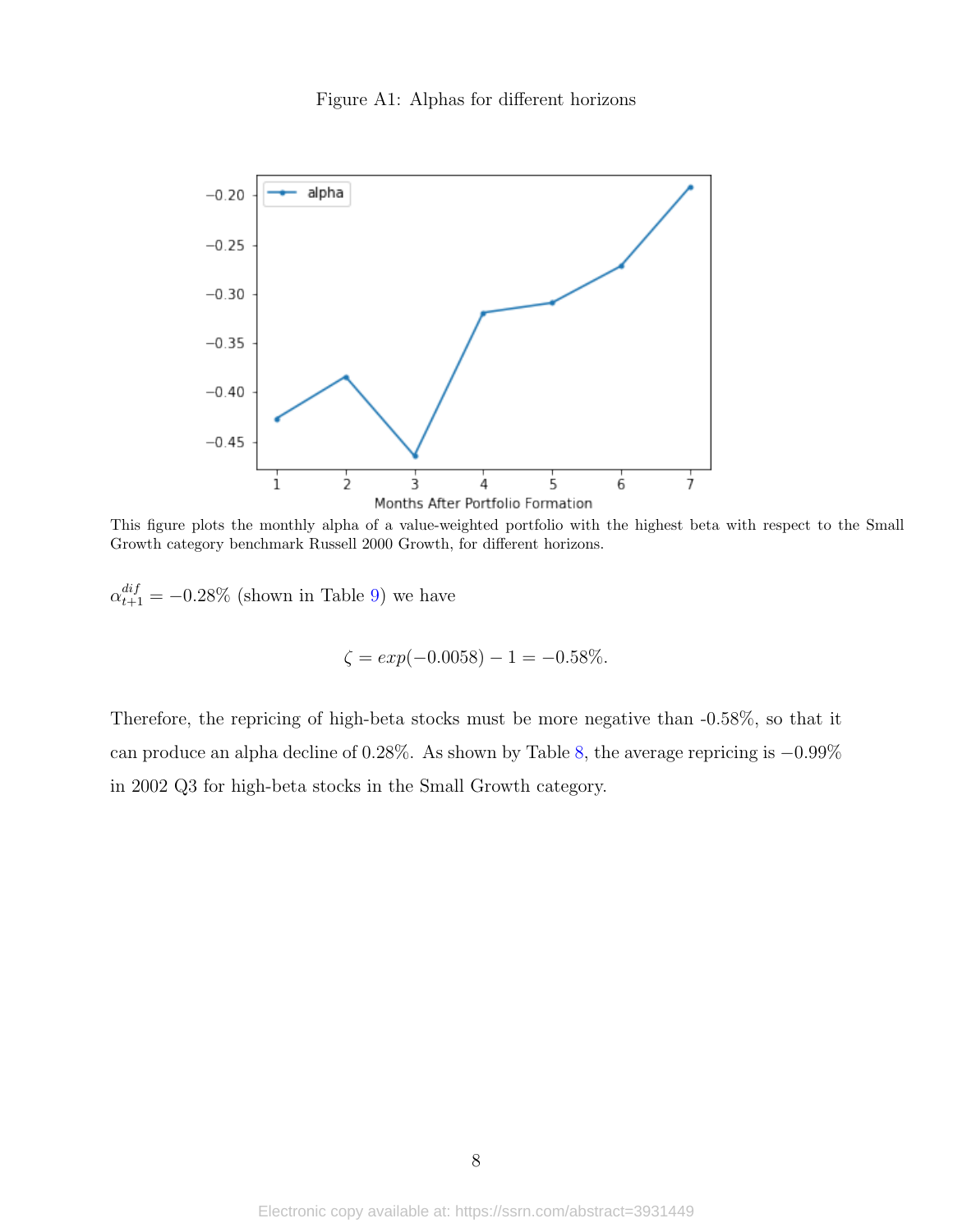Figure A1: Alphas for different horizons

This figure plots the monthly alpha of a value-weighted portfolio with the highest beta with respect to the Small Growth category benchmark Russell 2000 Growth, for different horizons.

$\alpha^{dif}_{t+1} = -0.28\%$ (shown in Table 9) we have

$$\zeta = exp(-0.0058) - 1 = -0.58\%.$$

Therefore, the repricing of high-beta stocks must be more negative than -0.58%, so that it can produce an alpha decline of 0.28%. As shown by Table 8, the average repricing is $-0.99\%$ in 2002 Q3 for high-beta stocks in the Small Growth category.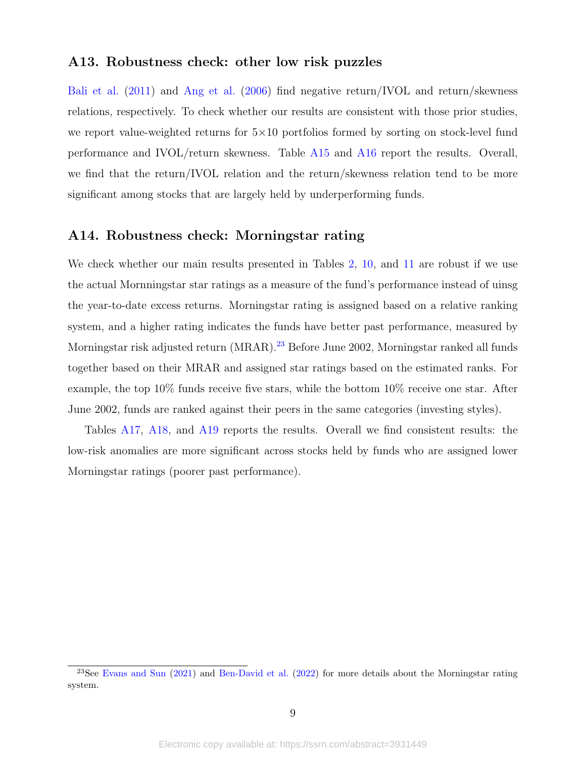## A13. Robustness check: other low risk puzzles

Bali et al. (2011) and Ang et al. (2006) find negative return/IVOL and return/skewness relations, respectively. To check whether our results are consistent with those prior studies, we report value-weighted returns for 5×10 portfolios formed by sorting on stock-level fund performance and IVOL/return skewness. Table A15 and A16 report the results. Overall, we find that the return/IVOL relation and the return/skewness relation tend to be more significant among stocks that are largely held by underperforming funds.

## A14. Robustness check: Morningstar rating

We check whether our main results presented in Tables 2, 10, and 11 are robust if we use the actual Mornningstar star ratings as a measure of the fund's performance instead of uinsg the year-to-date excess returns. Morningstar rating is assigned based on a relative ranking system, and a higher rating indicates the funds have better past performance, measured by Morningstar risk adjusted return (MRAR).[23] Before June 2002, Morningstar ranked all funds together based on their MRAR and assigned star ratings based on the estimated ranks. For example, the top 10% funds receive five stars, while the bottom 10% receive one star. After June 2002, funds are ranked against their peers in the same categories (investing styles).

Tables A17, A18, and A19 reports the results. Overall we find consistent results: the low-risk anomalies are more significant across stocks held by funds who are assigned lower Morningstar ratings (poorer past performance).

[23] See Evans and Sun (2021) and Ben-David et al. (2022) for more details about the Morningstar rating system.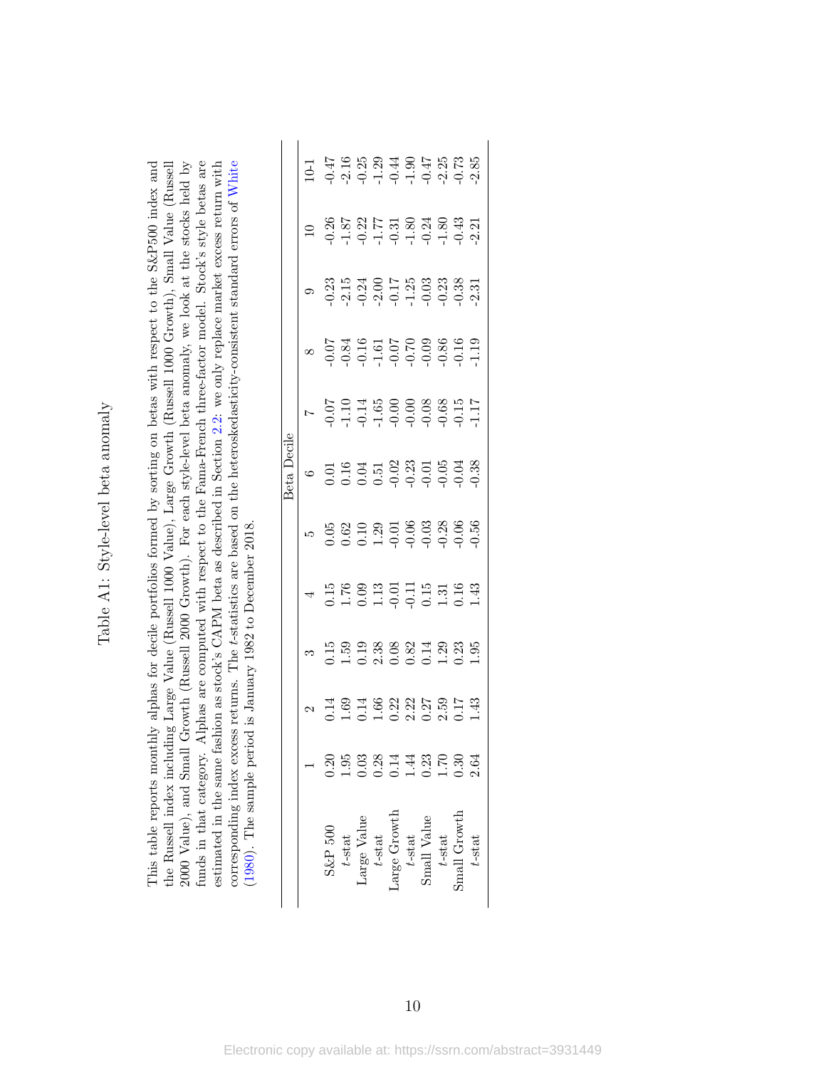# Table A1: Style-level beta anomaly

This table reports monthly alphas for decile portfolios formed by sorting on betas with respect to the S&P500 index and the Russell index including Large Value (Russell 1000 Value), Large Growth (Russell 1000 Growth), Small Value (Russell 2000 Value), and Small Growth (Russell 2000 Growth). For each style-level beta anomaly, we look at the stocks held by funds in that category. Alphas are computed with respect to the Fama-French three-factor model. Stock's style betas are estimated in the same fashion as stock's CAPM beta as described in Section 2.2: we only replace market excess return with corresponding index excess returns. The $t$-statistics are based on the heteroskedasticity-consistent standard errors of White (1980). The sample period is January 1982 to December 2018.

| | Beta Decile | | | | | | | | | | |
|---|---|---|---|---|---|---|---|---|---|---|---|
| | 1 | 2 | 3 | 4 | 5 | 6 | 7 | 8 | 9 | 10 | 10-1 |
| S&P 500 | 0.20 | 0.14 | 0.15 | 0.15 | 0.05 | 0.01 | -0.07 | -0.07 | -0.23 | -0.26 | -0.47 |
| $t$-stat | 1.95 | 1.69 | 1.59 | 1.76 | 0.62 | 0.16 | -1.10 | -0.84 | -2.15 | -1.87 | -2.16 |
| Large Value | 0.03 | 0.14 | 0.19 | 0.09 | 0.10 | 0.04 | -0.14 | -0.16 | -0.24 | -0.22 | -0.25 |
| $t$-stat | 0.28 | 1.66 | 2.38 | 1.13 | 1.29 | 0.51 | -1.65 | -1.61 | -2.00 | -1.77 | -1.29 |
| Large Growth | 0.14 | 0.22 | 0.08 | -0.01 | -0.01 | -0.02 | -0.00 | -0.07 | -0.17 | -0.31 | -0.44 |
| $t$-stat | 1.44 | 2.22 | 0.82 | -0.11 | -0.06 | -0.23 | -0.00 | -0.70 | -1.25 | -1.80 | -1.90 |
| Small Value | 0.23 | 0.27 | 0.14 | 0.15 | -0.03 | -0.01 | -0.08 | -0.09 | -0.03 | -0.24 | -0.47 |
| $t$-stat | 1.70 | 2.59 | 1.29 | 1.31 | -0.28 | -0.05 | -0.68 | -0.86 | -0.23 | -1.80 | -2.25 |
| Small Growth | 0.30 | 0.17 | 0.23 | 0.16 | -0.06 | -0.04 | -0.15 | -0.16 | -0.38 | -0.43 | -0.73 |
| $t$-stat | 2.64 | 1.43 | 1.95 | 1.43 | -0.56 | -0.38 | -1.17 | -1.19 | -2.31 | -2.21 | -2.85 |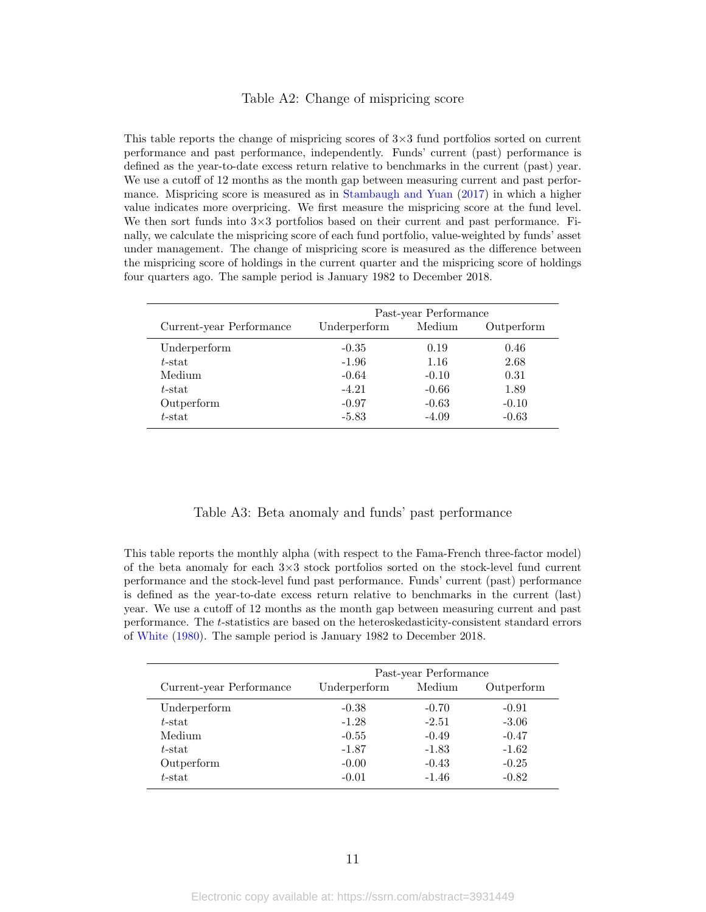## Table A2: Change of mispricing score

This table reports the change of mispricing scores of 3×3 fund portfolios sorted on current performance and past performance, independently. Funds' current (past) performance is defined as the year-to-date excess return relative to benchmarks in the current (past) year. We use a cutoff of 12 months as the month gap between measuring current and past performance. Mispricing score is measured as in Stambaugh and Yuan (2017) in which a higher value indicates more overpricing. We first measure the mispricing score at the fund level. We then sort funds into 3×3 portfolios based on their current and past performance. Finally, we calculate the mispricing score of each fund portfolio, value-weighted by funds' asset under management. The change of mispricing score is measured as the difference between the mispricing score of holdings in the current quarter and the mispricing score of holdings four quarters ago. The sample period is January 1982 to December 2018.

| | Past-year Performance | | |
|---|---|---|---|
| Current-year Performance | Underperform | Medium | Outperform |
| Underperform | -0.35 | 0.19 | 0.46 |
| $t$-stat | -1.96 | 1.16 | 2.68 |
| Medium | -0.64 | -0.10 | 0.31 |
| $t$-stat | -4.21 | -0.66 | 1.89 |
| Outperform | -0.97 | -0.63 | -0.10 |
| $t$-stat | -5.83 | -4.09 | -0.63 |

## Table A3: Beta anomaly and funds' past performance

This table reports the monthly alpha (with respect to the Fama-French three-factor model) of the beta anomaly for each 3×3 stock portfolios sorted on the stock-level fund current performance and the stock-level fund past performance. Funds' current (past) performance is defined as the year-to-date excess return relative to benchmarks in the current (last) year. We use a cutoff of 12 months as the month gap between measuring current and past performance. The $t$-statistics are based on the heteroskedasticity-consistent standard errors of White (1980). The sample period is January 1982 to December 2018.

| | Past-year Performance | | |
|---|---|---|---|
| Current-year Performance | Underperform | Medium | Outperform |
| Underperform | -0.38 | -0.70 | -0.91 |
| $t$-stat | -1.28 | -2.51 | -3.06 |
| Medium | -0.55 | -0.49 | -0.47 |
| $t$-stat | -1.87 | -1.83 | -1.62 |
| Outperform | -0.00 | -0.43 | -0.25 |
| $t$-stat | -0.01 | -1.46 | -0.82 |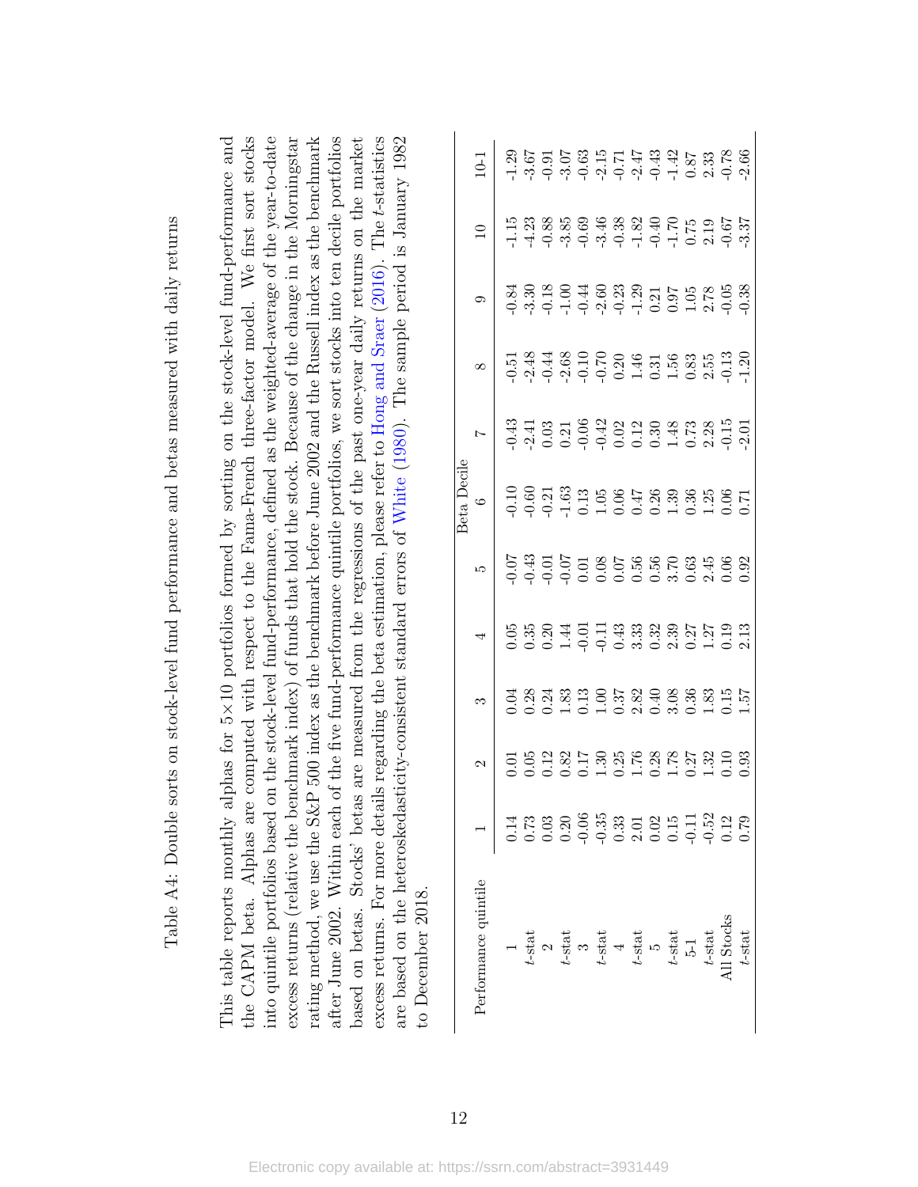Table A4: Double sorts on stock-level fund performance and betas measured with daily returns

This table reports monthly alphas for 5×10 portfolios formed by sorting on the stock-level fund-performance and the CAPM beta. Alphas are computed with respect to the Fama-French three-factor model. We first sort stocks into quintile portfolios based on the stock-level fund-performance, defined as the weighted-average of the year-to-date excess returns (relative the benchmark index) of funds that hold the stock. Because of the change in the Morningstar rating method, we use the S&P 500 index as the benchmark before June 2002 and the Russell index as the benchmark after June 2002. Within each of the five fund-performance quintile portfolios, we sort stocks into ten decile portfolios based on betas. Stocks' betas are measured from the regressions of the past one-year daily returns on the market excess returns. For more details regarding the beta estimation, please refer to Hong and Sraer (2016). The $t$-statistics are based on the heteroskedasticity-consistent standard errors of White (1980). The sample period is January 1982 to December 2018.

| Performance quintile | Beta Decile | | | | | | | | | | |
|---|---|---|---|---|---|---|---|---|---|---|---|
| | 1 | 2 | 3 | 4 | 5 | 6 | 7 | 8 | 9 | 10 | 10-1 |
| 1 | 0.14 | 0.01 | 0.04 | 0.05 | -0.07 | -0.10 | -0.43 | -0.51 | -0.84 | -1.15 | -1.29 |
| $t$-stat | 0.73 | 0.05 | 0.28 | 0.35 | -0.43 | -0.60 | -2.41 | -2.48 | -3.30 | -4.23 | -3.67 |
| 2 | 0.03 | 0.12 | 0.24 | 0.20 | -0.01 | -0.21 | 0.03 | -0.44 | -0.18 | -0.88 | -0.91 |
| $t$-stat | 0.20 | 0.82 | 1.83 | 1.44 | -0.07 | -1.63 | 0.21 | -2.68 | -1.00 | -3.85 | -3.07 |
| 3 | -0.06 | 0.17 | 0.13 | -0.01 | 0.01 | 0.13 | -0.06 | -0.10 | -0.44 | -0.69 | -0.63 |
| $t$-stat | -0.35 | 1.30 | 1.00 | -0.11 | 0.08 | 1.05 | -0.42 | -0.70 | -2.60 | -3.46 | -2.15 |
| 4 | 0.33 | 0.25 | 0.37 | 0.43 | 0.07 | 0.06 | 0.02 | 0.20 | -0.23 | -0.38 | -0.71 |
| $t$-stat | 2.01 | 1.76 | 2.82 | 3.33 | 0.56 | 0.47 | 0.12 | 1.46 | -1.29 | -1.82 | -2.47 |
| 5 | 0.02 | 0.28 | 0.40 | 0.32 | 0.56 | 0.26 | 0.30 | 0.31 | 0.21 | -0.40 | -0.43 |
| $t$-stat | 0.15 | 1.78 | 3.08 | 2.39 | 3.70 | 1.39 | 1.48 | 1.56 | 0.97 | -1.70 | -1.42 |
| 5-1 | -0.11 | 0.27 | 0.36 | 0.27 | 0.63 | 0.36 | 0.73 | 0.83 | 1.05 | 0.75 | 0.87 |
| $t$-stat | -0.52 | 1.32 | 1.83 | 1.27 | 2.45 | 1.25 | 2.28 | 2.55 | 2.78 | 2.19 | 2.33 |
| All Stocks | 0.12 | 0.10 | 0.15 | 0.19 | 0.06 | 0.06 | -0.15 | -0.13 | -0.05 | -0.67 | -0.78 |
| $t$-stat | 0.79 | 0.93 | 1.57 | 2.13 | 0.92 | 0.71 | -2.01 | -1.20 | -0.38 | -3.37 | -2.66 |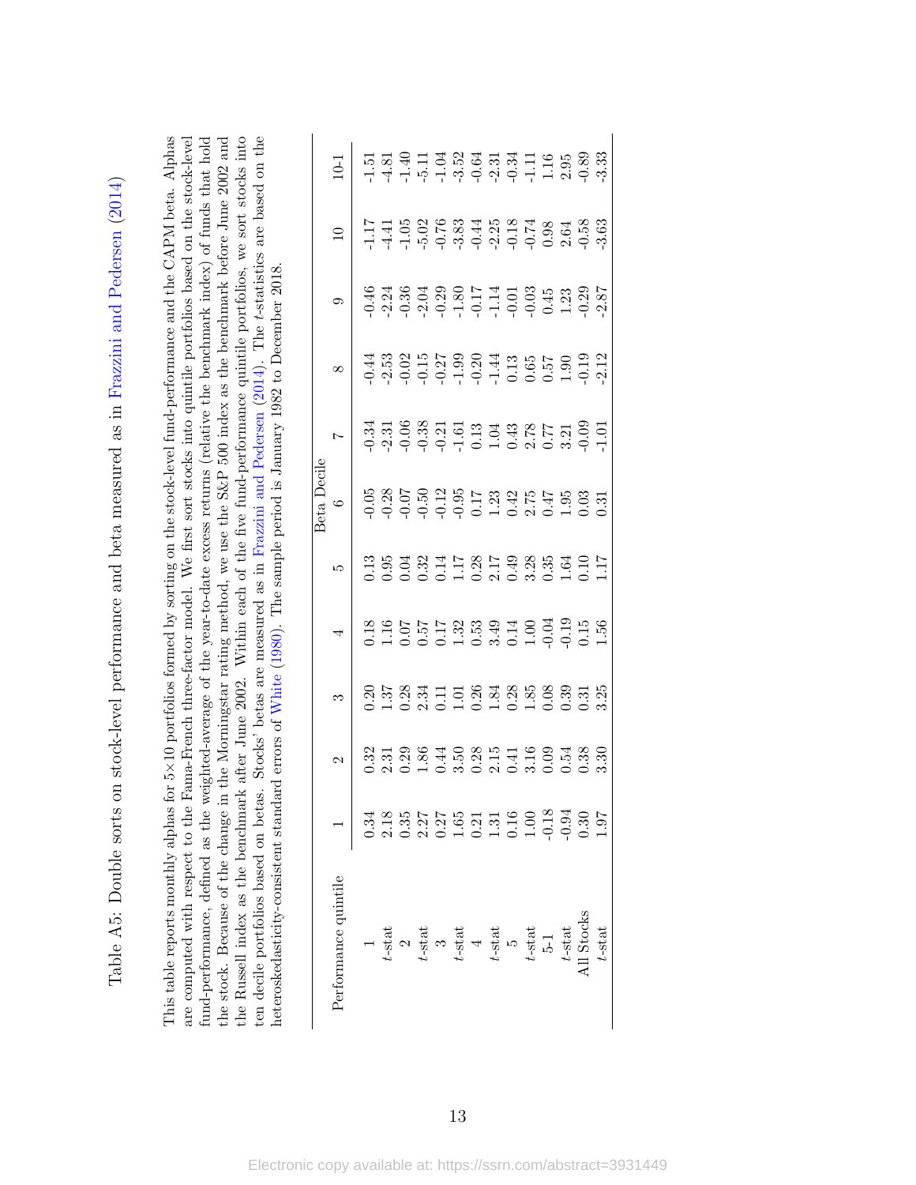# Table A5: Double sorts on stock-level performance and beta measured as in Frazzini and Pedersen (2014)

This table reports monthly alphas for 5×10 portfolios formed by sorting on the stock-level fund-performance and the CAPM beta. Alphas are computed with respect to the Fama-French three-factor model. We first sort stocks into quintile portfolios based on the stock-level fund-performance, defined as the weighted-average of the year-to-date excess returns (relative the benchmark index) of funds that hold the stock. Because of the change in the Morningstar rating method, we use the S&P 500 index as the benchmark before June 2002 and the Russell index as the benchmark after June 2002. Within each of the five fund-performance quintile portfolios, we sort stocks into ten decile portfolios based on betas. Stocks' betas are measured as in Frazzini and Pedersen (2014). The $t$-statistics are based on the heteroskedasticity-consistent standard errors of White (1980). The sample period is January 1982 to December 2018.

| Performance quintile | Beta Decile | | | | | | | | | | |
|---|---|---|---|---|---|---|---|---|---|---|---|
| | 1 | 2 | 3 | 4 | 5 | 6 | 7 | 8 | 9 | 10 | 10-1 |
| 1 | 0.34 | 0.32 | 0.20 | 0.18 | 0.13 | -0.05 | -0.34 | -0.44 | -0.46 | -1.17 | -1.51 |
| $t$-stat | 2.18 | 2.31 | 1.37 | 1.16 | 0.95 | -0.28 | -2.31 | -2.53 | -2.24 | -4.41 | -4.81 |
| 2 | 0.35 | 0.29 | 0.28 | 0.07 | 0.04 | -0.07 | -0.06 | -0.02 | -0.36 | -1.05 | -1.40 |
| $t$-stat | 2.27 | 1.86 | 2.34 | 0.57 | 0.32 | -0.50 | -0.38 | -0.15 | -2.04 | -5.02 | -5.11 |
| 3 | 0.27 | 0.44 | 0.11 | 0.17 | 0.14 | -0.12 | -0.21 | -0.27 | -0.29 | -0.76 | -1.04 |
| $t$-stat | 1.65 | 3.50 | 1.01 | 1.32 | 1.17 | -0.95 | -1.61 | -1.99 | -1.80 | -3.83 | -3.52 |
| 4 | 0.21 | 0.28 | 0.26 | 0.53 | 0.28 | 0.17 | 0.13 | -0.20 | -0.17 | -0.44 | -0.64 |
| $t$-stat | 1.31 | 2.15 | 1.84 | 3.49 | 2.17 | 1.23 | 1.04 | -1.44 | -1.14 | -2.25 | -2.31 |
| 5 | 0.16 | 0.41 | 0.28 | 0.14 | 0.49 | 0.42 | 0.43 | 0.13 | -0.01 | -0.18 | -0.34 |
| $t$-stat | 1.00 | 3.16 | 1.85 | 1.00 | 3.28 | 2.75 | 2.78 | 0.65 | -0.03 | -0.74 | -1.11 |
| 5-1 | -0.18 | 0.09 | 0.08 | -0.04 | 0.35 | 0.47 | 0.77 | 0.57 | 0.45 | 0.98 | 1.16 |
| $t$-stat | -0.94 | 0.54 | 0.39 | -0.19 | 1.64 | 1.95 | 3.21 | 1.90 | 1.23 | 2.64 | 2.95 |
| All Stocks | 0.30 | 0.38 | 0.31 | 0.15 | 0.10 | 0.03 | -0.09 | -0.19 | -0.29 | -0.58 | -0.89 |
| $t$-stat | 1.97 | 3.30 | 3.25 | 1.56 | 1.17 | 0.31 | -1.01 | -2.12 | -2.87 | -3.63 | -3.33 |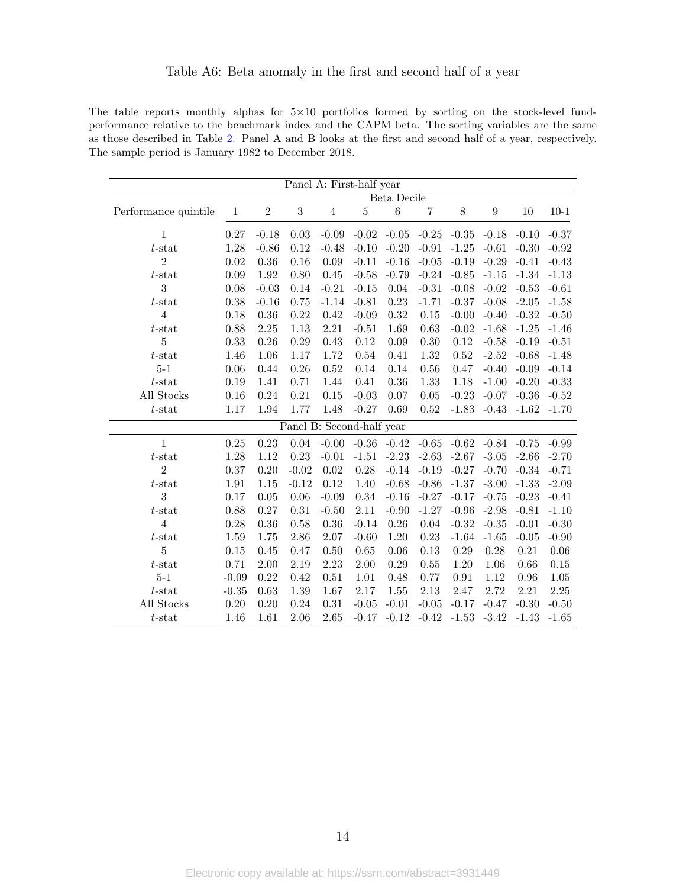# Table A6: Beta anomaly in the first and second half of a year

The table reports monthly alphas for 5×10 portfolios formed by sorting on the stock-level fund-performance relative to the benchmark index and the CAPM beta. The sorting variables are the same as those described in Table 2. Panel A and B looks at the first and second half of a year, respectively. The sample period is January 1982 to December 2018.

| | Panel A: First-half year | | | | | | | | | | |
|---|---|---|---|---|---|---|---|---|---|---|---|
| | Beta Decile | | | | | | | | | | |
| Performance quintile | 1 | 2 | 3 | 4 | 5 | 6 | 7 | 8 | 9 | 10 | 10-1 |
| 1 | 0.27 | -0.18 | 0.03 | -0.09 | -0.02 | -0.05 | -0.25 | -0.35 | -0.18 | -0.10 | -0.37 |
| $t$-stat | 1.28 | -0.86 | 0.12 | -0.48 | -0.10 | -0.20 | -0.91 | -1.25 | -0.61 | -0.30 | -0.92 |
| 2 | 0.02 | 0.36 | 0.16 | 0.09 | -0.11 | -0.16 | -0.05 | -0.19 | -0.29 | -0.41 | -0.43 |
| $t$-stat | 0.09 | 1.92 | 0.80 | 0.45 | -0.58 | -0.79 | -0.24 | -0.85 | -1.15 | -1.34 | -1.13 |
| 3 | 0.08 | -0.03 | 0.14 | -0.21 | -0.15 | 0.04 | -0.31 | -0.08 | -0.02 | -0.53 | -0.61 |
| $t$-stat | 0.38 | -0.16 | 0.75 | -1.14 | -0.81 | 0.23 | -1.71 | -0.37 | -0.08 | -2.05 | -1.58 |
| 4 | 0.18 | 0.36 | 0.22 | 0.42 | -0.09 | 0.32 | 0.15 | -0.00 | -0.40 | -0.32 | -0.50 |
| $t$-stat | 0.88 | 2.25 | 1.13 | 2.21 | -0.51 | 1.69 | 0.63 | -0.02 | -1.68 | -1.25 | -1.46 |
| 5 | 0.33 | 0.26 | 0.29 | 0.43 | 0.12 | 0.09 | 0.30 | 0.12 | -0.58 | -0.19 | -0.51 |
| $t$-stat | 1.46 | 1.06 | 1.17 | 1.72 | 0.54 | 0.41 | 1.32 | 0.52 | -2.52 | -0.68 | -1.48 |
| 5-1 | 0.06 | 0.44 | 0.26 | 0.52 | 0.14 | 0.14 | 0.56 | 0.47 | -0.40 | -0.09 | -0.14 |
| $t$-stat | 0.19 | 1.41 | 0.71 | 1.44 | 0.41 | 0.36 | 1.33 | 1.18 | -1.00 | -0.20 | -0.33 |
| All Stocks | 0.16 | 0.24 | 0.21 | 0.15 | -0.03 | 0.07 | 0.05 | -0.23 | -0.07 | -0.36 | -0.52 |
| $t$-stat | 1.17 | 1.94 | 1.77 | 1.48 | -0.27 | 0.69 | 0.52 | -1.83 | -0.43 | -1.62 | -1.70 |
| | Panel B: Second-half year | | | | | | | | | | |
| 1 | 0.25 | 0.23 | 0.04 | -0.00 | -0.36 | -0.42 | -0.65 | -0.62 | -0.84 | -0.75 | -0.99 |
| $t$-stat | 1.28 | 1.12 | 0.23 | -0.01 | -1.51 | -2.23 | -2.63 | -2.67 | -3.05 | -2.66 | -2.70 |
| 2 | 0.37 | 0.20 | -0.02 | 0.02 | 0.28 | -0.14 | -0.19 | -0.27 | -0.70 | -0.34 | -0.71 |
| $t$-stat | 1.91 | 1.15 | -0.12 | 0.12 | 1.40 | -0.68 | -0.86 | -1.37 | -3.00 | -1.33 | -2.09 |
| 3 | 0.17 | 0.05 | 0.06 | -0.09 | 0.34 | -0.16 | -0.27 | -0.17 | -0.75 | -0.23 | -0.41 |
| $t$-stat | 0.88 | 0.27 | 0.31 | -0.50 | 2.11 | -0.90 | -1.27 | -0.96 | -2.98 | -0.81 | -1.10 |
| 4 | 0.28 | 0.36 | 0.58 | 0.36 | -0.14 | 0.26 | 0.04 | -0.32 | -0.35 | -0.01 | -0.30 |
| $t$-stat | 1.59 | 1.75 | 2.86 | 2.07 | -0.60 | 1.20 | 0.23 | -1.64 | -1.65 | -0.05 | -0.90 |
| 5 | 0.15 | 0.45 | 0.47 | 0.50 | 0.65 | 0.06 | 0.13 | 0.29 | 0.28 | 0.21 | 0.06 |
| $t$-stat | 0.71 | 2.00 | 2.19 | 2.23 | 2.00 | 0.29 | 0.55 | 1.20 | 1.06 | 0.66 | 0.15 |
| 5-1 | -0.09 | 0.22 | 0.42 | 0.51 | 1.01 | 0.48 | 0.77 | 0.91 | 1.12 | 0.96 | 1.05 |
| $t$-stat | -0.35 | 0.63 | 1.39 | 1.67 | 2.17 | 1.55 | 2.13 | 2.47 | 2.72 | 2.21 | 2.25 |
| All Stocks | 0.20 | 0.20 | 0.24 | 0.31 | -0.05 | -0.01 | -0.05 | -0.17 | -0.47 | -0.30 | -0.50 |
| $t$-stat | 1.46 | 1.61 | 2.06 | 2.65 | -0.47 | -0.12 | -0.42 | -1.53 | -3.42 | -1.43 | -1.65 |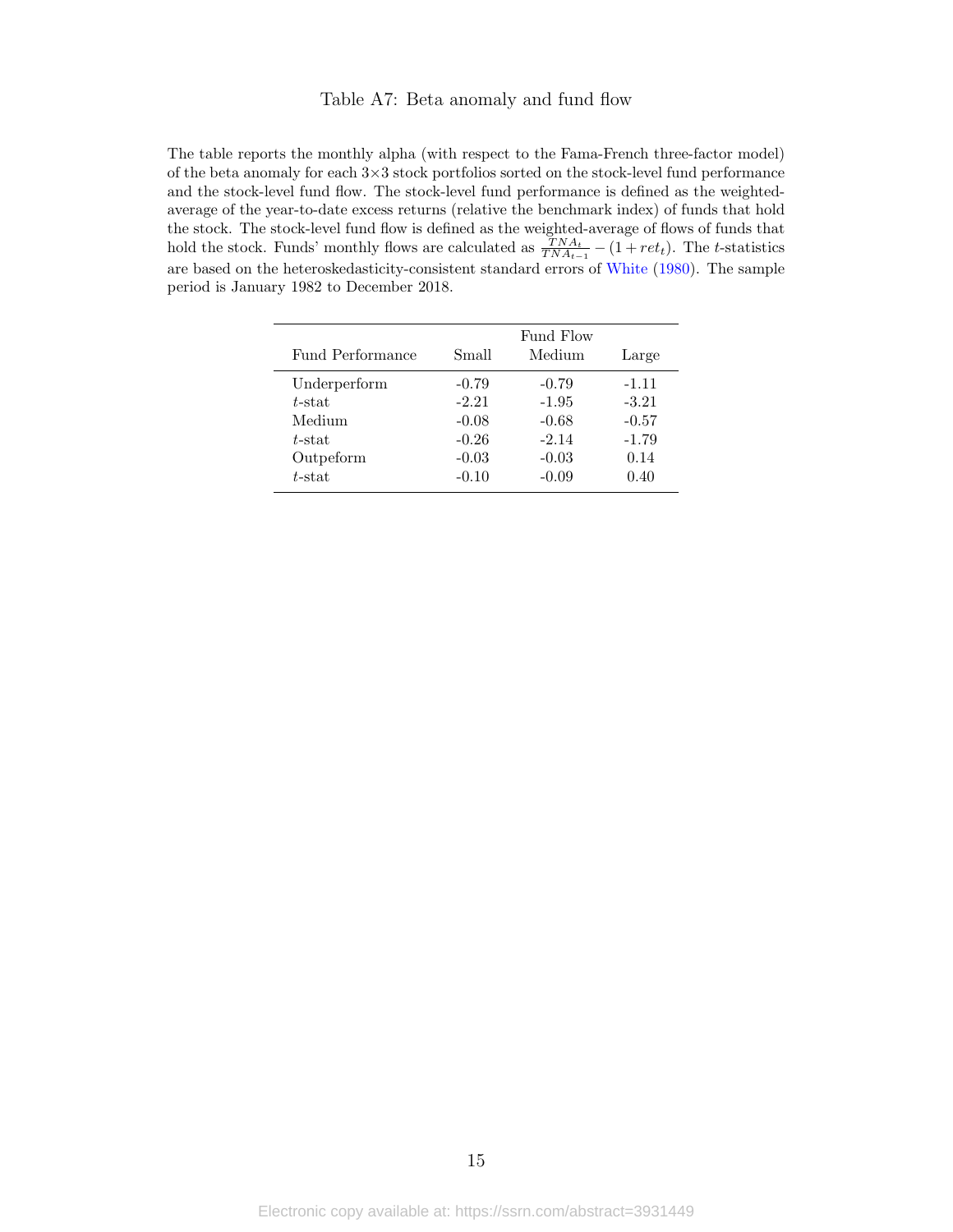# Table A7: Beta anomaly and fund flow

The table reports the monthly alpha (with respect to the Fama-French three-factor model) of the beta anomaly for each 3×3 stock portfolios sorted on the stock-level fund performance and the stock-level fund flow. The stock-level fund performance is defined as the weighted-average of the year-to-date excess returns (relative the benchmark index) of funds that hold the stock. The stock-level fund flow is defined as the weighted-average of flows of funds that hold the stock. Funds' monthly flows are calculated as $\frac{TNA_t}{TNA_{t-1}} - (1 + ret_t)$. The $t$-statistics are based on the heteroskedasticity-consistent standard errors of White (1980). The sample period is January 1982 to December 2018.

| | | Fund Flow | |
|---|---|---|---|
| Fund Performance | Small | Medium | Large |
| Underperform | -0.79 | -0.79 | -1.11 |
| $t$-stat | -2.21 | -1.95 | -3.21 |
| Medium | -0.08 | -0.68 | -0.57 |
| $t$-stat | -0.26 | -2.14 | -1.79 |
| Outpeform | -0.03 | -0.03 | 0.14 |
| $t$-stat | -0.10 | -0.09 | 0.40 |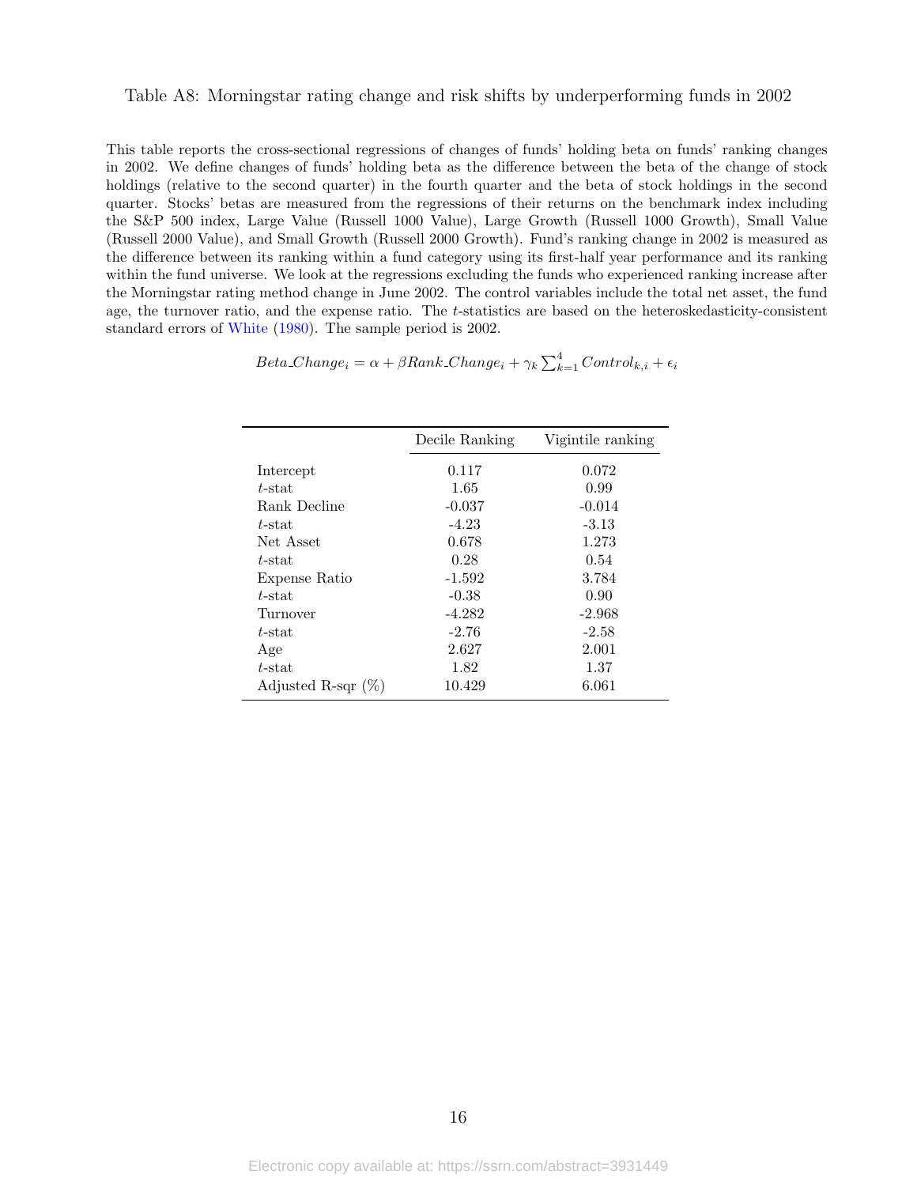Table A8: Morningstar rating change and risk shifts by underperforming funds in 2002

This table reports the cross-sectional regressions of changes of funds' holding beta on funds' ranking changes in 2002. We define changes of funds' holding beta as the difference between the beta of the change of stock holdings (relative to the second quarter) in the fourth quarter and the beta of stock holdings in the second quarter. Stocks' betas are measured from the regressions of their returns on the benchmark index including the S&P 500 index, Large Value (Russell 1000 Value), Large Growth (Russell 1000 Growth), Small Value (Russell 2000 Value), and Small Growth (Russell 2000 Growth). Fund's ranking change in 2002 is measured as the difference between its ranking within a fund category using its first-half year performance and its ranking within the fund universe. We look at the regressions excluding the funds who experienced ranking increase after the Morningstar rating method change in June 2002. The control variables include the total net asset, the fund age, the turnover ratio, and the expense ratio. The $t$-statistics are based on the heteroskedasticity-consistent standard errors of White (1980). The sample period is 2002.

$$Beta\_Change_i = \alpha + \beta Rank\_Change_i + \gamma_k \sum_{k=1}^{4} Control_{k,i} + \epsilon_i$$

| | Decile Ranking | Vigintile ranking |
|---|---|---|
| Intercept | 0.117 | 0.072 |
| $t$-stat | 1.65 | 0.99 |
| Rank Decline | -0.037 | -0.014 |
| $t$-stat | -4.23 | -3.13 |
| Net Asset | 0.678 | 1.273 |
| $t$-stat | 0.28 | 0.54 |
| Expense Ratio | -1.592 | 3.784 |
| $t$-stat | -0.38 | 0.90 |
| Turnover | -4.282 | -2.968 |
| $t$-stat | -2.76 | -2.58 |
| Age | 2.627 | 2.001 |
| $t$-stat | 1.82 | 1.37 |
| Adjusted R-sqr (%) | 10.429 | 6.061 |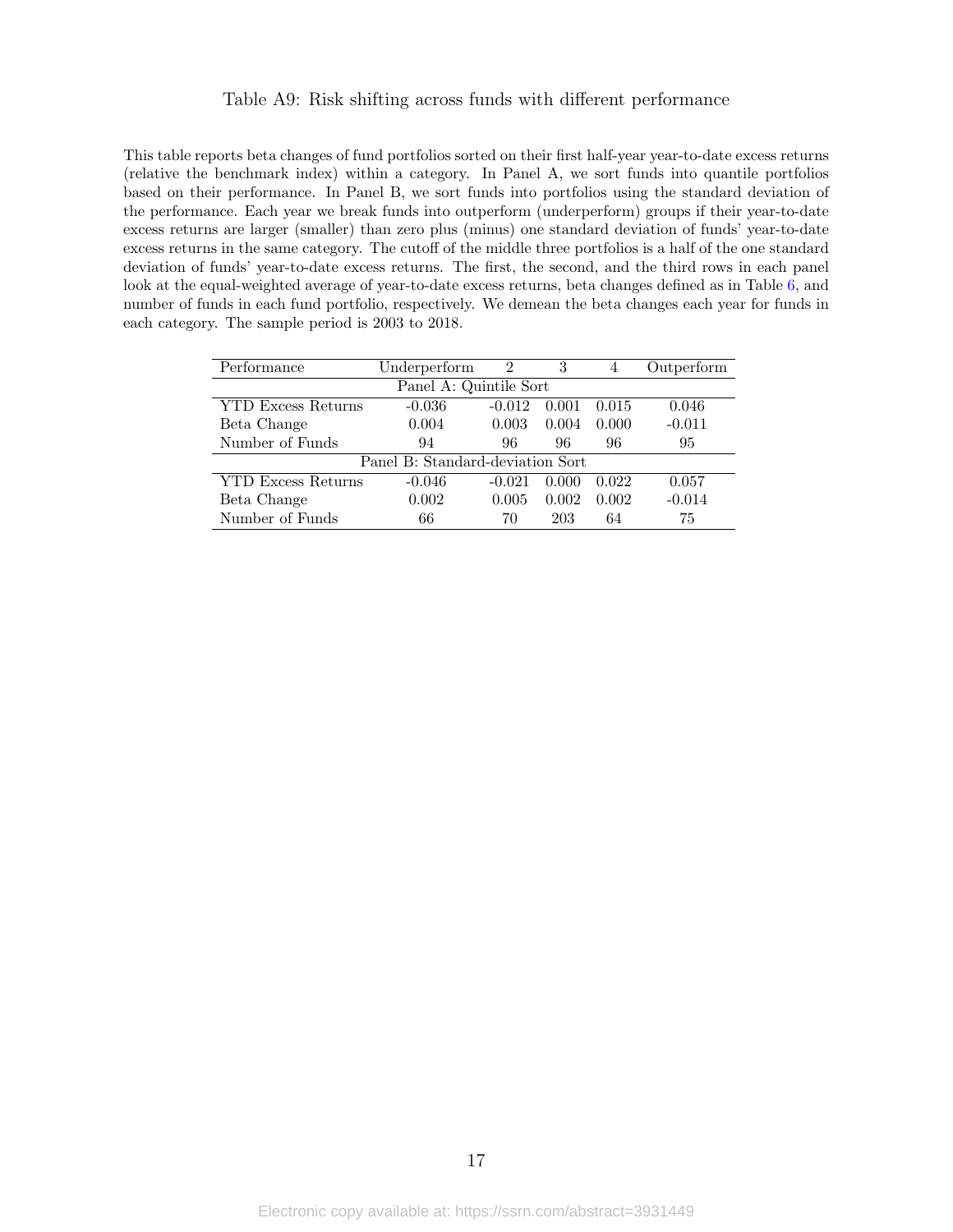Table A9: Risk shifting across funds with different performance

This table reports beta changes of fund portfolios sorted on their first half-year year-to-date excess returns (relative the benchmark index) within a category. In Panel A, we sort funds into quantile portfolios based on their performance. In Panel B, we sort funds into portfolios using the standard deviation of the performance. Each year we break funds into outperform (underperform) groups if their year-to-date excess returns are larger (smaller) than zero plus (minus) one standard deviation of funds' year-to-date excess returns in the same category. The cutoff of the middle three portfolios is a half of the one standard deviation of funds' year-to-date excess returns. The first, the second, and the third rows in each panel look at the equal-weighted average of year-to-date excess returns, beta changes defined as in Table 6, and number of funds in each fund portfolio, respectively. We demean the beta changes each year for funds in each category. The sample period is 2003 to 2018.

| Performance | Underperform | 2 | 3 | 4 | Outperform |
|---|---|---|---|---|---|
| Panel A: Quintile Sort | | | | | |
| YTD Excess Returns | -0.036 | -0.012 | 0.001 | 0.015 | 0.046 |
| Beta Change | 0.004 | 0.003 | 0.004 | 0.000 | -0.011 |
| Number of Funds | 94 | 96 | 96 | 96 | 95 |
| Panel B: Standard-deviation Sort | | | | | |
| YTD Excess Returns | -0.046 | -0.021 | 0.000 | 0.022 | 0.057 |
| Beta Change | 0.002 | 0.005 | 0.002 | 0.002 | -0.014 |
| Number of Funds | 66 | 70 | 203 | 64 | 75 |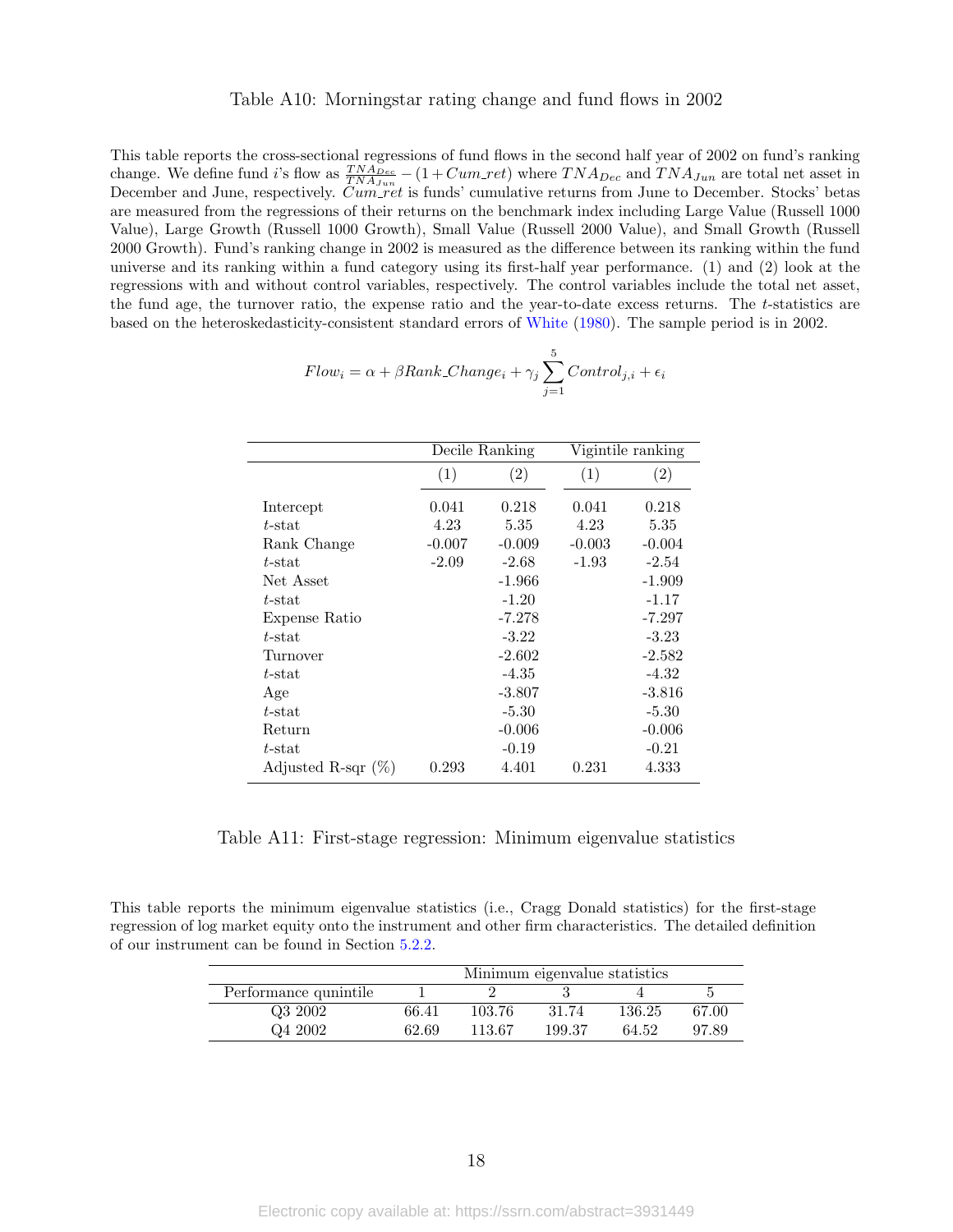Table A10: Morningstar rating change and fund flows in 2002

This table reports the cross-sectional regressions of fund flows in the second half year of 2002 on fund's ranking change. We define fund $i$'s flow as $\frac{TNA_{Dec}}{TNA_{Jun}} - (1 + Cum\_ret)$ where $TNA_{Dec}$ and $TNA_{Jun}$ are total net asset in December and June, respectively. $Cum\_ret$ is funds' cumulative returns from June to December. Stocks' betas are measured from the regressions of their returns on the benchmark index including Large Value (Russell 1000 Value), Large Growth (Russell 1000 Growth), Small Value (Russell 2000 Value), and Small Growth (Russell 2000 Growth). Fund's ranking change in 2002 is measured as the difference between its ranking within the fund universe and its ranking within a fund category using its first-half year performance. (1) and (2) look at the regressions with and without control variables, respectively. The control variables include the total net asset, the fund age, the turnover ratio, the expense ratio and the year-to-date excess returns. The $t$-statistics are based on the heteroskedasticity-consistent standard errors of White (1980). The sample period is in 2002.

$$Flow_i = \alpha + \beta Rank\_Change_i + \gamma_j \sum_{j=1}^{5} Control_{j,i} + \epsilon_i$$

| | Decile Ranking | | Vigintile ranking | |
|---|---|---|---|---|
| | (1) | (2) | (1) | (2) |
| Intercept | 0.041 | 0.218 | 0.041 | 0.218 |
| $t$-stat | 4.23 | 5.35 | 4.23 | 5.35 |
| Rank Change | -0.007 | -0.009 | -0.003 | -0.004 |
| $t$-stat | -2.09 | -2.68 | -1.93 | -2.54 |
| Net Asset | | -1.966 | | -1.909 |
| $t$-stat | | -1.20 | | -1.17 |
| Expense Ratio | | -7.278 | | -7.297 |
| $t$-stat | | -3.22 | | -3.23 |
| Turnover | | -2.602 | | -2.582 |
| $t$-stat | | -4.35 | | -4.32 |
| Age | | -3.807 | | -3.816 |
| $t$-stat | | -5.30 | | -5.30 |
| Return | | -0.006 | | -0.006 |
| $t$-stat | | -0.19 | | -0.21 |
| Adjusted R-sqr (%) | 0.293 | 4.401 | 0.231 | 4.333 |

Table A11: First-stage regression: Minimum eigenvalue statistics

This table reports the minimum eigenvalue statistics (i.e., Cragg Donald statistics) for the first-stage regression of log market equity onto the instrument and other firm characteristics. The detailed definition of our instrument can be found in Section 5.2.2.

| | Minimum eigenvalue statistics | | | | |
|---|---|---|---|---|---|
| Performance quintile | 1 | 2 | 3 | 4 | 5 |
| Q3 2002 | 66.41 | 103.76 | 31.74 | 136.25 | 67.00 |
| Q4 2002 | 62.69 | 113.67 | 199.37 | 64.52 | 97.89 |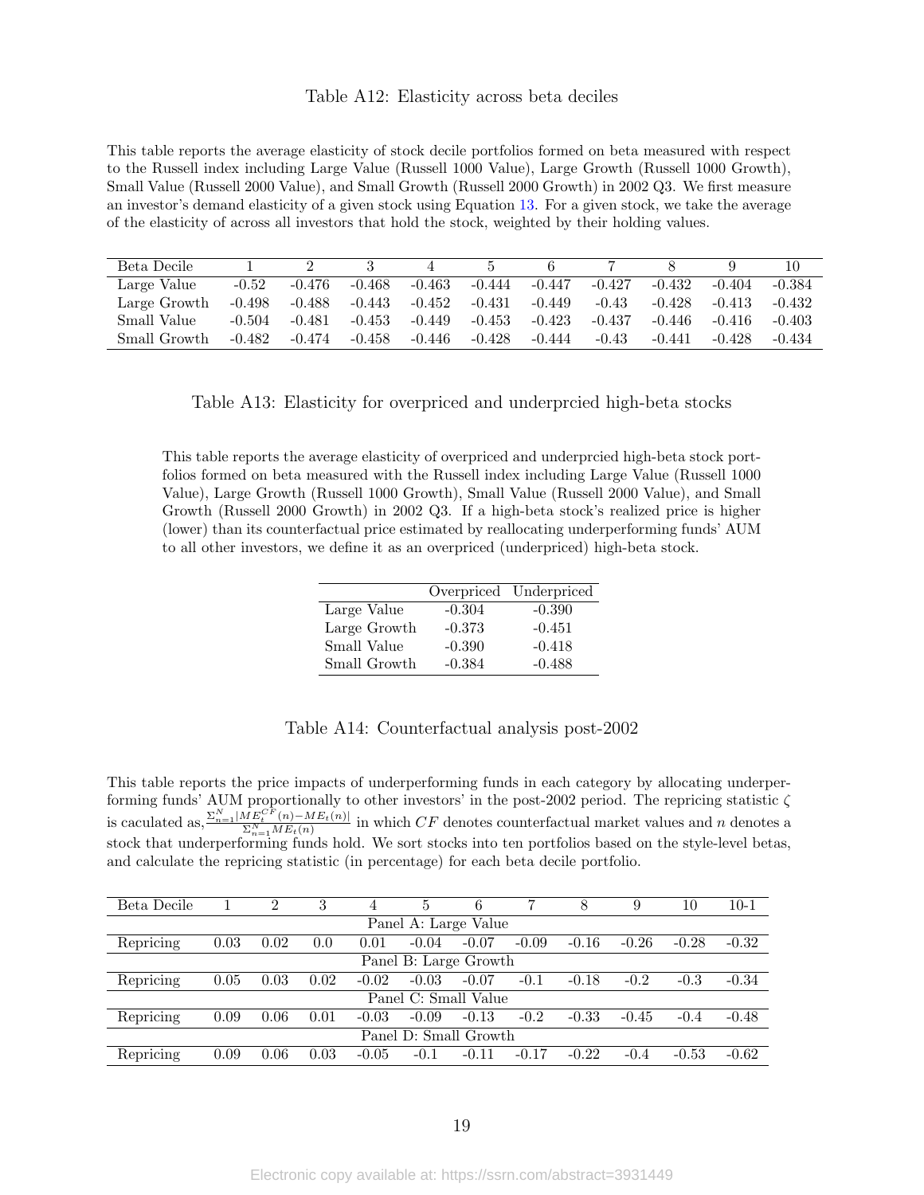### Table A12: Elasticity across beta deciles

This table reports the average elasticity of stock decile portfolios formed on beta measured with respect to the Russell index including Large Value (Russell 1000 Value), Large Growth (Russell 1000 Growth), Small Value (Russell 2000 Value), and Small Growth (Russell 2000 Growth) in 2002 Q3. We first measure an investor's demand elasticity of a given stock using Equation 13. For a given stock, we take the average of the elasticity of across all investors that hold the stock, weighted by their holding values.

| Beta Decile | 1 | 2 | 3 | 4 | 5 | 6 | 7 | 8 | 9 | 10 |
|---|---|---|---|---|---|---|---|---|---|---|
| Large Value | -0.52 | -0.476 | -0.468 | -0.463 | -0.444 | -0.447 | -0.427 | -0.432 | -0.404 | -0.384 |
| Large Growth | -0.498 | -0.488 | -0.443 | -0.452 | -0.431 | -0.449 | -0.43 | -0.428 | -0.413 | -0.432 |
| Small Value | -0.504 | -0.481 | -0.453 | -0.449 | -0.453 | -0.423 | -0.437 | -0.446 | -0.416 | -0.403 |
| Small Growth | -0.482 | -0.474 | -0.458 | -0.446 | -0.428 | -0.444 | -0.43 | -0.441 | -0.428 | -0.434 |

### Table A13: Elasticity for overpriced and underprcied high-beta stocks

This table reports the average elasticity of overpriced and underprcied high-beta stock portfolios formed on beta measured with the Russell index including Large Value (Russell 1000 Value), Large Growth (Russell 1000 Growth), Small Value (Russell 2000 Value), and Small Growth (Russell 2000 Growth) in 2002 Q3. If a high-beta stock's realized price is higher (lower) than its counterfactual price estimated by reallocating underperforming funds' AUM to all other investors, we define it as an overpriced (underpriced) high-beta stock.

| | Overpriced | Underpriced |
|---|---|---|
| Large Value | -0.304 | -0.390 |
| Large Growth | -0.373 | -0.451 |
| Small Value | -0.390 | -0.418 |
| Small Growth | -0.384 | -0.488 |

### Table A14: Counterfactual analysis post-2002

This table reports the price impacts of underperforming funds in each category by allocating underperforming funds' AUM proportionally to other investors' in the post-2002 period. The repricing statistic $\zeta$ is caculated as, $\frac{\Sigma_{n=1}^{N}|ME_t^{CF}(n)-ME_t(n)|}{\Sigma_{n=1}^{N}ME_t(n)}$ in which $CF$ denotes counterfactual market values and $n$ denotes a stock that underperforming funds hold. We sort stocks into ten portfolios based on the style-level betas, and calculate the repricing statistic (in percentage) for each beta decile portfolio.

| Beta Decile | 1 | 2 | 3 | 4 | 5 | 6 | 7 | 8 | 9 | 10 | 10-1 |
|---|---|---|---|---|---|---|---|---|---|---|---|
| Panel A: Large Value | | | | | | | | | | | |
| Repricing | 0.03 | 0.02 | 0.0 | 0.01 | -0.04 | -0.07 | -0.09 | -0.16 | -0.26 | -0.28 | -0.32 |
| Panel B: Large Growth | | | | | | | | | | | |
| Repricing | 0.05 | 0.03 | 0.02 | -0.02 | -0.03 | -0.07 | -0.1 | -0.18 | -0.2 | -0.3 | -0.34 |
| Panel C: Small Value | | | | | | | | | | | |
| Repricing | 0.09 | 0.06 | 0.01 | -0.03 | -0.09 | -0.13 | -0.2 | -0.33 | -0.45 | -0.4 | -0.48 |
| Panel D: Small Growth | | | | | | | | | | | |
| Repricing | 0.09 | 0.06 | 0.03 | -0.05 | -0.1 | -0.11 | -0.17 | -0.22 | -0.4 | -0.53 | -0.62 |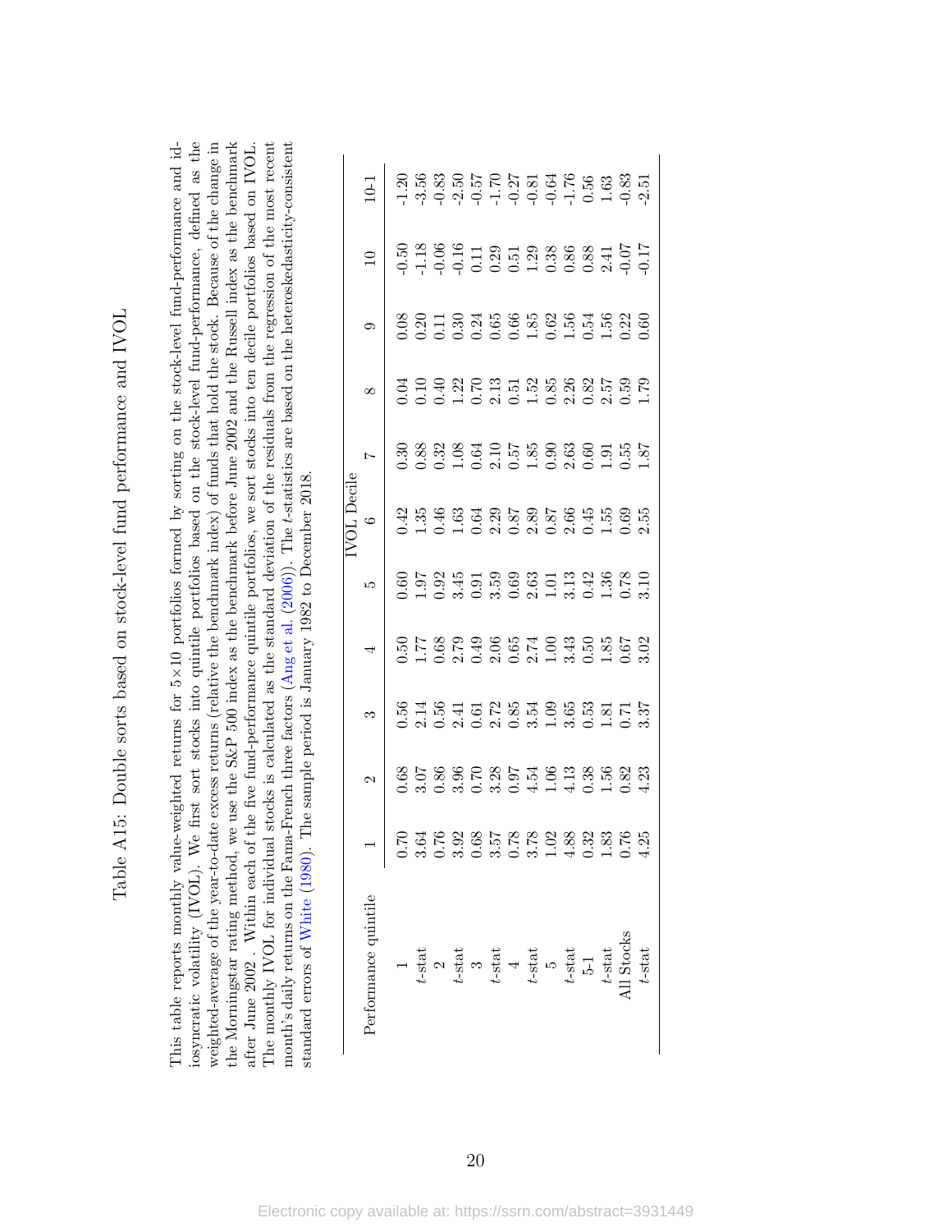# Table A15: Double sorts based on stock-level fund performance and IVOL

This table reports monthly value-weighted returns for 5×10 portfolios formed by sorting on the stock-level fund-performance and idiosyncratic volatility (IVOL). We first sort stocks into quintile portfolios based on the stock-level fund-performance, defined as the weighted-average of the year-to-date excess returns (relative the benchmark index) of funds that hold the stock. Because of the change in the Morningstar rating method, we use the S&P 500 index as the benchmark before June 2002 and the Russell index as the benchmark after June 2002 . Within each of the five fund-performance quintile portfolios, we sort stocks into ten decile portfolios based on IVOL. The monthly IVOL for individual stocks is calculated as the standard deviation of the residuals from the regression of the most recent month's daily returns on the Fama-French three factors (Ang et al. (2006)). The *t*-statistics are based on the heteroskedasticity-consistent standard errors of White (1980). The sample period is January 1982 to December 2018.

| Performance quintile | IVOL Decile | | | | | | | | | | |
|---|---|---|---|---|---|---|---|---|---|---|---|
| | 1 | 2 | 3 | 4 | 5 | 6 | 7 | 8 | 9 | 10 | 10-1 |
| 1 | 0.70 | 0.68 | 0.56 | 0.50 | 0.60 | 0.42 | 0.30 | 0.04 | 0.08 | -0.50 | -1.20 |
| *t*-stat | 3.64 | 3.07 | 2.14 | 1.77 | 1.97 | 1.35 | 0.88 | 0.10 | 0.20 | -1.18 | -3.56 |
| 2 | 0.76 | 0.86 | 0.56 | 0.68 | 0.92 | 0.46 | 0.32 | 0.40 | 0.11 | -0.06 | -0.83 |
| *t*-stat | 3.92 | 3.96 | 2.41 | 2.79 | 3.45 | 1.63 | 1.08 | 1.22 | 0.30 | -0.16 | -2.50 |
| 3 | 0.68 | 0.70 | 0.61 | 0.49 | 0.91 | 0.64 | 0.64 | 0.70 | 0.24 | 0.11 | -0.57 |
| *t*-stat | 3.57 | 3.28 | 2.72 | 2.06 | 3.59 | 2.29 | 2.10 | 2.13 | 0.65 | 0.29 | -1.70 |
| 4 | 0.78 | 0.97 | 0.85 | 0.65 | 0.69 | 0.87 | 0.57 | 0.51 | 0.66 | 0.51 | -0.27 |
| *t*-stat | 3.78 | 4.54 | 3.54 | 2.74 | 2.63 | 2.89 | 1.85 | 1.52 | 1.85 | 1.29 | -0.81 |
| 5 | 1.02 | 1.06 | 1.09 | 1.00 | 1.01 | 0.87 | 0.90 | 0.85 | 0.62 | 0.38 | -0.64 |
| *t*-stat | 4.88 | 4.13 | 3.65 | 3.43 | 3.13 | 2.66 | 2.63 | 2.26 | 1.56 | 0.86 | -1.76 |
| 5-1 | 0.32 | 0.38 | 0.53 | 0.50 | 0.42 | 0.45 | 0.60 | 0.82 | 0.54 | 0.88 | 0.56 |
| *t*-stat | 1.83 | 1.56 | 1.81 | 1.85 | 1.36 | 1.55 | 1.91 | 2.57 | 1.56 | 2.41 | 1.63 |
| All Stocks | 0.76 | 0.82 | 0.71 | 0.67 | 0.78 | 0.69 | 0.55 | 0.59 | 0.22 | -0.07 | -0.83 |
| *t*-stat | 4.25 | 4.23 | 3.37 | 3.02 | 3.10 | 2.55 | 1.87 | 1.79 | 0.60 | -0.17 | -2.51 |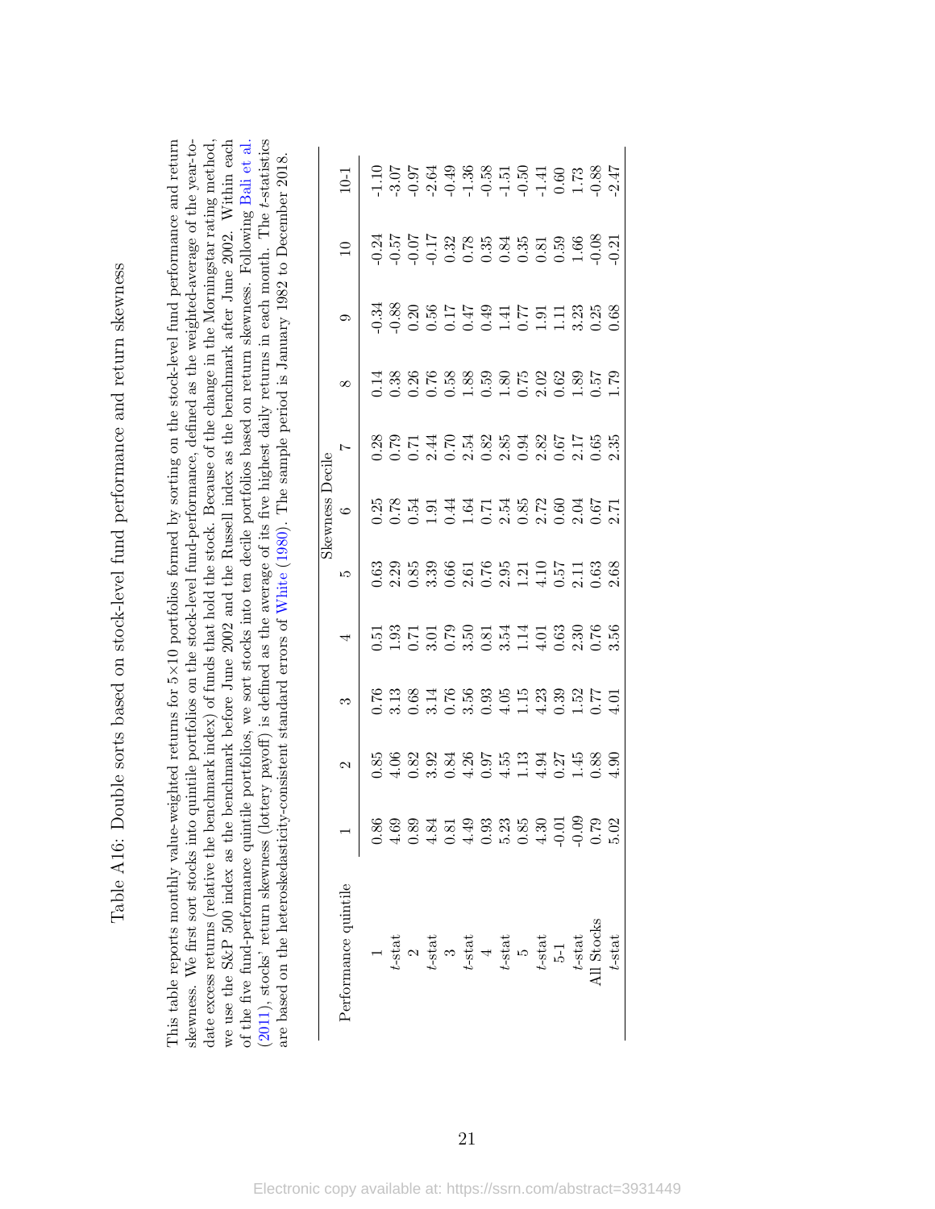# Table A16: Double sorts based on stock-level fund performance and return skewness

This table reports monthly value-weighted returns for 5×10 portfolios formed by sorting on the stock-level fund performance and return skewness. We first sort stocks into quintile portfolios on the stock-level fund-performance, defined as the weighted-average of the year-to-date excess returns (relative the benchmark index) of funds that hold the stock. Because of the change in the Morningstar rating method, we use the S&P 500 index as the benchmark before June 2002 and the Russell index as the benchmark after June 2002. Within each of the five fund-performance quintile portfolios, we sort stocks into ten decile portfolios based on return skewness. Following Bali et al. (2011), stocks' return skewness (lottery payoff) is defined as the average of its five highest daily returns in each month. The $t$-statistics are based on the heteroskedasticity-consistent standard errors of White (1980). The sample period is January 1982 to December 2018.

| Performance quintile | Skewness Decile | | | | | | | | | | |
|---|---|---|---|---|---|---|---|---|---|---|---|
| | 1 | 2 | 3 | 4 | 5 | 6 | 7 | 8 | 9 | 10 | 10-1 |
| 1 | 0.86 | 0.85 | 0.76 | 0.51 | 0.63 | 0.25 | 0.28 | 0.14 | -0.34 | -0.24 | -1.10 |
| $t$-stat | 4.69 | 4.06 | 3.13 | 1.93 | 2.29 | 0.78 | 0.79 | 0.38 | -0.88 | -0.57 | -3.07 |
| 2 | 0.89 | 0.82 | 0.68 | 0.71 | 0.85 | 0.54 | 0.71 | 0.26 | 0.20 | -0.07 | -0.97 |
| $t$-stat | 4.84 | 3.92 | 3.14 | 3.01 | 3.39 | 1.91 | 2.44 | 0.76 | 0.56 | -0.17 | -2.64 |
| 3 | 0.81 | 0.84 | 0.76 | 0.79 | 0.66 | 0.44 | 0.70 | 0.58 | 0.17 | 0.32 | -0.49 |
| $t$-stat | 4.49 | 4.26 | 3.56 | 3.50 | 2.61 | 1.64 | 2.54 | 1.88 | 0.47 | 0.78 | -1.36 |
| 4 | 0.93 | 0.97 | 0.93 | 0.81 | 0.76 | 0.71 | 0.82 | 0.59 | 0.49 | 0.35 | -0.58 |
| $t$-stat | 5.23 | 4.55 | 4.05 | 3.54 | 2.95 | 2.54 | 2.85 | 1.80 | 1.41 | 0.84 | -1.51 |
| 5 | 0.85 | 1.13 | 1.15 | 1.14 | 1.21 | 0.85 | 0.94 | 0.75 | 0.77 | 0.35 | -0.50 |
| $t$-stat | 4.30 | 4.94 | 4.23 | 4.01 | 4.10 | 2.72 | 2.82 | 2.02 | 1.91 | 0.81 | -1.41 |
| 5-1 | -0.01 | 0.27 | 0.39 | 0.63 | 0.57 | 0.60 | 0.67 | 0.62 | 1.11 | 0.59 | 0.60 |
| $t$-stat | -0.09 | 1.45 | 1.52 | 2.30 | 2.11 | 2.04 | 2.17 | 1.89 | 3.23 | 1.66 | 1.73 |
| All Stocks | 0.79 | 0.88 | 0.77 | 0.76 | 0.63 | 0.67 | 0.65 | 0.57 | 0.25 | -0.08 | -0.88 |
| $t$-stat | 5.02 | 4.90 | 4.01 | 3.56 | 2.68 | 2.71 | 2.35 | 1.79 | 0.68 | -0.21 | -2.47 |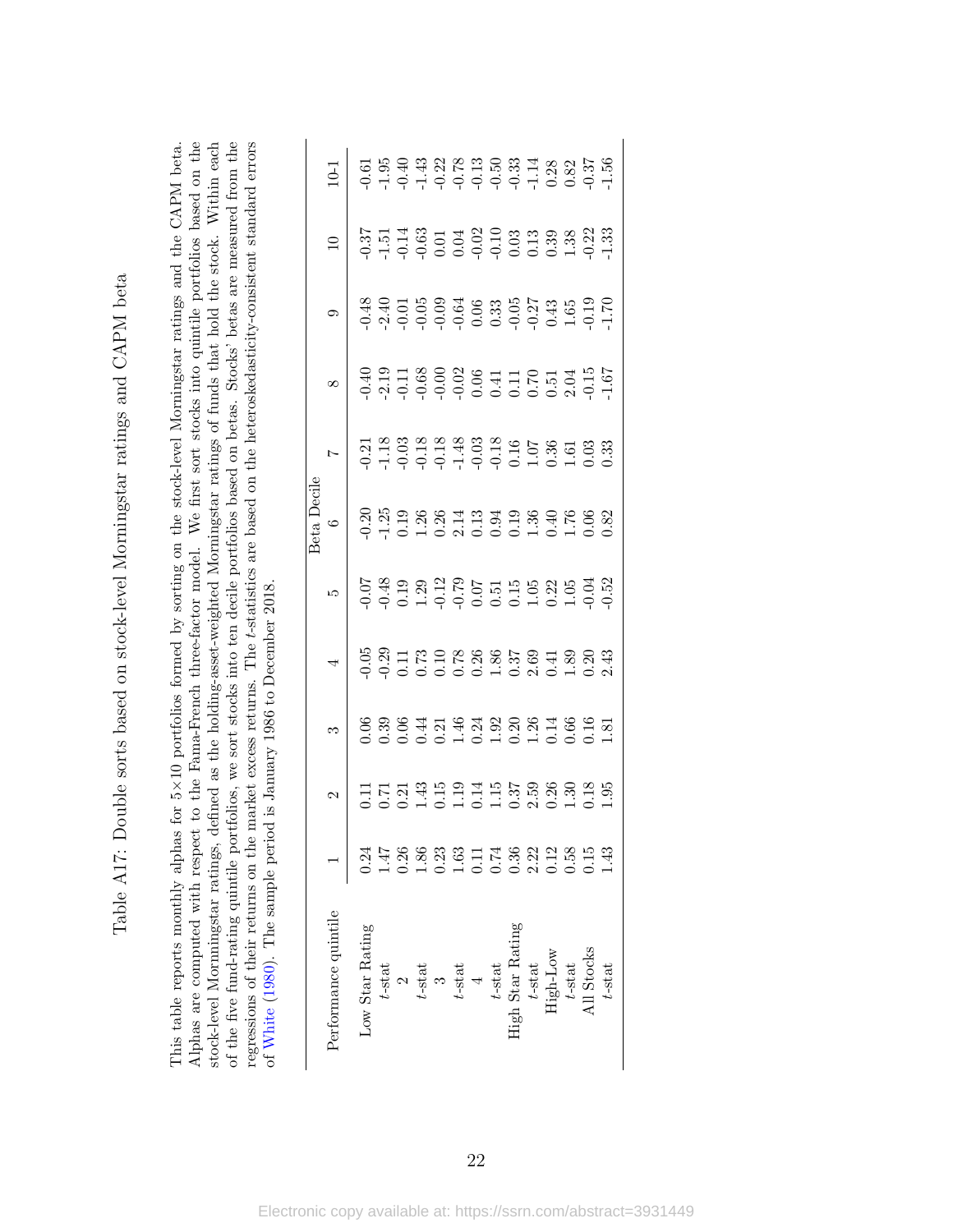# Table A17: Double sorts based on stock-level Morningstar ratings and CAPM beta

This table reports monthly alphas for 5×10 portfolios formed by sorting on the stock-level Morningstar ratings and the CAPM beta. Alphas are computed with respect to the Fama-French three-factor model. We first sort stocks into quintile portfolios based on the stock-level Morningstar ratings, defined as the holding-asset-weighted Morningstar ratings of funds that hold the stock. Within each of the five fund-rating quintile portfolios, we sort stocks into ten decile portfolios based on betas. Stocks' betas are measured from the regressions of their returns on the market excess returns. The *t*-statistics are based on the heteroskedasticity-consistent standard errors of White (1980). The sample period is January 1986 to December 2018.

| Performance quintile | Beta Decile | | | | | | | | | | |
|---|---|---|---|---|---|---|---|---|---|---|---|
| | 1 | 2 | 3 | 4 | 5 | 6 | 7 | 8 | 9 | 10 | 10-1 |
| Low Star Rating | 0.24 | 0.11 | 0.06 | -0.05 | -0.07 | -0.20 | -0.21 | -0.40 | -0.48 | -0.37 | -0.61 |
| *t*-stat | 1.47 | 0.71 | 0.39 | -0.29 | -0.48 | -1.25 | -1.18 | -2.19 | -2.40 | -1.51 | -1.95 |
| 2 | 0.26 | 0.21 | 0.06 | 0.11 | 0.19 | 0.19 | -0.03 | -0.11 | -0.01 | -0.14 | -0.40 |
| *t*-stat | 1.86 | 1.43 | 0.44 | 0.73 | 1.29 | 1.26 | -0.18 | -0.68 | -0.05 | -0.63 | -1.43 |
| 3 | 0.23 | 0.15 | 0.21 | 0.10 | -0.12 | 0.26 | -0.18 | -0.00 | -0.09 | 0.01 | -0.22 |
| *t*-stat | 1.63 | 1.19 | 1.46 | 0.78 | -0.79 | 2.14 | -1.48 | -0.02 | -0.64 | 0.04 | -0.78 |
| 4 | 0.11 | 0.14 | 0.24 | 0.26 | 0.07 | 0.13 | -0.03 | 0.06 | 0.06 | -0.02 | -0.13 |
| *t*-stat | 0.74 | 1.15 | 1.92 | 1.86 | 0.51 | 0.94 | -0.18 | 0.41 | 0.33 | -0.10 | -0.50 |
| High Star Rating | 0.36 | 0.37 | 0.20 | 0.37 | 0.15 | 0.19 | 0.16 | 0.11 | -0.05 | 0.03 | -0.33 |
| *t*-stat | 2.22 | 2.59 | 1.26 | 2.69 | 1.05 | 1.36 | 1.07 | 0.70 | -0.27 | 0.13 | -1.14 |
| High-Low | 0.12 | 0.26 | 0.14 | 0.41 | 0.22 | 0.40 | 0.36 | 0.51 | 0.43 | 0.39 | 0.28 |
| *t*-stat | 0.58 | 1.30 | 0.66 | 1.89 | 1.05 | 1.76 | 1.61 | 2.04 | 1.65 | 1.38 | 0.82 |
| All Stocks | 0.15 | 0.18 | 0.16 | 0.20 | -0.04 | 0.06 | 0.03 | -0.15 | -0.19 | -0.22 | -0.37 |
| *t*-stat | 1.43 | 1.95 | 1.81 | 2.43 | -0.52 | 0.82 | 0.33 | -1.67 | -1.70 | -1.33 | -1.56 |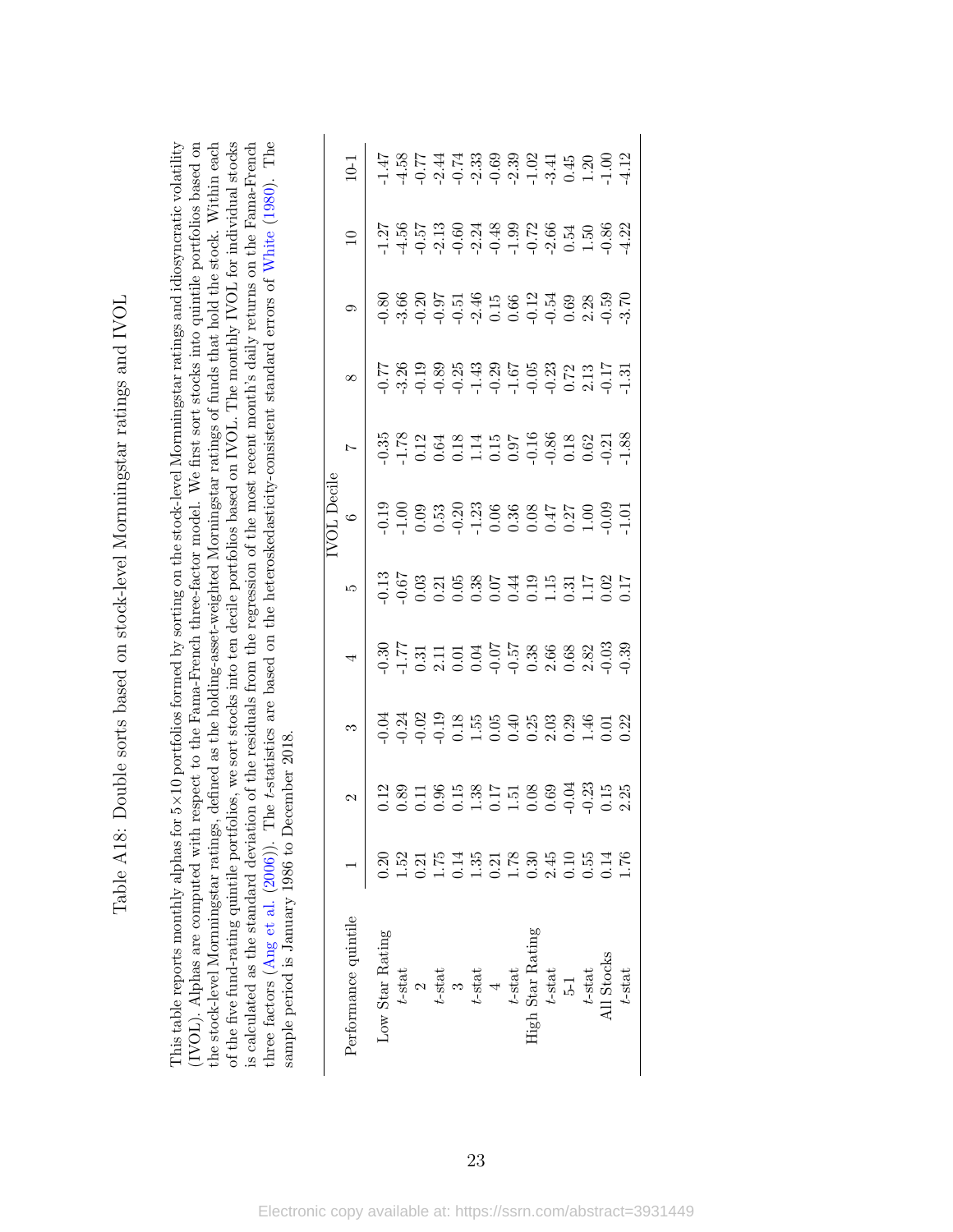# Table A18: Double sorts based on stock-level Morningstar ratings and IVOL

This table reports monthly alphas for 5×10 portfolios formed by sorting on the stock-level Morningstar ratings and idiosyncratic volatility (IVOL). Alphas are computed with respect to the Fama-French three-factor model. We first sort stocks into quintile portfolios based on the stock-level Morningstar ratings, defined as the holding-asset-weighted Morningstar ratings of funds that hold the stock. Within each of the five fund-rating quintile portfolios, we sort stocks into ten decile portfolios based on IVOL. The monthly IVOL for individual stocks is calculated as the standard deviation of the residuals from the regression of the most recent month's daily returns on the Fama-French three factors (Ang et al. (2006)). The $t$-statistics are based on the heteroskedasticity-consistent standard errors of White (1980). The sample period is January 1986 to December 2018.

| Performance quintile | IVOL Decile | | | | | | | | | | |
|---|---|---|---|---|---|---|---|---|---|---|---|
| | 1 | 2 | 3 | 4 | 5 | 6 | 7 | 8 | 9 | 10 | 10-1 |
| Low Star Rating | 0.20 | 0.12 | -0.04 | -0.30 | -0.13 | -0.19 | -0.35 | -0.77 | -0.80 | -1.27 | -1.47 |
| $t$-stat | 1.52 | 0.89 | -0.24 | -1.77 | -0.67 | -1.00 | -1.78 | -3.26 | -3.66 | -4.56 | -4.58 |
| 2 | 0.21 | 0.11 | -0.02 | 0.31 | 0.03 | 0.09 | 0.12 | -0.19 | -0.20 | -0.57 | -0.77 |
| $t$-stat | 1.75 | 0.96 | -0.19 | 2.11 | 0.21 | 0.53 | 0.64 | -0.89 | -0.97 | -2.13 | -2.44 |
| 3 | 0.14 | 0.15 | 0.18 | 0.01 | 0.05 | -0.20 | 0.18 | -0.25 | -0.51 | -0.60 | -0.74 |
| $t$-stat | 1.35 | 1.38 | 1.55 | 0.04 | 0.38 | -1.23 | 1.14 | -1.43 | -2.46 | -2.24 | -2.33 |
| 4 | 0.21 | 0.17 | 0.05 | -0.07 | 0.07 | 0.06 | 0.15 | -0.29 | 0.15 | -0.48 | -0.69 |
| $t$-stat | 1.78 | 1.51 | 0.40 | -0.57 | 0.44 | 0.36 | 0.97 | -1.67 | 0.66 | -1.99 | -2.39 |
| High Star Rating | 0.30 | 0.08 | 0.25 | 0.38 | 0.19 | 0.08 | -0.16 | -0.05 | -0.12 | -0.72 | -1.02 |
| $t$-stat | 2.45 | 0.69 | 2.03 | 2.66 | 1.15 | 0.47 | -0.86 | -0.23 | -0.54 | -2.66 | -3.41 |
| 5-1 | 0.10 | -0.04 | 0.29 | 0.68 | 0.31 | 0.27 | 0.18 | 0.72 | 0.69 | 0.54 | 0.45 |
| $t$-stat | 0.55 | -0.23 | 1.46 | 2.82 | 1.17 | 1.00 | 0.62 | 2.13 | 2.28 | 1.50 | 1.20 |
| All Stocks | 0.14 | 0.15 | 0.01 | -0.03 | 0.02 | -0.09 | -0.21 | -0.17 | -0.59 | -0.86 | -1.00 |
| $t$-stat | 1.76 | 2.25 | 0.22 | -0.39 | 0.17 | -1.01 | -1.88 | -1.31 | -3.70 | -4.22 | -4.12 |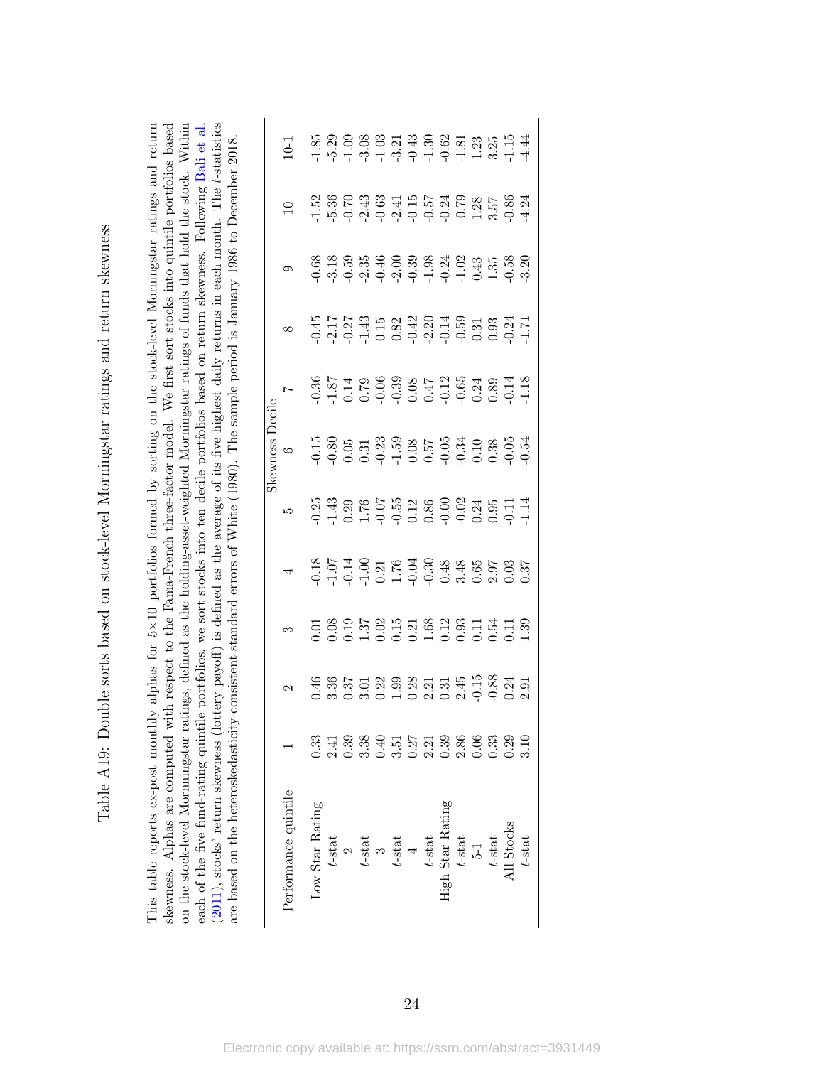# Table A19: Double sorts based on stock-level Morningstar ratings and return skewness

This table reports ex-post monthly alphas for 5×10 portfolios formed by sorting on the stock-level Morningstar ratings and return skewness. Alphas are computed with respect to the Fama-French three-factor model. We first sort stocks into quintile portfolios based on the stock-level Morningstar ratings, defined as the holding-asset-weighted Morningstar ratings of funds that hold the stock. Within each of the five fund-rating quintile portfolios, we sort stocks into ten decile portfolios based on return skewness. Following Bali et al. (2011), stocks' return skewness (lottery payoff) is defined as the average of its five highest daily returns in each month. The $t$-statistics are based on the heteroskedasticity-consistent standard errors of White (1980). The sample period is January 1986 to December 2018.

| | Skewness Decile | | | | | | | | | | |
|---|---|---|---|---|---|---|---|---|---|---|---|
| Performance quintile | 1 | 2 | 3 | 4 | 5 | 6 | 7 | 8 | 9 | 10 | 10-1 |
| Low Star Rating | 0.33 | 0.46 | 0.01 | -0.18 | -0.25 | -0.15 | -0.36 | -0.45 | -0.68 | -1.52 | -1.85 |
| $t$-stat | 2.41 | 3.36 | 0.08 | -1.07 | -1.43 | -0.80 | -1.87 | -2.17 | -3.18 | -5.36 | -5.29 |
| 2 | 0.39 | 0.37 | 0.19 | -0.14 | 0.29 | 0.05 | 0.14 | -0.27 | -0.59 | -0.70 | -1.09 |
| $t$-stat | 3.38 | 3.01 | 1.37 | -1.00 | 1.76 | 0.31 | 0.79 | -1.43 | -2.35 | -2.43 | -3.08 |
| 3 | 0.40 | 0.22 | 0.02 | 0.21 | -0.07 | -0.23 | -0.06 | 0.15 | -0.46 | -0.63 | -1.03 |
| $t$-stat | 3.51 | 1.99 | 0.15 | 1.76 | -0.55 | -1.59 | -0.39 | 0.82 | -2.00 | -2.41 | -3.21 |
| 4 | 0.27 | 0.28 | 0.21 | -0.04 | 0.12 | 0.08 | 0.08 | -0.42 | -0.39 | -0.15 | -0.43 |
| $t$-stat | 2.21 | 2.21 | 1.68 | -0.30 | 0.86 | 0.57 | 0.47 | -2.20 | -1.98 | -0.57 | -1.30 |
| High Star Rating | 0.39 | 0.31 | 0.12 | 0.48 | -0.00 | -0.05 | -0.12 | -0.14 | -0.24 | -0.24 | -0.62 |
| $t$-stat | 2.86 | 2.45 | 0.93 | 3.48 | -0.02 | -0.34 | -0.65 | -0.59 | -1.02 | -0.79 | -1.81 |
| 5-1 | 0.06 | -0.15 | 0.11 | 0.65 | 0.24 | 0.10 | 0.24 | 0.31 | 0.43 | 1.28 | 1.23 |
| $t$-stat | 0.33 | -0.88 | 0.54 | 2.97 | 0.95 | 0.38 | 0.89 | 0.93 | 1.35 | 3.57 | 3.25 |
| All Stocks | 0.29 | 0.24 | 0.11 | 0.03 | -0.11 | -0.05 | -0.14 | -0.24 | -0.58 | -0.86 | -1.15 |
| $t$-stat | 3.10 | 2.91 | 1.39 | 0.37 | -1.14 | -0.54 | -1.18 | -1.71 | -3.20 | -4.24 | -4.44 |